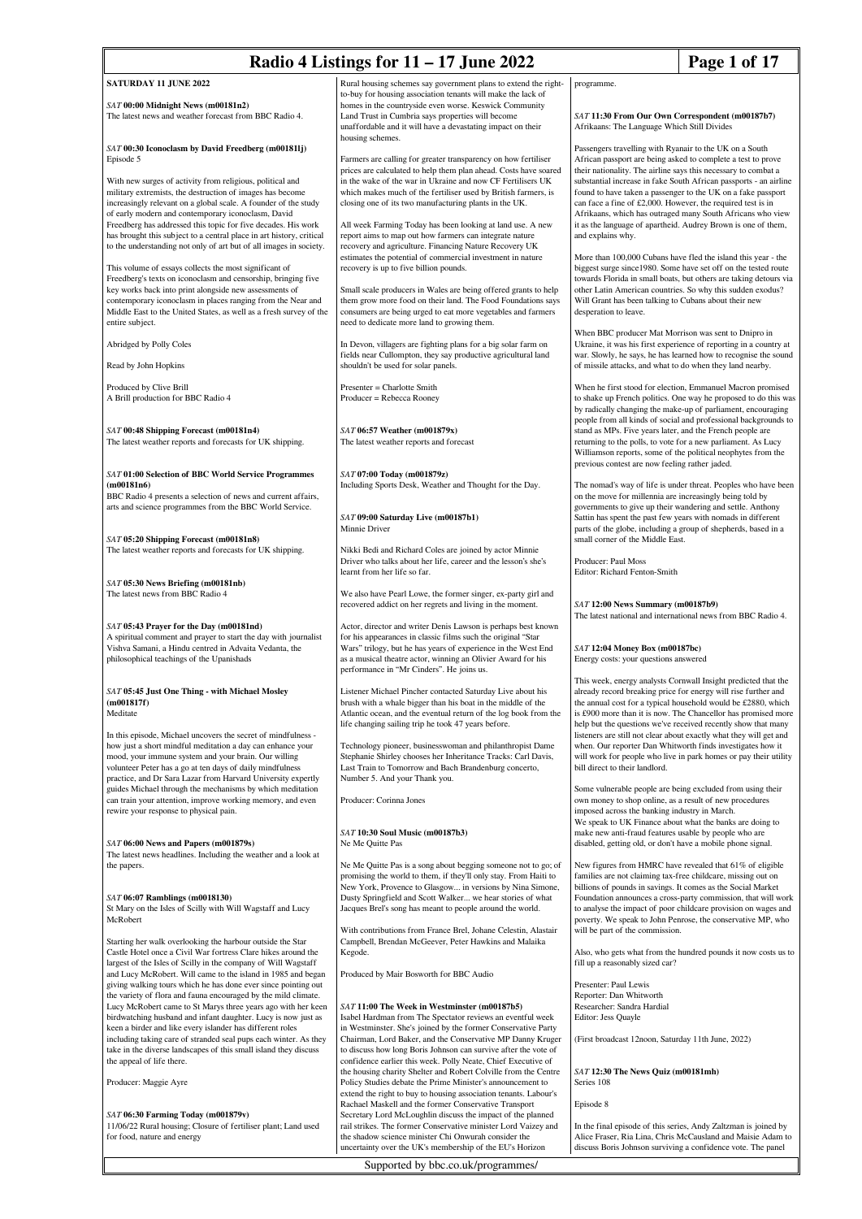## SATURDAY 11 JUNE 2022

**SAT 00:00 Midnight News (m00181n2)**
The latest news and weather forecast from BBC Radio 4.

**SAT 00:30 Iconoclasm by David Freedberg (m00181lj)**
Episode 5

With new surges of activity from religious, political and military extremists, the destruction of images has become increasingly relevant on a global scale. A founder of the study of early modern and contemporary iconoclasm, David Freedberg has addressed this topic for five decades. His work has brought this subject to a central place in art history, critical to the understanding not only of art but of all images in society.

This volume of essays collects the most significant of Freedberg's texts on iconoclasm and censorship, bringing five key works back into print alongside new assessments of contemporary iconoclasm in places ranging from the Near and Middle East to the United States, as well as a fresh survey of the entire subject.

Abridged by Polly Coles

Read by John Hopkins

Produced by Clive Brill
A Brill production for BBC Radio 4

**SAT 00:48 Shipping Forecast (m00181n4)**
The latest weather reports and forecasts for UK shipping.

**SAT 01:00 Selection of BBC World Service Programmes (m00181n6)**
BBC Radio 4 presents a selection of news and current affairs, arts and science programmes from the BBC World Service.

**SAT 05:20 Shipping Forecast (m00181n8)**
The latest weather reports and forecasts for UK shipping.

**SAT 05:30 News Briefing (m00181nb)**
The latest news from BBC Radio 4

**SAT 05:43 Prayer for the Day (m00181nd)**
A spiritual comment and prayer to start the day with journalist Vishva Samani, a Hindu centred in Advaita Vedanta, the philosophical teachings of the Upanishads

**SAT 05:45 Just One Thing - with Michael Mosley (m001817f)**
Meditate

In this episode, Michael uncovers the secret of mindfulness - how just a short mindful meditation a day can enhance your mood, your immune system and your brain. Our willing volunteer Peter has a go at ten days of daily mindfulness practice, and Dr Sara Lazar from Harvard University expertly guides Michael through the mechanisms by which meditation can train your attention, improve working memory, and even rewire your response to physical pain.

**SAT 06:00 News and Papers (m001879s)**
The latest news headlines. Including the weather and a look at the papers.

**SAT 06:07 Ramblings (m0018130)**
St Mary on the Isles of Scilly with Will Wagstaff and Lucy McRobert

Starting her walk overlooking the harbour outside the Star Castle Hotel once a Civil War fortress Clare hikes around the largest of the Isles of Scilly in the company of Will Wagstaff and Lucy McRobert. Will came to the island in 1985 and began giving walking tours which he has done ever since pointing out the variety of flora and fauna encouraged by the mild climate. Lucy McRobert came to St Marys three years ago with her keen birdwatching husband and infant daughter. Lucy is now just as keen a birder and like every islander has different roles including taking care of stranded seal pups each winter. As they take in the diverse landscapes of this small island they discuss the appeal of life there.

Producer: Maggie Ayre

**SAT 06:30 Farming Today (m001879v)**
11/06/22 Rural housing; Closure of fertiliser plant; Land used for food, nature and energy

Rural housing schemes say government plans to extend the right-to-buy for housing association tenants will make the lack of homes in the countryside even worse. Keswick Community Land Trust in Cumbria says properties will become unaffordable and it will have a devastating impact on their housing schemes.

Farmers are calling for greater transparency on how fertiliser prices are calculated to help them plan ahead. Costs have soared in the wake of the war in Ukraine and now CF Fertilisers UK which makes much of the fertiliser used by British farmers, is closing one of its two manufacturing plants in the UK.

All week Farming Today has been looking at land use. A new report aims to map out how farmers can integrate nature recovery and agriculture. Financing Nature Recovery UK estimates the potential of commercial investment in nature recovery is up to five billion pounds.

Small scale producers in Wales are being offered grants to help them grow more food on their land. The Food Foundations says consumers are being urged to eat more vegetables and farmers need to dedicate more land to growing them.

In Devon, villagers are fighting plans for a big solar farm on fields near Cullompton, they say productive agricultural land shouldn't be used for solar panels.

Presenter = Charlotte Smith
Producer = Rebecca Rooney

**SAT 06:57 Weather (m001879x)**
The latest weather reports and forecast

**SAT 07:00 Today (m001879z)**
Including Sports Desk, Weather and Thought for the Day.

**SAT 09:00 Saturday Live (m00187b1)**
Minnie Driver

Nikki Bedi and Richard Coles are joined by actor Minnie Driver who talks about her life, career and the lesson's she's learnt from her life so far.

We also have Pearl Lowe, the former singer, ex-party girl and recovered addict on her regrets and living in the moment.

Actor, director and writer Denis Lawson is perhaps best known for his appearances in classic films such the original "Star Wars" trilogy, but he has years of experience in the West End as a musical theatre actor, winning an Olivier Award for his performance in "Mr Cinders". He joins us.

Listener Michael Pincher contacted Saturday Live about his brush with a whale bigger than his boat in the middle of the Atlantic ocean, and the eventual return of the log book from the life changing sailing trip he took 47 years before.

Technology pioneer, businesswoman and philanthropist Dame Stephanie Shirley chooses her Inheritance Tracks: Carl Davis, Last Train to Tomorrow and Bach Brandenburg concerto, Number 5. And your Thank you.

Producer: Corinna Jones

**SAT 10:30 Soul Music (m00187b3)**
Ne Me Quitte Pas

Ne Me Quitte Pas is a song about begging someone not to go; of promising the world to them, if they'll only stay. From Haiti to New York, Provence to Glasgow... in versions by Nina Simone, Dusty Springfield and Scott Walker... we hear stories of what Jacques Brel's song has meant to people around the world.

With contributions from France Brel, Johane Celestin, Alastair Campbell, Brendan McGeever, Peter Hawkins and Malaika Kegode.

Produced by Mair Bosworth for BBC Audio

**SAT 11:00 The Week in Westminster (m00187b5)**
Isabel Hardman from The Spectator reviews an eventful week in Westminster. She's joined by the former Conservative Party Chairman, Lord Baker, and the Conservative MP Danny Kruger to discuss how long Boris Johnson can survive after the vote of confidence earlier this week. Polly Neate, Chief Executive of the housing charity Shelter and Robert Colville from the Centre Policy Studies debate the Prime Minister's announcement to extend the right to buy to housing association tenants. Labour's Rachael Maskell and the former Conservative Transport Secretary Lord McLoughlin discuss the impact of the planned rail strikes. The former Conservative minister Lord Vaizey and the shadow science minister Chi Onwurah consider the uncertainty over the UK's membership of the EU's Horizon programme.

**SAT 11:30 From Our Own Correspondent (m00187b7)**
Afrikaans: The Language Which Still Divides

Passengers travelling with Ryanair to the UK on a South African passport are being asked to complete a test to prove their nationality. The airline says this necessary to combat a substantial increase in fake South African passports - an airline found to have taken a passenger to the UK on a fake passport can face a fine of £2,000. However, the required test is in Afrikaans, which has outraged many South Africans who view it as the language of apartheid. Audrey Brown is one of them, and explains why.

More than 100,000 Cubans have fled the island this year - the biggest surge since1980. Some have set off on the tested route towards Florida in small boats, but others are taking detours via other Latin American countries. So why this sudden exodus? Will Grant has been talking to Cubans about their new desperation to leave.

When BBC producer Mat Morrison was sent to Dnipro in Ukraine, it was his first experience of reporting in a country at war. Slowly, he says, he has learned how to recognise the sound of missile attacks, and what to do when they land nearby.

When he first stood for election, Emmanuel Macron promised to shake up French politics. One way he proposed to do this was by radically changing the make-up of parliament, encouraging people from all kinds of social and professional backgrounds to stand as MPs. Five years later, and the French people are returning to the polls, to vote for a new parliament. As Lucy Williamson reports, some of the political neophytes from the previous contest are now feeling rather jaded.

The nomad's way of life is under threat. Peoples who have been on the move for millennia are increasingly being told by governments to give up their wandering and settle. Anthony Sattin has spent the past few years with nomads in different parts of the globe, including a group of shepherds, based in a small corner of the Middle East.

Producer: Paul Moss
Editor: Richard Fenton-Smith

**SAT 12:00 News Summary (m00187b9)**
The latest national and international news from BBC Radio 4.

**SAT 12:04 Money Box (m00187bc)**
Energy costs: your questions answered

This week, energy analysts Cornwall Insight predicted that the already record breaking price for energy will rise further and the annual cost for a typical household would be £2880, which is £900 more than it is now. The Chancellor has promised more help but the questions we've received recently show that many listeners are still not clear about exactly what they will get and when. Our reporter Dan Whitworth finds investigates how it will work for people who live in park homes or pay their utility bill direct to their landlord.

Some vulnerable people are being excluded from using their own money to shop online, as a result of new procedures imposed across the banking industry in March.
We speak to UK Finance about what the banks are doing to make new anti-fraud features usable by people who are disabled, getting old, or don't have a mobile phone signal.

New figures from HMRC have revealed that 61% of eligible families are not claiming tax-free childcare, missing out on billions of pounds in savings. It comes as the Social Market Foundation announces a cross-party commission, that will work to analyse the impact of poor childcare provision on wages and poverty. We speak to John Penrose, the conservative MP, who will be part of the commission.

Also, who gets what from the hundred pounds it now costs us to fill up a reasonably sized car?

Presenter: Paul Lewis
Reporter: Dan Whitworth
Researcher: Sandra Hardial
Editor: Jess Quayle

(First broadcast 12noon, Saturday 11th June, 2022)

**SAT 12:30 The News Quiz (m00181mh)**
Series 108

Episode 8

In the final episode of this series, Andy Zaltzman is joined by Alice Fraser, Ria Lina, Chris McCausland and Maisie Adam to discuss Boris Johnson surviving a confidence vote. The panel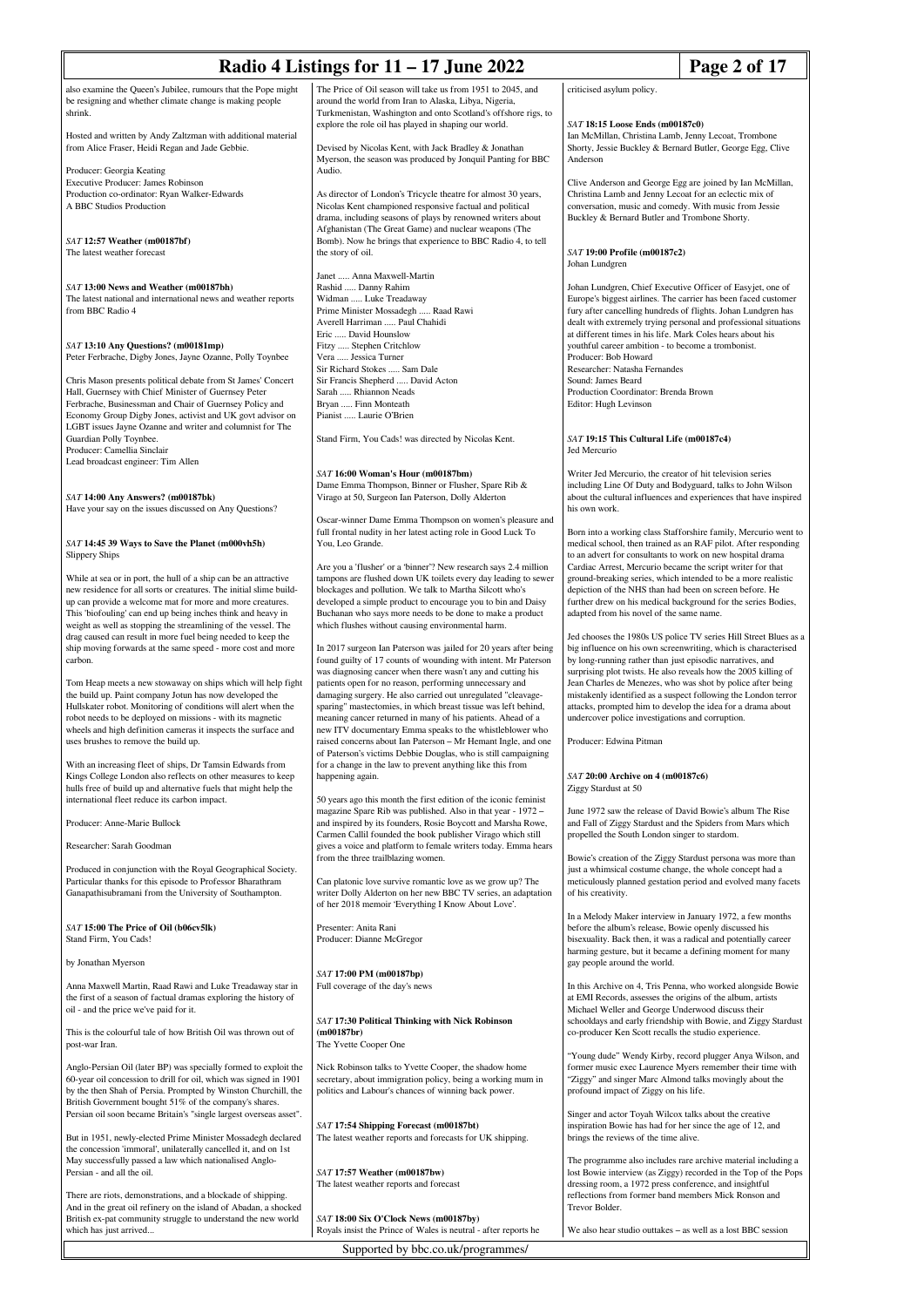also examine the Queen's Jubilee, rumours that the Pope might be resigning and whether climate change is making people shrink.

Hosted and written by Andy Zaltzman with additional material from Alice Fraser, Heidi Regan and Jade Gebbie.

Producer: Georgia Keating
Executive Producer: James Robinson
Production co-ordinator: Ryan Walker-Edwards
A BBC Studios Production

*SAT* **12:57 Weather (m00187bf)**
The latest weather forecast

*SAT* **13:00 News and Weather (m00187bh)**
The latest national and international news and weather reports from BBC Radio 4

*SAT* **13:10 Any Questions? (m00181mp)**
Peter Ferbrache, Digby Jones, Jayne Ozanne, Polly Toynbee

Chris Mason presents political debate from St James' Concert Hall, Guernsey with Chief Minister of Guernsey Peter Ferbrache, Businessman and Chair of Guernsey Policy and Economy Group Digby Jones, activist and UK govt advisor on LGBT issues Jayne Ozanne and writer and columnist for The Guardian Polly Toynbee.
Producer: Camellia Sinclair
Lead broadcast engineer: Tim Allen

*SAT* **14:00 Any Answers? (m00187bk)**
Have your say on the issues discussed on Any Questions?

*SAT* **14:45 39 Ways to Save the Planet (m000vh5h)**
Slippery Ships

While at sea or in port, the hull of a ship can be an attractive new residence for all sorts or creatures. The initial slime build-up can provide a welcome mat for more and more creatures. This 'biofouling' can end up being inches think and heavy in weight as well as stopping the streamlining of the vessel. The drag caused can result in more fuel being needed to keep the ship moving forwards at the same speed - more cost and more carbon.

Tom Heap meets a new stowaway on ships which will help fight the build up. Paint company Jotun has now developed the Hullskater robot. Monitoring of conditions will alert when the robot needs to be deployed on missions - with its magnetic wheels and high definition cameras it inspects the surface and uses brushes to remove the build up.

With an increasing fleet of ships, Dr Tamsin Edwards from Kings College London also reflects on other measures to keep hulls free of build up and alternative fuels that might help the international fleet reduce its carbon impact.

Producer: Anne-Marie Bullock

Researcher: Sarah Goodman

Produced in conjunction with the Royal Geographical Society. Particular thanks for this episode to Professor Bharathram Ganapathisubramani from the University of Southampton.

*SAT* **15:00 The Price of Oil (b06cv5lk)**
Stand Firm, You Cads!

by Jonathan Myerson

Anna Maxwell Martin, Raad Rawi and Luke Treadaway star in the first of a season of factual dramas exploring the history of oil - and the price we've paid for it.

This is the colourful tale of how British Oil was thrown out of post-war Iran.

Anglo-Persian Oil (later BP) was specially formed to exploit the 60-year oil concession to drill for oil, which was signed in 1901 by the then Shah of Persia. Prompted by Winston Churchill, the British Government bought 51% of the company's shares. Persian oil soon became Britain's "single largest overseas asset".

But in 1951, newly-elected Prime Minister Mossadegh declared the concession 'immoral', unilaterally cancelled it, and on 1st May successfully passed a law which nationalised Anglo-Persian - and all the oil.

There are riots, demonstrations, and a blockade of shipping. And in the great oil refinery on the island of Abadan, a shocked British ex-pat community struggle to understand the new world which has just arrived...

The Price of Oil season will take us from 1951 to 2045, and around the world from Iran to Alaska, Libya, Nigeria, Turkmenistan, Washington and onto Scotland's offshore rigs, to explore the role oil has played in shaping our world.

Devised by Nicolas Kent, with Jack Bradley & Jonathan Myerson, the season was produced by Jonquil Panting for BBC Audio.

As director of London's Tricycle theatre for almost 30 years, Nicolas Kent championed responsive factual and political drama, including seasons of plays by renowned writers about Afghanistan (The Great Game) and nuclear weapons (The Bomb). Now he brings that experience to BBC Radio 4, to tell the story of oil.

Janet ..... Anna Maxwell-Martin
Rashid ..... Danny Rahim
Widman ..... Luke Treadaway
Prime Minister Mossadegh ..... Raad Rawi
Averell Harriman ..... Paul Chahidi
Eric ..... David Hounslow
Fitzy ..... Stephen Critchlow
Vera ..... Jessica Turner
Sir Richard Stokes ..... Sam Dale
Sir Francis Shepherd ..... David Acton
Sarah ..... Rhiannon Neads
Bryan ..... Finn Monteath
Pianist ..... Laurie O'Brien

Stand Firm, You Cads! was directed by Nicolas Kent.

*SAT* **16:00 Woman's Hour (m00187bm)**
Dame Emma Thompson, Binner or Flusher, Spare Rib & Virago at 50, Surgeon Ian Paterson, Dolly Alderton

Oscar-winner Dame Emma Thompson on women's pleasure and full frontal nudity in her latest acting role in Good Luck To You, Leo Grande.

Are you a 'flusher' or a 'binner'? New research says 2.4 million tampons are flushed down UK toilets every day leading to sewer blockages and pollution. We talk to Martha Silcott who's developed a simple product to encourage you to bin and Daisy Buchanan who says more needs to be done to make a product which flushes without causing environmental harm.

In 2017 surgeon Ian Paterson was jailed for 20 years after being found guilty of 17 counts of wounding with intent. Mr Paterson was diagnosing cancer when there wasn't any and cutting his patients open for no reason, performing unnecessary and damaging surgery. He also carried out unregulated "cleavage-sparing" mastectomies, in which breast tissue was left behind, meaning cancer returned in many of his patients. Ahead of a new ITV documentary Emma speaks to the whistleblower who raised concerns about Ian Paterson – Mr Hemant Ingle, and one of Paterson's victims Debbie Douglas, who is still campaigning for a change in the law to prevent anything like this from happening again.

50 years ago this month the first edition of the iconic feminist magazine Spare Rib was published. Also in that year - 1972 – and inspired by its founders, Rosie Boycott and Marsha Rowe, Carmen Callil founded the book publisher Virago which still gives a voice and platform to female writers today. Emma hears from the three trailblazing women.

Can platonic love survive romantic love as we grow up? The writer Dolly Alderton on her new BBC TV series, an adaptation of her 2018 memoir 'Everything I Know About Love'.

Presenter: Anita Rani
Producer: Dianne McGregor

*SAT* **17:00 PM (m00187bp)**
Full coverage of the day's news

*SAT* **17:30 Political Thinking with Nick Robinson (m00187br)**
The Yvette Cooper One

Nick Robinson talks to Yvette Cooper, the shadow home secretary, about immigration policy, being a working mum in politics and Labour's chances of winning back power.

*SAT* **17:54 Shipping Forecast (m00187bt)**
The latest weather reports and forecasts for UK shipping.

*SAT* **17:57 Weather (m00187bw)**
The latest weather reports and forecast

*SAT* **18:00 Six O'Clock News (m00187by)**
Royals insist the Prince of Wales is neutral - after reports he criticised asylum policy.

*SAT* **18:15 Loose Ends (m00187c0)**
Ian McMillan, Christina Lamb, Jenny Lecoat, Trombone Shorty, Jessie Buckley & Bernard Butler, George Egg, Clive Anderson

Clive Anderson and George Egg are joined by Ian McMillan, Christina Lamb and Jenny Lecoat for an eclectic mix of conversation, music and comedy. With music from Jessie Buckley & Bernard Butler and Trombone Shorty.

*SAT* **19:00 Profile (m00187c2)**
Johan Lundgren

Johan Lundgren, Chief Executive Officer of Easyjet, one of Europe's biggest airlines. The carrier has been faced customer fury after cancelling hundreds of flights. Johan Lundgren has dealt with extremely trying personal and professional situations at different times in his life. Mark Coles hears about his youthful career ambition - to become a trombonist.
Producer: Bob Howard
Researcher: Natasha Fernandes
Sound: James Beard
Production Coordinator: Brenda Brown
Editor: Hugh Levinson

*SAT* **19:15 This Cultural Life (m00187c4)**
Jed Mercurio

Writer Jed Mercurio, the creator of hit television series including Line Of Duty and Bodyguard, talks to John Wilson about the cultural influences and experiences that have inspired his own work.

Born into a working class Staffordshire family, Mercurio went to medical school, then trained as an RAF pilot. After responding to an advert for consultants to work on new hospital drama Cardiac Arrest, Mercurio became the script writer for that ground-breaking series, which intended to be a more realistic depiction of the NHS than had been on screen before. He further drew on his medical background for the series Bodies, adapted from his novel of the same name.

Jed chooses the 1980s US police TV series Hill Street Blues as a big influence on his own screenwriting, which is characterised by long-running rather than just episodic narratives, and surprising plot twists. He also reveals how the 2005 killing of Jean Charles de Menezes, who was shot by police after being mistakenly identified as a suspect following the London terror attacks, prompted him to develop the idea for a drama about undercover police investigations and corruption.

Producer: Edwina Pitman

*SAT* **20:00 Archive on 4 (m00187c6)**
Ziggy Stardust at 50

June 1972 saw the release of David Bowie's album The Rise and Fall of Ziggy Stardust and the Spiders from Mars which propelled the South London singer to stardom.

Bowie's creation of the Ziggy Stardust persona was more than just a whimsical costume change, the whole concept had a meticulously planned gestation period and evolved many facets of his creativity.

In a Melody Maker interview in January 1972, a few months before the album's release, Bowie openly discussed his bisexuality. Back then, it was a radical and potentially career harming gesture, but it became a defining moment for many gay people around the world.

In this Archive on 4, Tris Penna, who worked alongside Bowie at EMI Records, assesses the origins of the album, artists Michael Weller and George Underwood discuss their schooldays and early friendship with Bowie, and Ziggy Stardust co-producer Ken Scott recalls the studio experience.

"Young dude" Wendy Kirby, record plugger Anya Wilson, and former music exec Laurence Myers remember their time with "Ziggy" and singer Marc Almond talks movingly about the profound impact of Ziggy on his life.

Singer and actor Toyah Wilcox talks about the creative inspiration Bowie has had for her since the age of 12, and brings the reviews of the time alive.

The programme also includes rare archive material including a lost Bowie interview (as Ziggy) recorded in the Top of the Pops dressing room, a 1972 press conference, and insightful reflections from former band members Mick Ronson and Trevor Bolder.

We also hear studio outtakes – as well as a lost BBC session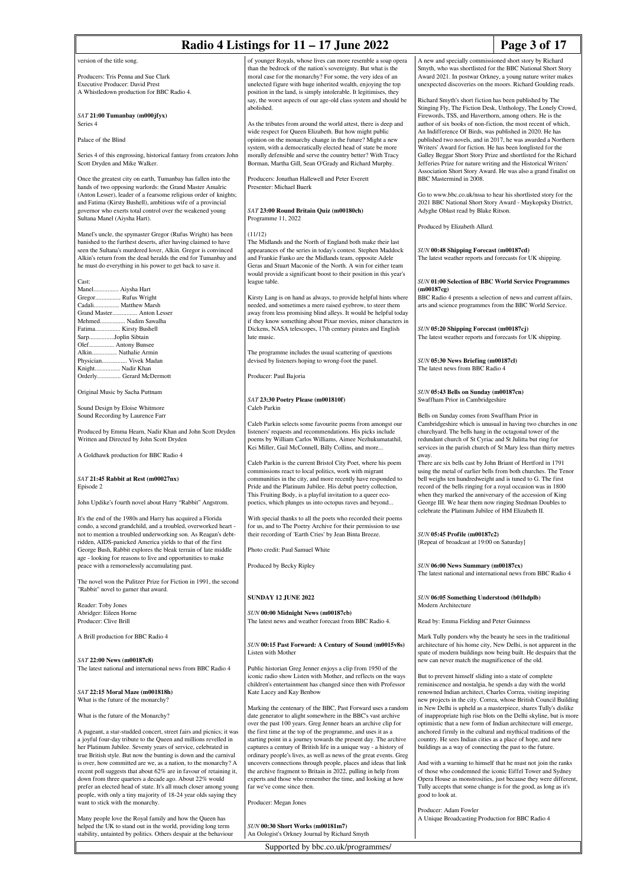version of the title song.

Producers: Tris Penna and Sue Clark
Executive Producer: David Prest
A Whistledown production for BBC Radio 4.

### *SAT* **21:00 Tumanbay (m000jfyx)**

Series 4

Palace of the Blind

Series 4 of this engrossing, historical fantasy from creators John Scott Dryden and Mike Walker.

Once the greatest city on earth, Tumanbay has fallen into the hands of two opposing warlords: the Grand Master Amalric (Anton Lesser), leader of a fearsome religious order of knights; and Fatima (Kirsty Bushell), ambitious wife of a provincial governor who exerts total control over the weakened young Sultana Manel (Aiysha Hart).

Manel's uncle, the spymaster Gregor (Rufus Wright) has been banished to the furthest deserts, after having claimed to have seen the Sultana's murdered lover, Alkin. Gregor is convinced Alkin's return from the dead heralds the end for Tumanbay and he must do everything in his power to get back to save it.

Cast:
Manel................ Aiysha Hart
Gregor................ Rufus Wright
Cadali................ Matthew Marsh
Grand Master................ Anton Lesser
Mehmed................ Nadim Sawalha
Fatima................ Kirsty Bushell
Sarp................Joplin Sibtain
Olef................ Antony Bunsee
Alkin................ Nathalie Armin
Physician................ Vivek Madan
Knight................ Nadir Khan
Orderly............... Gerard McDermott

Original Music by Sacha Puttnam

Sound Design by Eloise Whitmore
Sound Recording by Laurence Farr

Produced by Emma Hearn, Nadir Khan and John Scott Dryden
Written and Directed by John Scott Dryden

A Goldhawk production for BBC Radio 4

### *SAT* **21:45 Rabbit at Rest (m00027nx)**

Episode 2

John Updike's fourth novel about Harry "Rabbit" Angstrom.

It's the end of the 1980s and Harry has acquired a Florida condo, a second grandchild, and a troubled, overworked heart - not to mention a troubled underworking son. As Reagan's debt-ridden, AIDS-panicked America yields to that of the first George Bush, Rabbit explores the bleak terrain of late middle age - looking for reasons to live and opportunities to make peace with a remorselessly accumulating past.

The novel won the Pulitzer Prize for Fiction in 1991, the second "Rabbit" novel to garner that award.

Reader: Toby Jones
Abridger: Eileen Horne
Producer: Clive Brill

A Brill production for BBC Radio 4

### *SAT* **22:00 News (m00187c8)**

The latest national and international news from BBC Radio 4

### *SAT* **22:15 Moral Maze (m001818h)**

What is the future of the monarchy?

What is the future of the Monarchy?

A pageant, a star-studded concert, street fairs and picnics; it was a joyful four-day tribute to the Queen and millions revelled in her Platinum Jubilee. Seventy years of service, celebrated in true British style. But now the bunting is down and the carnival is over, how committed are we, as a nation, to the monarchy? A recent poll suggests that about 62% are in favour of retaining it, down from three quarters a decade ago. About 22% would prefer an elected head of state. It's all much closer among young people, with only a tiny majority of 18-24 year olds saying they want to stick with the monarchy.

Many people love the Royal family and how the Queen has helped the UK to stand out in the world, providing long term stability, untainted by politics. Others despair at the behaviour of younger Royals, whose lives can more resemble a soap opera than the bedrock of the nation's sovereignty. But what is the moral case for the monarchy? For some, the very idea of an unelected figure with huge inherited wealth, enjoying the top position in the land, is simply intolerable. It legitimises, they say, the worst aspects of our age-old class system and should be abolished.

As the tributes from around the world attest, there is deep and wide respect for Queen Elizabeth. But how might public opinion on the monarchy change in the future? Might a new system, with a democratically elected head of state be more morally defensible and serve the country better? With Tracy Borman, Martha Gill, Sean O'Grady and Richard Murphy.

Producers: Jonathan Hallewell and Peter Everett
Presenter: Michael Buerk

### *SAT* **23:00 Round Britain Quiz (m00180ch)**

Programme 11, 2022

(11/12)
The Midlands and the North of England both make their last appearances of the series in today's contest. Stephen Maddock and Frankie Fanko are the Midlands team, opposite Adele Geras and Stuart Maconie of the North. A win for either team would provide a significant boost to their position in this year's league table.

Kirsty Lang is on hand as always, to provide helpful hints where needed, and sometimes a mere raised eyebrow, to steer them away from less promising blind alleys. It would be helpful today if they know something about Pixar movies, minor characters in Dickens, NASA telescopes, 17th century pirates and English lute music.

The programme includes the usual scattering of questions devised by listeners hoping to wrong-foot the panel.

Producer: Paul Bajoria

### *SAT* **23:30 Poetry Please (m001810f)**

Caleb Parkin

Caleb Parkin selects some favourite poems from amongst our listeners' requests and recommendations. His picks include poems by William Carlos Williams, Aimee Nezhukumatathil, Kei Miller, Gail McConnell, Billy Collins, and more...

Caleb Parkin is the current Bristol City Poet, where his poem commissions react to local politics, work with migrant communities in the city, and more recently have responded to Pride and the Platinum Jubilee. His debut poetry collection, This Fruiting Body, is a playful invitation to a queer eco-poetics, which plunges us into octopus raves and beyond...

With special thanks to all the poets who recorded their poems for us, and to The Poetry Archive for their permission to use their recording of 'Earth Cries' by Jean Binta Breeze.

Photo credit: Paul Samuel White

Produced by Becky Ripley

## SUNDAY 12 JUNE 2022

### *SUN* **00:00 Midnight News (m00187cb)**

The latest news and weather forecast from BBC Radio 4.

### *SUN* **00:15 Past Forward: A Century of Sound (m0015v8s)**

Listen with Mother

Public historian Greg Jenner enjoys a clip from 1950 of the iconic radio show Listen with Mother, and reflects on the ways children's entertainment has changed since then with Professor Kate Lacey and Kay Benbow

Marking the centenary of the BBC, Past Forward uses a random date generator to alight somewhere in the BBC's vast archive over the past 100 years. Greg Jenner hears an archive clip for the first time at the top of the programme, and uses it as a starting point in a journey towards the present day. The archive captures a century of British life in a unique way - a history of ordinary people's lives, as well as news of the great events. Greg uncovers connections through people, places and ideas that link the archive fragment to Britain in 2022, pulling in help from experts and those who remember the time, and looking at how far we've come since then.

Producer: Megan Jones

### *SUN* **00:30 Short Works (m00181m7)**

An Oologist's Orkney Journal by Richard Smyth

A new and specially commissioned short story by Richard Smyth, who was shortlisted for the BBC National Short Story Award 2021. In postwar Orkney, a young nature writer makes unexpected discoveries on the moors. Richard Goulding reads.

Richard Smyth's short fiction has been published by The Stinging Fly, The Fiction Desk, Unthology, The Lonely Crowd, Firewords, TSS, and Haverthorn, among others. He is the author of six books of non-fiction, the most recent of which, An Indifference Of Birds, was published in 2020. He has published two novels, and in 2017, he was awarded a Northern Writers' Award for fiction. He has been longlisted for the Galley Beggar Short Story Prize and shortlisted for the Richard Jefferies Prize for nature writing and the Historical Writers' Association Short Story Award. He was also a grand finalist on BBC Mastermind in 2008.

Go to www.bbc.co.uk/nssa to hear his shortlisted story for the 2021 BBC National Short Story Award - Maykopsky District, Adyghe Oblast read by Blake Ritson.

Produced by Elizabeth Allard.

### *SUN* **00:48 Shipping Forecast (m00187cd)**

The latest weather reports and forecasts for UK shipping.

### *SUN* **01:00 Selection of BBC World Service Programmes (m00187cg)**

BBC Radio 4 presents a selection of news and current affairs, arts and science programmes from the BBC World Service.

### *SUN* **05:20 Shipping Forecast (m00187cj)**

The latest weather reports and forecasts for UK shipping.

### *SUN* **05:30 News Briefing (m00187cl)**

The latest news from BBC Radio 4

### *SUN* **05:43 Bells on Sunday (m00187cn)**

Swaffham Prior in Cambridgeshire

Bells on Sunday comes from Swaffham Prior in Cambridgeshire which is unusual in having two churches in one churchyard. The bells hang in the octagonal tower of the redundant church of St Cyriac and St Julitta but ring for services in the parish church of St Mary less than thirty metres away.
There are six bells cast by John Briant of Hertford in 1791 using the metal of earlier bells from both churches. The Tenor bell weighs ten hundredweight and is tuned to G. The first record of the bells ringing for a royal occasion was in 1800 when they marked the anniversary of the accession of King George III. We hear them now ringing Stedman Doubles to celebrate the Platinum Jubilee of HM Elizabeth II.

### *SUN* **05:45 Profile (m00187c2)**

[Repeat of broadcast at 19:00 on Saturday]

### *SUN* **06:00 News Summary (m00187cx)**

The latest national and international news from BBC Radio 4

### *SUN* **06:05 Something Understood (b01hdplb)**

Modern Architecture

Read by: Emma Fielding and Peter Guinness

Mark Tully ponders why the beauty he sees in the traditional architecture of his home city, New Delhi, is not apparent in the spate of modern buildings now being built. He despairs that the new can never match the magnificence of the old.

But to prevent himself sliding into a state of complete reminiscence and nostalgia, he spends a day with the world renowned Indian architect, Charles Correa, visiting inspiring new projects in the city. Correa, whose British Council Building in New Delhi is upheld as a masterpiece, shares Tully's dislike of inappropriate high rise blots on the Delhi skyline, but is more optimistic that a new form of Indian architecture will emerge, anchored firmly in the cultural and mythical traditions of the country. He sees Indian cities as a place of hope, and new buildings as a way of connecting the past to the future.

And with a warning to himself that he must not join the ranks of those who condemned the iconic Eiffel Tower and Sydney Opera House as monstrosities, just because they were different, Tully accepts that some change is for the good, as long as it's good to look at.

Producer: Adam Fowler
A Unique Broadcasting Production for BBC Radio 4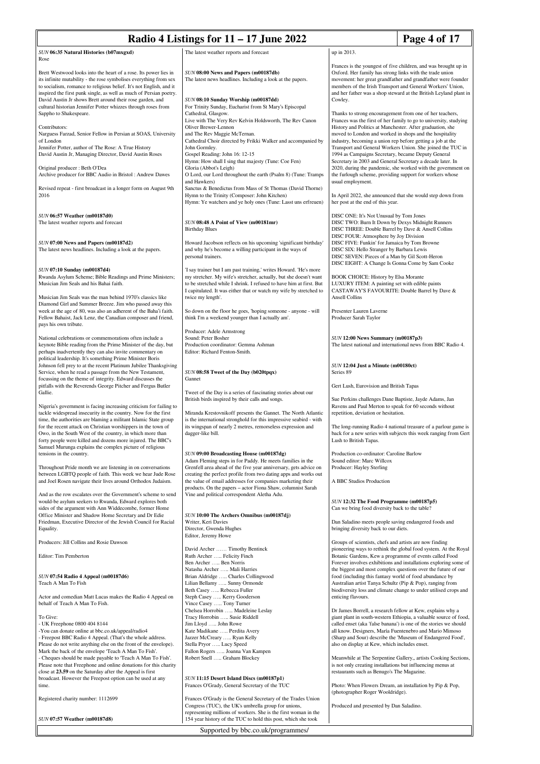*SUN* **06:35 Natural Histories (b07mxgxd)**
Rose

Brett Westwood looks into the heart of a rose. Its power lies in its infinite mutability - the rose symbolises everything from sex to socialism, romance to religious belief. It's not English, and it inspired the first punk single, as well as much of Persian poetry. David Austin Jr shows Brett around their rose garden, and cultural historian Jennifer Potter whizzes through roses from Sappho to Shakespeare.

Contributors:
Narguess Farzad, Senior Fellow in Persian at SOAS, University of London
Jennifer Potter, author of The Rose: A True History
David Austin Jr, Managing Director, David Austin Roses

Original producer : Beth O'Dea
Archive producer for BBC Audio in Bristol : Andrew Dawes

Revised repeat - first broadcast in a longer form on August 9th 2016

*SUN* **06:57 Weather (m00187d0)**
The latest weather reports and forecast

*SUN* **07:00 News and Papers (m00187d2)**
The latest news headlines. Including a look at the papers.

*SUN* **07:10 Sunday (m00187d4)**
Rwanda Asylum Scheme; Bible Readings and Prime Ministers; Musician Jim Seals and his Bahai faith.

Musician Jim Seals was the man behind 1970's classics like Diamond Girl and Summer Breeze. Jim who passed away this week at the age of 80, was also an adherent of the Baha'i faith. Fellow Bahaist, Jack Lenz, the Canadian composer and friend, pays his own tribute.

National celebrations or commemorations often include a keynote Bible reading from the Prime Minister of the day, but perhaps inadvertently they can also invite commentary on political leadership. It's something Prime Minister Boris Johnson fell prey to at the recent Platinum Jubilee Thanksgiving Service, when he read a passage from the New Testament, focussing on the theme of integrity. Edward discusses the pitfalls with the Reverends George Pitcher and Fergus Butler Gallie.

Nigeria's government is facing increasing criticism for failing to tackle widespread insecurity in the country. Now for the first time, the authorities are blaming a militant Islamic State group for the recent attack on Christian worshippers in the town of Owo, in the South West of the country, in which more than forty people were killed and dozens more injured. The BBC's Samuel Murunga explains the complex picture of religious tensions in the country.

Throughout Pride month we are listening in on conversations between LGBTQ people of faith. This week we hear Jude Rose and Joel Rosen navigate their lives around Orthodox Judaism.

And as the row escalates over the Government's scheme to send would-be asylum seekers to Rwanda, Edward explores both sides of the argument with Ann Widdecombe, former Home Office Minister and Shadow Home Secretary and Dr Edie Friedman, Executive Director of the Jewish Council for Racial Equality.

Producers: Jill Collins and Rosie Dawson

Editor: Tim Pemberton

*SUN* **07:54 Radio 4 Appeal (m00187d6)**
Teach A Man To Fish

Actor and comedian Matt Lucas makes the Radio 4 Appeal on behalf of Teach A Man To Fish.

To Give:
- UK Freephone 0800 404 8144
-You can donate online at bbc.co.uk/appeal/radio4
- Freepost BBC Radio 4 Appeal. (That's the whole address. Please do not write anything else on the front of the envelope). Mark the back of the envelope 'Teach A Man To Fish'.
- Cheques should be made payable to 'Teach A Man To Fish'. Please note that Freephone and online donations for this charity close at 23.59 on the Saturday after the Appeal is first broadcast. However the Freepost option can be used at any time.

Registered charity number: 1112699

*SUN* **07:57 Weather (m00187d8)**
The latest weather reports and forecast

*SUN* **08:00 News and Papers (m00187db)**
The latest news headlines. Including a look at the papers.

*SUN* **08:10 Sunday Worship (m00187dd)**
For Trinity Sunday, Eucharist from St Mary's Episcopal Cathedral, Glasgow.
Live with The Very Rev Kelvin Holdsworth, The Rev Canon Oliver Brewer-Lennon
and The Rev Maggie McTernan.
Cathedral Choir directed by Frikki Walker and accompanied by John Gormley.
Gospel Reading: John 16: 12-15
Hymn: How shall I sing that majesty (Tune: Coe Fen)
Gloria (Abbot's Leigh)
O Lord, our Lord throughout the earth (Psalm 8) (Tune: Tramps and Hawkers)
Sanctus & Benedictus from Mass of St Thomas (David Thorne)
Hymn to the Trinity (Composer: John Kitchen)
Hymn: Ye watchers and ye holy ones (Tune: Lasst uns erfreuen)

*SUN* **08:48 A Point of View (m00181mr)**
Birthday Blues

Howard Jacobson reflects on his upcoming 'significant birthday' and why he's become a willing participant in the ways of personal trainers.

'I say trainer but I am past training,' writes Howard. 'He's more my stretcher. My wife's stretcher, actually, but she doesn't want to be stretched while I shrink. I refused to have him at first. But I capitulated. It was either that or watch my wife by stretched to twice my length'.

So down on the floor he goes, 'hoping someone - anyone - will think I'm a weekend younger than I actually am'.

Producer: Adele Armstrong
Sound: Peter Bosher
Production coordinator: Gemma Ashman
Editor: Richard Fenton-Smith.

*SUN* **08:58 Tweet of the Day (b020tpqx)**
Gannet

Tweet of the Day is a series of fascinating stories about our British birds inspired by their calls and songs.

Miranda Krestovnikoff presents the Gannet. The North Atlantic is the international stronghold for this impressive seabird - with its wingspan of nearly 2 metres, remorseless expression and dagger-like bill.

*SUN* **09:00 Broadcasting House (m00187dg)**
Adam Fleming steps in for Paddy. He meets families in the Grenfell area ahead of the five year anniversary, gets advice on creating the perfect profile from two dating apps and works out the value of email addresses for companies marketing their products. On the papers – actor Fiona Shaw, columnist Sarah Vine and political correspondent Aletha Adu.

*SUN* **10:00 The Archers Omnibus (m00187dj)**
Writer, Keri Davies
Director, Gwenda Hughes
Editor, Jeremy Howe

David Archer …… Timothy Bentinck
Ruth Archer ….. Felicity Finch
Ben Archer ….. Ben Norris
Natasha Archer ….. Mali Harries
Brian Aldridge ….. Charles Collingwood
Lilian Bellamy ….. Sunny Ormonde
Beth Casey ….. Rebecca Fuller
Steph Casey ….. Kerry Gooderson
Vince Casey ….. Tony Turner
Chelsea Horrobin ….. Madeleine Leslay
Tracy Horrobin ….. Susie Riddell
Jim Lloyd ….. John Rowe
Kate Madikane ….. Perdita Avery
Jazzer McCreary ….. Ryan Kelly
Stella Pryor ….. Lucy Speed
Fallon Rogers ….. Joanna Van Kampen
Robert Snell ….. Graham Blockey

*SUN* **11:15 Desert Island Discs (m00187p1)**
Frances O'Grady, General Secretary of the TUC

Frances O'Grady is the General Secretary of the Trades Union Congress (TUC), the UK's umbrella group for unions, representing millions of workers. She is the first woman in the 154 year history of the TUC to hold this post, which she took up in 2013.

Frances is the youngest of five children, and was brought up in Oxford. Her family has strong links with the trade union movement: her great grandfather and grandfather were founder members of the Irish Transport and General Workers' Union, and her father was a shop steward at the British Leyland plant in Cowley.

Thanks to strong encouragement from one of her teachers, Frances was the first of her family to go to university, studying History and Politics at Manchester. After graduation, she moved to London and worked in shops and the hospitality industry, becoming a union rep before getting a job at the Transport and General Workers Union. She joined the TUC in 1994 as Campaigns Secretary, became Deputy General Secretary in 2003 and General Secretary a decade later. In 2020, during the pandemic, she worked with the government on the furlough scheme, providing support for workers whose usual employment.

In April 2022, she announced that she would step down from her post at the end of this year.

DISC ONE: It's Not Unusual by Tom Jones
DISC TWO: Burn It Down by Dexys Midnight Runners
DISC THREE: Double Barrel by Dave & Ansell Collins
DISC FOUR: Atmosphere by Joy Division
DISC FIVE: Funkin' for Jamaica by Tom Browne
DISC SIX: Hello Stranger by Barbara Lewis
DISC SEVEN: Pieces of a Man by Gil Scott-Heron
DISC EIGHT: A Change Is Gonna Come by Sam Cooke

BOOK CHOICE: History by Elsa Morante
LUXURY ITEM: A painting set with edible paints
CASTAWAY'S FAVOURITE: Double Barrel by Dave & Ansell Collins

Presenter Lauren Laverne
Producer Sarah Taylor

*SUN* **12:00 News Summary (m00180p3)**
The latest national and international news from BBC Radio 4.

*SUN* **12:04 Just a Minute (m00180ct)**
Series 89

Gert Lush, Eurovision and British Tapas

Sue Perkins challenges Dane Baptiste, Jayde Adams, Jan Ravens and Paul Merton to speak for 60 seconds without repetition, deviation or hesitation.

The long-running Radio 4 national treasure of a parlour game is back for a new series with subjects this week ranging from Gert Lush to British Tapas.

Production co-ordinator: Caroline Barlow
Sound editor: Marc Willcox
Producer: Hayley Sterling

A BBC Studios Production

*SUN* **12:32 The Food Programme (m00187p5)**
Can we bring food diversity back to the table?

Dan Saladino meets people saving endangered foods and bringing diversity back to our diets.

Groups of scientists, chefs and artists are now finding pioneering ways to rethink the global food system. At the Royal Botanic Gardens, Kew a programme of events called Food Forever involves exhibitions and installations exploring some of the biggest and most complex questions over the future of our food (including this fantasy world of food abundance by Australian artist Tanya Schultz (Pip & Pop), ranging from biodiversity loss and climate change to under utilised crops and enticing flavours.

Dr James Borrell, a research fellow at Kew, explains why a giant plant in south-western Ethiopia, a valuable source of food, called enset (aka 'false banana') is one of the stories we should all know. Designers, María Fuentenebro and Mario Mimoso (Sharp and Sour) describe the 'Museum of Endangered Food', also on display at Kew, which includes enset.

Meanwhile at The Serpentine Gallery,, artists Cooking Sections, is not only creating installations but influencing menus at restaurants such as Benugo's The Magazine.

Photo: When Flowers Dream, an installation by Pip & Pop, (photographer Roger Wooldridge).

Produced and presented by Dan Saladino.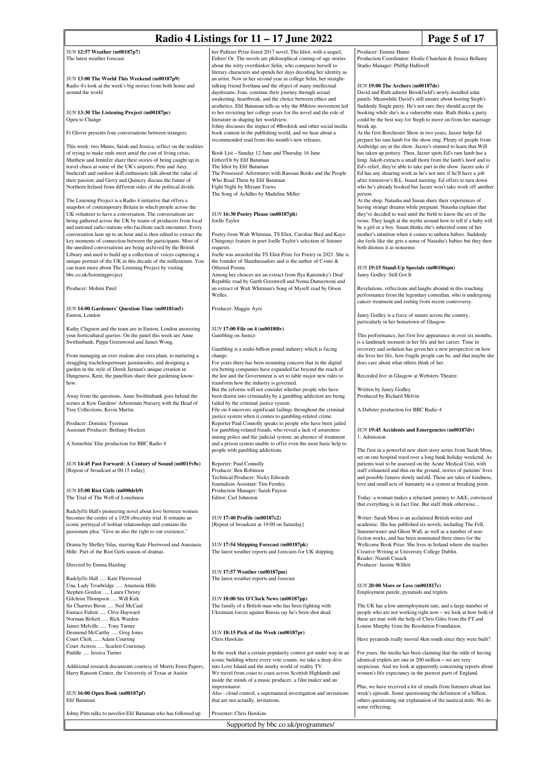*SUN* **12:57 Weather (m00187p7)**
The latest weather forecast

*SUN* **13:00 The World This Weekend (m00187p9)**
Radio 4's look at the week's big stories from both home and around the world

*SUN* **13:30 The Listening Project (m00187pc)**
Open to Change

Fi Glover presents four conversations between strangers.

This week: two Mums, Sarah and Jessica, reflect on the realities of trying to make ends meet amid the cost of living crisis; Matthew and Jennifer share their stories of being caught up in travel chaos at some of the UK's airports; Pete and Amy, bushcraft and outdoor skill enthusiasts talk about the value of their passion; and Gerry and Quincey discuss the future of Northern Ireland from different sides of the political divide.

The Listening Project is a Radio 4 initiative that offers a snapshot of contemporary Britain in which people across the UK volunteer to have a conversation. The conversations are being gathered across the UK by teams of producers from local and national radio stations who facilitate each encounter. Every conversation lasts up to an hour and is then edited to extract the key moments of connection between the participants. Most of the unedited conversations are being archived by the British Library and used to build up a collection of voices capturing a unique portrait of the UK in this decade of the millennium. You can learn more about The Listening Project by visiting bbc.co.uk/listeningproject

Producer: Mohini Patel

*SUN* **14:00 Gardeners' Question Time (m00181m5)**
Euston, London

Kathy Clugston and the team are in Euston, London answering your horticultural queries. On the panel this week are Anne Swithinbank, Pippa Greenwood and James Wong.

From managing an over zealous aloe vera plant, to nurturing a struggling trachelospermum jasminoides, and designing a garden in the style of Derek Jarman's unique creation in Dungeness, Kent, the panellists share their gardening know-how.

Away from the questions, Anne Swithinbank goes behind the scenes at Kew Gardens' Arboretum Nursery with the Head of Tree Collections, Kevin Martin.

Producer: Dominic Tyerman
Assistant Producer: Bethany Hocken

A Somethin' Else production for BBC Radio 4

*SUN* **14:45 Past Forward: A Century of Sound (m0015v8s)**
[Repeat of broadcast at 00:15 today]

*SUN* **15:00 Riot Girls (m000drb9)**
The Trial of The Well of Loneliness

Radclyffe Hall's pioneering novel about love between women becomes the centre of a 1928 obscenity trial. It remains an iconic portrayal of lesbian relationships and contains the passionate plea: "Give us also the right to our existence."

Drama by Shelley Silas, starring Kate Fleetwood and Anastasia Hille. Part of the Riot Girls season of dramas.

Directed by Emma Harding

Radclyffe Hall ..... Kate Fleetwood
Una, Lady Troubridge ..... Anastasia Hille
Stephen Gordon ..... Laura Christy
Gilchrist Thompson ..... Will Kirk
Sir Chartres Biron ..... Neil McCaul
Eustace Fulton ..... Clive Hayward
Norman Birkett ..... Rick Warden
James Melville ..... Tony Turner
Desmond McCarthy ..... Greg Jones
Court Clerk ..... Adam Courting
Court Actress ..... Scarlett Courtenay
Puddle ..... Jessica Turner

Additional research documents courtesy of Morris Ernst Papers, Harry Ransom Center, the University of Texas at Austin

*SUN* **16:00 Open Book (m00187pf)**
Elif Batuman

Johny Pitts talks to novelist Elif Batuman who has followed up her Pulitzer Prize-listed 2017 novel, The Idiot, with a sequel, Either/ Or. The novels are philosophical coming-of-age stories about the witty overthinker Selin, who compares herself to literary characters and spends her days decoding her identity as an artist. Now in her second year in college Selin, her straight-talking friend Svetlana and the object of many intellectual daydreams, Ivan, continue their journey through sexual awakening, heartbreak, and the choice between ethics and aesthetics. Elif Batuman tells us why the #Metoo movement led to her revisiting her college years for the novel and the role of literature in shaping her worldview.
Johny discusses the impact of #Booktok and other social media book content in the publishing world, and we hear about a recommended read from this month's new releases.

Book List – Sunday 12 June and Thursday 16 June
Either/Or by Elif Batuman
The Idiot by Elif Batuman
The Possessed: Adventures with Russian Books and the People Who Read Them by Elif Batuman
Fight Night by Miriam Toews
The Song of Achilles by Madeline Miller

*SUN* **16:30 Poetry Please (m00187ph)**
Joelle Taylor

Poetry from Walt Whitman, TS Eliot, Caroline Bird and Kayo Chingonyi feature in poet Joelle Taylor's selection of listener requests.
Joelle was awarded the TS Eliot Prize for Poetry in 2021. She is the founder of Slambassadors and is the author of C+nto & Othered Poems.
Among her choices are an extract from Ilya Kaminsky's Deaf Republic read by Garth Greenwell and Noma Dumezweni and an extract of Walt Whitman's Song of Myself read by Orson Welles.

Producer: Maggie Ayre

*SUN* **17:00 File on 4 (m00180lv)**
Gambling on Justice

Gambling is a multi-billion pound industry which is facing change.
For years there has been mounting concern that in the digital era betting companies have expanded far beyond the reach of the law and the Government is set to table major new rules to transform how the industry is governed.
But the reforms will not consider whether people who have been drawn into criminality by a gambling addiction are being failed by the criminal justice system.
File on 4 uncovers significant failings throughout the criminal justice system when it comes to gambling-related crime.
Reporter Paul Connolly speaks to people who have been jailed for gambling-related frauds, who reveal a lack of awareness among police and the judicial system, an absence of treatment and a prison system unable to offer even the most basic help to people with gambling addictions.

Reporter: Paul Connolly
Producer: Ben Robinson
Technical Producer: Nicky Edwards
Journalism Assistant: Tim Fernley
Production Manager: Sarah Payton
Editor: Carl Johnston

*SUN* **17:40 Profile (m00187c2)**
[Repeat of broadcast at 19:00 on Saturday]

*SUN* **17:54 Shipping Forecast (m00187pk)**
The latest weather reports and forecasts for UK shipping.

*SUN* **17:57 Weather (m00187pm)**
The latest weather reports and forecast

*SUN* **18:00 Six O'Clock News (m00187pp)**
The family of a British man who has been fighting with Ukrainian forces against Russia say he's been shot dead.

*SUN* **18:15 Pick of the Week (m00187pr)**
Chris Hawkins

In the week that a certain popularity contest got under way in an iconic building where every vote counts, we take a deep dive into Love Island and the murky world of reality TV.
We travel from coast to coast across Scottish Highlands and inside the minds of a music producer, a film maker and an impersonator.
Also - cloud control, a supernatural investigation and invitations that are not actually, invitations.

Presenter: Chris Hawkins
Producer: Emmie Hume
Production Coordinator: Elodie Chatelain & Jessica Bellamy
Studio Manager: Phillip Halliwell

*SUN* **19:00 The Archers (m00187ds)**
David and Ruth admire Brookfield's newly installed solar panels. Meanwhile David's still unsure about hosting Steph's Suddenly Single party. He's not sure they should accept the booking while she's in a vulnerable state. Ruth thinks a party could be the best way for Steph to move on from her marriage break up.
At the first Borchester Show in two years, Jazzer helps Ed prepare his ram lamb for the show ring. Plenty of people from Ambridge are at the show. Jazzer's stunned to learn that Will has taken up pottery. Then, Jazzer spots Ed's ram lamb has a limp. Jakob extracts a small thorn from the lamb's hoof and to Ed's relief, they're able to take part in the show. Jazzer asks if Ed has any shearing work as he's not sure if he'll have a job after tomorrow's B.L. board meeting. Ed offers to turn down who he's already booked but Jazzer won't take work off another person.
At the shop, Natasha and Susan share their experiences of having strange dreams while pregnant. Natasha explains that they've decided to wait until the birth to know the sex of the twins. They laugh at the myths around how to tell if a baby will be a girl or a boy. Susan thinks she's inherited some of her mother's intuition when it comes to unborn babies. Suddenly she feels like she gets a sense of Natasha's babies but they then both dismiss it as nonsense.

*SUN* **19:15 Stand-Up Specials (m00186qm)**
Janey Godley: Still Got It

Revelations, reflections and laughs abound in this touching performance from the legendary comedian, who is undergoing cancer treatment and reeling from recent controversy.

Janey Godley is a force of nature across the country, particularly in her hometown of Glasgow.

This performance, her first live appearance in over six months, is a landmark moment in her life and her career. Time in recovery and isolation has given her a new perspective on how she lives her life, how fragile people can be, and that maybe she does care about what others think of her.

Recorded live in Glasgow at Websters Theatre.

Written by Janey Godley
Produced by Richard Melvin

A Dabster production for BBC Radio 4

*SUN* **19:45 Accidents and Emergencies (m00187dv)**
1: Admission

The first in a powerful new short story series from Sarah Moss, set on one hospital ward over a long bank holiday weekend. As patients wait to be assessed on the Acute Medical Unit, with staff exhausted and thin on the ground, stories of patients' lives and possible futures slowly unfold. These are tales of kindness, love and small acts of humanity in a system at breaking point.

Today: a woman makes a reluctant journey to A&E, convinced that everything is in fact fine. But staff think otherwise...

Writer: Sarah Moss is an acclaimed British writer and academic. She has published six novels, including The Fell, Summerwater and Ghost Wall, as well as a number of non-fiction works, and has been nominated three times for the Wellcome Book Prize. She lives in Ireland where she teaches Creative Writing at University College Dublin.
Reader: Niamh Cusack
Producer: Justine Willett

*SUN* **20:00 More or Less (m001817c)**
Employment puzzle, pyramids and triplets

The UK has a low unemployment rate, and a large number of people who are not working right now – we look at how both of these are true with the help of Chris Giles from the FT and Louise Murphy from the Resolution Foundation.

Have pyramids really moved 4km south since they were built?

For years, the media has been claiming that the odds of having identical triplets are one in 200 million – we are very suspicious. And we look at apparently concerning reports about women's life expectancy in the poorest parts of England.

Plus, we have received a lot of emails from listeners about last week's episode. Some questioning the definition of a billion, others questioning our explanation of the nautical mile. We do some reflecting.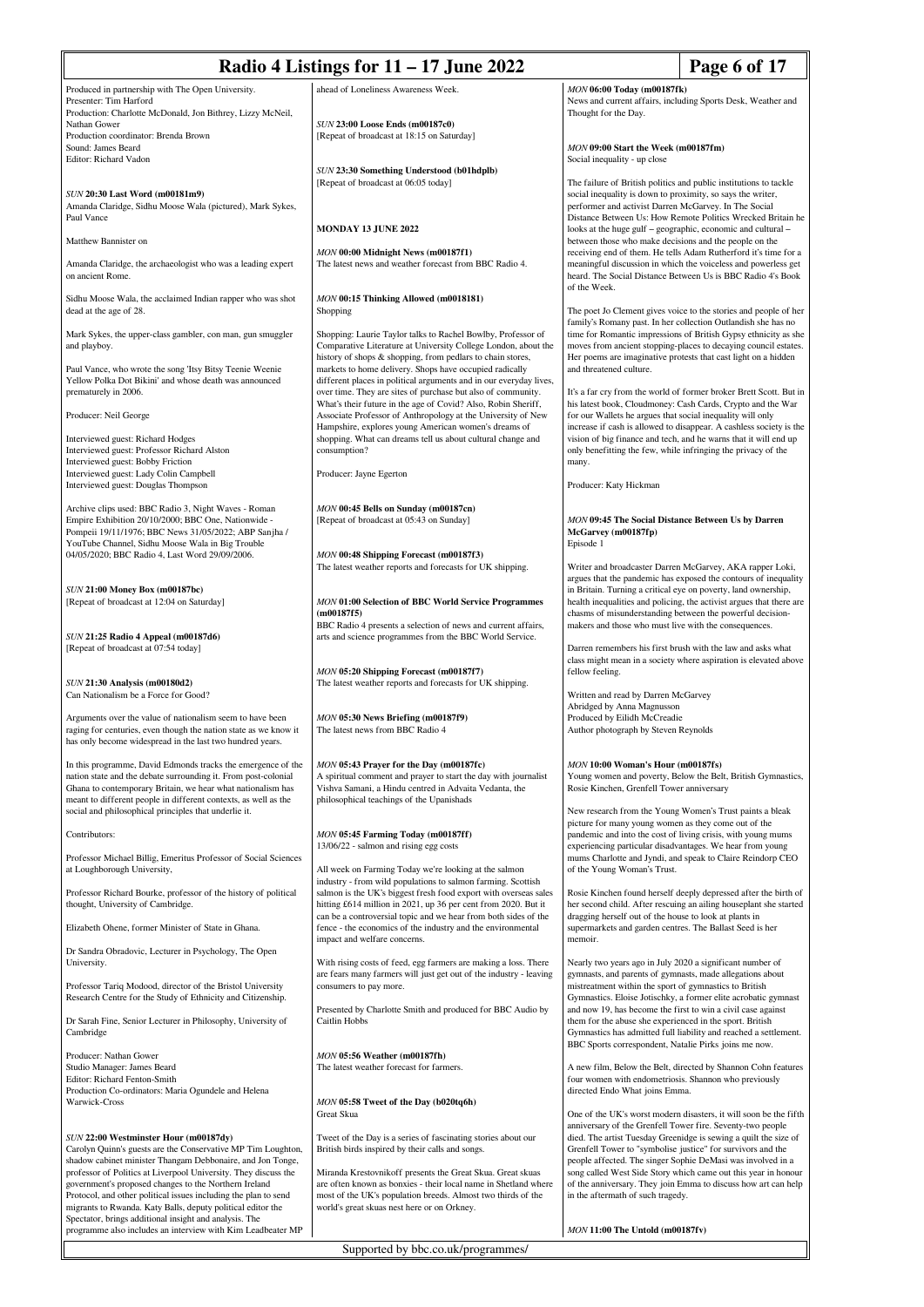Produced in partnership with The Open University.
Presenter: Tim Harford
Production: Charlotte McDonald, Jon Bithrey, Lizzy McNeil, Nathan Gower
Production coordinator: Brenda Brown
Sound: James Beard
Editor: Richard Vadon

*SUN* **20:30 Last Word (m00181m9)**
Amanda Claridge, Sidhu Moose Wala (pictured), Mark Sykes, Paul Vance

Matthew Bannister on

Amanda Claridge, the archaeologist who was a leading expert on ancient Rome.

Sidhu Moose Wala, the acclaimed Indian rapper who was shot dead at the age of 28.

Mark Sykes, the upper-class gambler, con man, gun smuggler and playboy.

Paul Vance, who wrote the song 'Itsy Bitsy Teenie Weenie Yellow Polka Dot Bikini' and whose death was announced prematurely in 2006.

Producer: Neil George

Interviewed guest: Richard Hodges
Interviewed guest: Professor Richard Alston
Interviewed guest: Bobby Friction
Interviewed guest: Lady Colin Campbell
Interviewed guest: Douglas Thompson

Archive clips used: BBC Radio 3, Night Waves - Roman Empire Exhibition 20/10/2000; BBC One, Nationwide - Pompeii 19/11/1976; BBC News 31/05/2022; ABP Sanjha / YouTube Channel, Sidhu Moose Wala in Big Trouble 04/05/2020; BBC Radio 4, Last Word 29/09/2006.

*SUN* **21:00 Money Box (m00187bc)**
[Repeat of broadcast at 12:04 on Saturday]

*SUN* **21:25 Radio 4 Appeal (m00187d6)**
[Repeat of broadcast at 07:54 today]

*SUN* **21:30 Analysis (m00180d2)**
Can Nationalism be a Force for Good?

Arguments over the value of nationalism seem to have been raging for centuries, even though the nation state as we know it has only become widespread in the last two hundred years.

In this programme, David Edmonds tracks the emergence of the nation state and the debate surrounding it. From post-colonial Ghana to contemporary Britain, we hear what nationalism has meant to different people in different contexts, as well as the social and philosophical principles that underlie it.

Contributors:

Professor Michael Billig, Emeritus Professor of Social Sciences at Loughborough University,

Professor Richard Bourke, professor of the history of political thought, University of Cambridge.

Elizabeth Ohene, former Minister of State in Ghana.

Dr Sandra Obradovic, Lecturer in Psychology, The Open University.

Professor Tariq Modood, director of the Bristol University Research Centre for the Study of Ethnicity and Citizenship.

Dr Sarah Fine, Senior Lecturer in Philosophy, University of Cambridge

Producer: Nathan Gower
Studio Manager: James Beard
Editor: Richard Fenton-Smith
Production Co-ordinators: Maria Ogundele and Helena Warwick-Cross

*SUN* **22:00 Westminster Hour (m00187dy)**
Carolyn Quinn's guests are the Conservative MP Tim Loughton, shadow cabinet minister Thangam Debbonaire, and Jon Tonge, professor of Politics at Liverpool University. They discuss the government's proposed changes to the Northern Ireland Protocol, and other political issues including the plan to send migrants to Rwanda. Katy Balls, deputy political editor the Spectator, brings additional insight and analysis. The programme also includes an interview with Kim Leadbeater MP ahead of Loneliness Awareness Week.

*SUN* **23:00 Loose Ends (m00187c0)**
[Repeat of broadcast at 18:15 on Saturday]

*SUN* **23:30 Something Understood (b01hdplb)**
[Repeat of broadcast at 06:05 today]

## MONDAY 13 JUNE 2022

*MON* **00:00 Midnight News (m00187f1)**
The latest news and weather forecast from BBC Radio 4.

*MON* **00:15 Thinking Allowed (m0018181)**
Shopping

Shopping: Laurie Taylor talks to Rachel Bowlby, Professor of Comparative Literature at University College London, about the history of shops & shopping, from pedlars to chain stores, markets to home delivery. Shops have occupied radically different places in political arguments and in our everyday lives, over time. They are sites of purchase but also of community. What's their future in the age of Covid? Also, Robin Sheriff, Associate Professor of Anthropology at the University of New Hampshire, explores young American women's dreams of shopping. What can dreams tell us about cultural change and consumption?

Producer: Jayne Egerton

*MON* **00:45 Bells on Sunday (m00187cn)**
[Repeat of broadcast at 05:43 on Sunday]

*MON* **00:48 Shipping Forecast (m00187f3)**
The latest weather reports and forecasts for UK shipping.

*MON* **01:00 Selection of BBC World Service Programmes (m00187f5)**
BBC Radio 4 presents a selection of news and current affairs, arts and science programmes from the BBC World Service.

*MON* **05:20 Shipping Forecast (m00187f7)**
The latest weather reports and forecasts for UK shipping.

*MON* **05:30 News Briefing (m00187f9)**
The latest news from BBC Radio 4

*MON* **05:43 Prayer for the Day (m00187fc)**
A spiritual comment and prayer to start the day with journalist Vishva Samani, a Hindu centred in Advaita Vedanta, the philosophical teachings of the Upanishads

*MON* **05:45 Farming Today (m00187ff)**
13/06/22 - salmon and rising egg costs

All week on Farming Today we're looking at the salmon industry - from wild populations to salmon farming. Scottish salmon is the UK's biggest fresh food export with overseas sales hitting £614 million in 2021, up 36 per cent from 2020. But it can be a controversial topic and we hear from both sides of the fence - the economics of the industry and the environmental impact and welfare concerns.

With rising costs of feed, egg farmers are making a loss. There are fears many farmers will just get out of the industry - leaving consumers to pay more.

Presented by Charlotte Smith and produced for BBC Audio by Caitlin Hobbs

*MON* **05:56 Weather (m00187fh)**
The latest weather forecast for farmers.

*MON* **05:58 Tweet of the Day (b020tq6h)**
Great Skua

Tweet of the Day is a series of fascinating stories about our British birds inspired by their calls and songs.

Miranda Krestovnikoff presents the Great Skua. Great skuas are often known as bonxies - their local name in Shetland where most of the UK's population breeds. Almost two thirds of the world's great skuas nest here or on Orkney.

*MON* **06:00 Today (m00187fk)**
News and current affairs, including Sports Desk, Weather and Thought for the Day.

*MON* **09:00 Start the Week (m00187fm)**
Social inequality - up close

The failure of British politics and public institutions to tackle social inequality is down to proximity, so says the writer, performer and activist Darren McGarvey. In The Social Distance Between Us: How Remote Politics Wrecked Britain he looks at the huge gulf – geographic, economic and cultural – between those who make decisions and the people on the receiving end of them. He tells Adam Rutherford it's time for a meaningful discussion in which the voiceless and powerless get heard. The Social Distance Between Us is BBC Radio 4's Book of the Week.

The poet Jo Clement gives voice to the stories and people of her family's Romany past. In her collection Outlandish she has no time for Romantic impressions of British Gypsy ethnicity as she moves from ancient stopping-places to decaying council estates. Her poems are imaginative protests that cast light on a hidden and threatened culture.

It's a far cry from the world of former broker Brett Scott. But in his latest book, Cloudmoney: Cash Cards, Crypto and the War for our Wallets he argues that social inequality will only increase if cash is allowed to disappear. A cashless society is the vision of big finance and tech, and he warns that it will end up only benefitting the few, while infringing the privacy of the many.

Producer: Katy Hickman

*MON* **09:45 The Social Distance Between Us by Darren McGarvey (m00187fp)**
Episode 1

Writer and broadcaster Darren McGarvey, AKA rapper Loki, argues that the pandemic has exposed the contours of inequality in Britain. Turning a critical eye on poverty, land ownership, health inequalities and policing, the activist argues that there are chasms of misunderstanding between the powerful decision-makers and those who must live with the consequences.

Darren remembers his first brush with the law and asks what class might mean in a society where aspiration is elevated above fellow feeling.

Written and read by Darren McGarvey
Abridged by Anna Magnusson
Produced by Eilidh McCreadie
Author photograph by Steven Reynolds

*MON* **10:00 Woman's Hour (m00187fs)**
Young women and poverty, Below the Belt, British Gymnastics, Rosie Kinchen, Grenfell Tower anniversary

New research from the Young Women's Trust paints a bleak picture for many young women as they come out of the pandemic and into the cost of living crisis, with young mums experiencing particular disadvantages. We hear from young mums Charlotte and Jyndi, and speak to Claire Reindorp CEO of the Young Woman's Trust.

Rosie Kinchen found herself deeply depressed after the birth of her second child. After rescuing an ailing houseplant she started dragging herself out of the house to look at plants in supermarkets and garden centres. The Ballast Seed is her memoir.

Nearly two years ago in July 2020 a significant number of gymnasts, and parents of gymnasts, made allegations about mistreatment within the sport of gymnastics to British Gymnastics. Eloise Jotischky, a former elite acrobatic gymnast and now 19, has become the first to win a civil case against them for the abuse she experienced in the sport. British Gymnastics has admitted full liability and reached a settlement. BBC Sports correspondent, Natalie Pirks joins me now.

A new film, Below the Belt, directed by Shannon Cohn features four women with endometriosis. Shannon who previously directed Endo What joins Emma.

One of the UK's worst modern disasters, it will soon be the fifth anniversary of the Grenfell Tower fire. Seventy-two people died. The artist Tuesday Greenidge is sewing a quilt the size of Grenfell Tower to "symbolise justice" for survivors and the people affected. The singer Sophie DeMasi was involved in a song called West Side Story which came out this year in honour of the anniversary. They join Emma to discuss how art can help in the aftermath of such tragedy.

*MON* **11:00 The Untold (m00187fv)**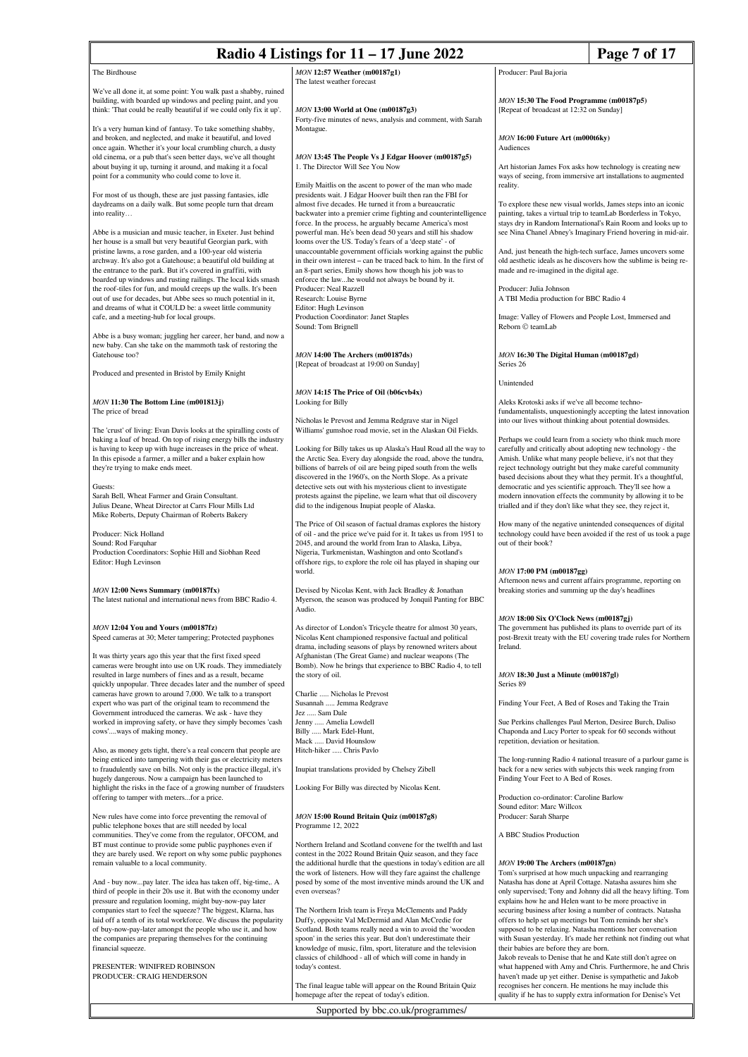The Birdhouse

We've all done it, at some point: You walk past a shabby, ruined building, with boarded up windows and peeling paint, and you think: 'That could be really beautiful if we could only fix it up'.

It's a very human kind of fantasy. To take something shabby, and broken, and neglected, and make it beautiful, and loved once again. Whether it's your local crumbling church, a dusty old cinema, or a pub that's seen better days, we've all thought about buying it up, turning it around, and making it a focal point for a community who could come to love it.

For most of us though, these are just passing fantasies, idle daydreams on a daily walk. But some people turn that dream into reality…

Abbe is a musician and music teacher, in Exeter. Just behind her house is a small but very beautiful Georgian park, with pristine lawns, a rose garden, and a 100-year old wisteria archway. It's also got a Gatehouse; a beautiful old building at the entrance to the park. But it's covered in graffiti, with boarded up windows and rusting railings. The local kids smash the roof-tiles for fun, and mould creeps up the walls. It's been out of use for decades, but Abbe sees so much potential in it, and dreams of what it COULD be: a sweet little community cafe, and a meeting-hub for local groups.

Abbe is a busy woman; juggling her career, her band, and now a new baby. Can she take on the mammoth task of restoring the Gatehouse too?

Produced and presented in Bristol by Emily Knight

### *MON* 11:30 The Bottom Line (m001813j)

The price of bread

The 'crust' of living: Evan Davis looks at the spiralling costs of baking a loaf of bread. On top of rising energy bills the industry is having to keep up with huge increases in the price of wheat. In this episode a farmer, a miller and a baker explain how they're trying to make ends meet.

Guests:
Sarah Bell, Wheat Farmer and Grain Consultant.
Julius Deane, Wheat Director at Carrs Flour Mills Ltd
Mike Roberts, Deputy Chairman of Roberts Bakery

Producer: Nick Holland
Sound: Rod Farquhar
Production Coordinators: Sophie Hill and Siobhan Reed
Editor: Hugh Levinson

### *MON* 12:00 News Summary (m00187fx)

The latest national and international news from BBC Radio 4.

### *MON* 12:04 You and Yours (m00187fz)

Speed cameras at 30; Meter tampering; Protected payphones

It was thirty years ago this year that the first fixed speed cameras were brought into use on UK roads. They immediately resulted in large numbers of fines and as a result, became quickly unpopular. Three decades later and the number of speed cameras have grown to around 7,000. We talk to a transport expert who was part of the original team to recommend the Government introduced the cameras. We ask - have they worked in improving safety, or have they simply becomes 'cash cows'....ways of making money.

Also, as money gets tight, there's a real concern that people are being enticed into tampering with their gas or electricity meters to fraudulently save on bills. Not only is the practice illegal, it's hugely dangerous. Now a campaign has been launched to highlight the risks in the face of a growing number of fraudsters offering to tamper with meters...for a price.

New rules have come into force preventing the removal of public telephone boxes that are still needed by local communities. They've come from the regulator, OFCOM, and BT must continue to provide some public payphones even if they are barely used. We report on why some public payphones remain valuable to a local community.

And - buy now...pay later. The idea has taken off, big-time,. A third of people in their 20s use it. But with the economy under pressure and regulation looming, might buy-now-pay later companies start to feel the squeeze? The biggest, Klarna, has laid off a tenth of its total workforce. We discuss the popularity of buy-now-pay-later amongst the people who use it, and how the companies are preparing themselves for the continuing financial squeeze.

PRESENTER: WINIFRED ROBINSON
PRODUCER: CRAIG HENDERSON

### *MON* 12:57 Weather (m00187g1)

The latest weather forecast

### *MON* 13:00 World at One (m00187g3)

Forty-five minutes of news, analysis and comment, with Sarah Montague.

### *MON* 13:45 The People Vs J Edgar Hoover (m00187g5)

1. The Director Will See You Now

Emily Maitlis on the ascent to power of the man who made presidents wait. J Edgar Hoover built then ran the FBI for almost five decades. He turned it from a bureaucratic backwater into a premier crime fighting and counterintelligence force. In the process, he arguably became America's most powerful man. He's been dead 50 years and still his shadow looms over the US. Today's fears of a 'deep state' - of unaccountable government officials working against the public in their own interest – can be traced back to him. In the first of an 8-part series, Emily shows how though his job was to enforce the law...he would not always be bound by it.
Producer: Neal Razzell
Research: Louise Byrne
Editor: Hugh Levinson
Production Coordinator: Janet Staples
Sound: Tom Brignell

### *MON* 14:00 The Archers (m00187ds)

[Repeat of broadcast at 19:00 on Sunday]

### *MON* 14:15 The Price of Oil (b06cvb4x)

Looking for Billy

Nicholas le Prevost and Jemma Redgrave star in Nigel Williams' gumshoe road movie, set in the Alaskan Oil Fields.

Looking for Billy takes us up Alaska's Haul Road all the way to the Arctic Sea. Every day alongside the road, above the tundra, billions of barrels of oil are being piped south from the wells discovered in the 1960's, on the North Slope. As a private detective sets out with his mysterious client to investigate protests against the pipeline, we learn what that oil discovery did to the indigenous Inupiat people of Alaska.

The Price of Oil season of factual dramas explores the history of oil - and the price we've paid for it. It takes us from 1951 to 2045, and around the world from Iran to Alaska, Libya, Nigeria, Turkmenistan, Washington and onto Scotland's offshore rigs, to explore the role oil has played in shaping our world.

Devised by Nicolas Kent, with Jack Bradley & Jonathan Myerson, the season was produced by Jonquil Panting for BBC Audio.

As director of London's Tricycle theatre for almost 30 years, Nicolas Kent championed responsive factual and political drama, including seasons of plays by renowned writers about Afghanistan (The Great Game) and nuclear weapons (The Bomb). Now he brings that experience to BBC Radio 4, to tell the story of oil.

Charlie ..... Nicholas le Prevost
Susannah ..... Jemma Redgrave
Jez ..... Sam Dale
Jenny ..... Amelia Lowdell
Billy ..... Mark Edel-Hunt,
Mack ..... David Hounslow
Hitch-hiker ..... Chris Pavlo

Inupiat translations provided by Chelsey Zibell

Looking For Billy was directed by Nicolas Kent.

### *MON* 15:00 Round Britain Quiz (m00187g8)

Programme 12, 2022

Northern Ireland and Scotland convene for the twelfth and last contest in the 2022 Round Britain Quiz season, and they face the additional hurdle that the questions in today's edition are all the work of listeners. How will they fare against the challenge posed by some of the most inventive minds around the UK and even overseas?

The Northern Irish team is Freya McClements and Paddy Duffy, opposite Val McDermid and Alan McCredie for Scotland. Both teams really need a win to avoid the 'wooden spoon' in the series this year. But don't underestimate their knowledge of music, film, sport, literature and the television classics of childhood - all of which will come in handy in today's contest.

The final league table will appear on the Round Britain Quiz homepage after the repeat of today's edition.

Producer: Paul Bajoria

### *MON* 15:30 The Food Programme (m00187p5)

[Repeat of broadcast at 12:32 on Sunday]

### *MON* 16:00 Future Art (m000t6ky)

Audiences

Art historian James Fox asks how technology is creating new ways of seeing, from immersive art installations to augmented reality.

To explore these new visual worlds, James steps into an iconic painting, takes a virtual trip to teamLab Borderless in Tokyo, stays dry in Random International's Rain Room and looks up to see Nina Chanel Abney's Imaginary Friend hovering in mid-air.

And, just beneath the high-tech surface, James uncovers some old aesthetic ideals as he discovers how the sublime is being re-made and re-imagined in the digital age.

Producer: Julia Johnson
A TBI Media production for BBC Radio 4

Image: Valley of Flowers and People Lost, Immersed and Reborn © teamLab

### *MON* 16:30 The Digital Human (m00187gd)

Series 26

Unintended

Aleks Krotoski asks if we've all become techno-fundamentalists, unquestioningly accepting the latest innovation into our lives without thinking about potential downsides.

Perhaps we could learn from a society who think much more carefully and critically about adopting new technology - the Amish. Unlike what many people believe, it's not that they reject technology outright but they make careful community based decisions about they what they permit. It's a thoughtful, democratic and yes scientific approach. They'll see how a modern innovation effects the community by allowing it to be trialled and if they don't like what they see, they reject it,

How many of the negative unintended consequences of digital technology could have been avoided if the rest of us took a page out of their book?

### *MON* 17:00 PM (m00187gg)

Afternoon news and current affairs programme, reporting on breaking stories and summing up the day's headlines

### *MON* 18:00 Six O'Clock News (m00187gj)

The government has published its plans to override part of its post-Brexit treaty with the EU covering trade rules for Northern Ireland.

### *MON* 18:30 Just a Minute (m00187gl)

Series 89

Finding Your Feet, A Bed of Roses and Taking the Train

Sue Perkins challenges Paul Merton, Desiree Burch, Daliso Chaponda and Lucy Porter to speak for 60 seconds without repetition, deviation or hesitation.

The long-running Radio 4 national treasure of a parlour game is back for a new series with subjects this week ranging from Finding Your Feet to A Bed of Roses.

Production co-ordinator: Caroline Barlow
Sound editor: Marc Willcox
Producer: Sarah Sharpe

A BBC Studios Production

### *MON* 19:00 The Archers (m00187gn)

Tom's surprised at how much unpacking and rearranging Natasha has done at April Cottage. Natasha assures him she only supervised; Tony and Johnny did all the heavy lifting. Tom explains how he and Helen want to be more proactive in securing business after losing a number of contracts. Natasha offers to help set up meetings but Tom reminds her she's supposed to be relaxing. Natasha mentions her conversation with Susan yesterday. It's made her rethink not finding out what their babies are before they are born.
Jakob reveals to Denise that he and Kate still don't agree on what happened with Amy and Chris. Furthermore, he and Chris haven't made up yet either. Denise is sympathetic and Jakob recognises her concern. He mentions he may include this quality if he has to supply extra information for Denise's Vet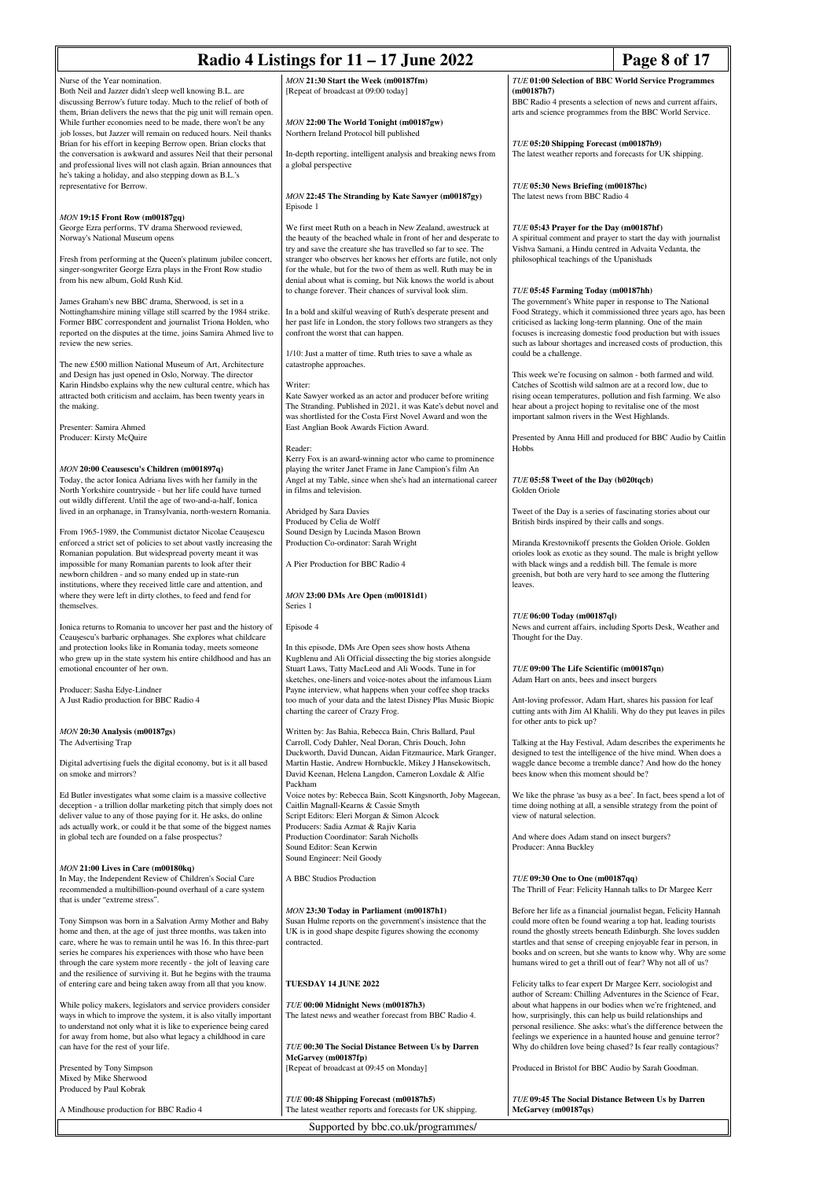Nurse of the Year nomination.
Both Neil and Jazzer didn't sleep well knowing B.L. are discussing Berrow's future today. Much to the relief of both of them, Brian delivers the news that the pig unit will remain open. While further economies need to be made, there won't be any job losses, but Jazzer will remain on reduced hours. Neil thanks Brian for his effort in keeping Berrow open. Brian clocks that the conversation is awkward and assures Neil that their personal and professional lives will not clash again. Brian announces that he's taking a holiday, and also stepping down as B.L.'s representative for Berrow.

*MON* **19:15 Front Row (m00187gq)**
George Ezra performs, TV drama Sherwood reviewed, Norway's National Museum opens

Fresh from performing at the Queen's platinum jubilee concert, singer-songwriter George Ezra plays in the Front Row studio from his new album, Gold Rush Kid.

James Graham's new BBC drama, Sherwood, is set in a Nottinghamshire mining village still scarred by the 1984 strike. Former BBC correspondent and journalist Triona Holden, who reported on the disputes at the time, joins Samira Ahmed live to review the new series.

The new £500 million National Museum of Art, Architecture and Design has just opened in Oslo, Norway. The director Karin Hindsbo explains why the new cultural centre, which has attracted both criticism and acclaim, has been twenty years in the making.

Presenter: Samira Ahmed
Producer: Kirsty McQuire

*MON* **20:00 Ceausescu's Children (m001897q)**
Today, the actor Ionica Adriana lives with her family in the North Yorkshire countryside - but her life could have turned out wildly different. Until the age of two-and-a-half, Ionica lived in an orphanage, in Transylvania, north-western Romania.

From 1965-1989, the Communist dictator Nicolae Ceaușescu enforced a strict set of policies to set about vastly increasing the Romanian population. But widespread poverty meant it was impossible for many Romanian parents to look after their newborn children - and so many ended up in state-run institutions, where they received little care and attention, and where they were left in dirty clothes, to feed and fend for themselves.

Ionica returns to Romania to uncover her past and the history of Ceaușescu's barbaric orphanages. She explores what childcare and protection looks like in Romania today, meets someone who grew up in the state system his entire childhood and has an emotional encounter of her own.

Producer: Sasha Edye-Lindner
A Just Radio production for BBC Radio 4

*MON* **20:30 Analysis (m00187gs)**
The Advertising Trap

Digital advertising fuels the digital economy, but is it all based on smoke and mirrors?

Ed Butler investigates what some claim is a massive collective deception - a trillion dollar marketing pitch that simply does not deliver value to any of those paying for it. He asks, do online ads actually work, or could it be that some of the biggest names in global tech are founded on a false prospectus?

*MON* **21:00 Lives in Care (m00180kq)**
In May, the Independent Review of Children's Social Care recommended a multibillion-pound overhaul of a care system that is under "extreme stress".

Tony Simpson was born in a Salvation Army Mother and Baby home and then, at the age of just three months, was taken into care, where he was to remain until he was 16. In this three-part series he compares his experiences with those who have been through the care system more recently - the jolt of leaving care and the resilience of surviving it. But he begins with the trauma of entering care and being taken away from all that you know.

While policy makers, legislators and service providers consider ways in which to improve the system, it is also vitally important to understand not only what it is like to experience being cared for away from home, but also what legacy a childhood in care can have for the rest of your life.

Presented by Tony Simpson
Mixed by Mike Sherwood
Produced by Paul Kobrak

A Mindhouse production for BBC Radio 4

*MON* **21:30 Start the Week (m00187fm)**
[Repeat of broadcast at 09:00 today]

*MON* **22:00 The World Tonight (m00187gw)**
Northern Ireland Protocol bill published

In-depth reporting, intelligent analysis and breaking news from a global perspective

*MON* **22:45 The Stranding by Kate Sawyer (m00187gy)**
Episode 1

We first meet Ruth on a beach in New Zealand, awestruck at the beauty of the beached whale in front of her and desperate to try and save the creature she has travelled so far to see. The stranger who observes her knows her efforts are futile, not only for the whale, but for the two of them as well. Ruth may be in denial about what is coming, but Nik knows the world is about to change forever. Their chances of survival look slim.

In a bold and skilful weaving of Ruth's desperate present and her past life in London, the story follows two strangers as they confront the worst that can happen.

1/10: Just a matter of time. Ruth tries to save a whale as catastrophe approaches.

Writer:
Kate Sawyer worked as an actor and producer before writing The Stranding. Published in 2021, it was Kate's debut novel and was shortlisted for the Costa First Novel Award and won the East Anglian Book Awards Fiction Award.

Reader:
Kerry Fox is an award-winning actor who came to prominence playing the writer Janet Frame in Jane Campion's film An Angel at my Table, since when she's had an international career in films and television.

Abridged by Sara Davies
Produced by Celia de Wolff
Sound Design by Lucinda Mason Brown
Production Co-ordinator: Sarah Wright

A Pier Production for BBC Radio 4

*MON* **23:00 DMs Are Open (m00181d1)**
Series 1

Episode 4

In this episode, DMs Are Open sees show hosts Athena Kugblenu and Ali Official dissecting the big stories alongside Stuart Laws, Tatty MacLeod and Ali Woods. Tune in for sketches, one-liners and voice-notes about the infamous Liam Payne interview, what happens when your coffee shop tracks too much of your data and the latest Disney Plus Music Biopic charting the career of Crazy Frog.

Written by: Jas Bahia, Rebecca Bain, Chris Ballard, Paul Carroll, Cody Dahler, Neal Doran, Chris Douch, John Duckworth, David Duncan, Aidan Fitzmaurice, Mark Granger, Martin Hastie, Andrew Hornbuckle, Mikey J Hansekowitsch, David Keenan, Helena Langdon, Cameron Loxdale & Alfie Packham
Voice notes by: Rebecca Bain, Scott Kingsnorth, Joby Mageean, Caitlin Magnall-Kearns & Cassie Smyth
Script Editors: Eleri Morgan & Simon Alcock
Producers: Sadia Azmat & Rajiv Karia
Production Coordinator: Sarah Nicholls
Sound Editor: Sean Kerwin
Sound Engineer: Neil Goody

A BBC Studios Production

*MON* **23:30 Today in Parliament (m00187h1)**
Susan Hulme reports on the government's insistence that the UK is in good shape despite figures showing the economy contracted.

## TUESDAY 14 JUNE 2022

*TUE* **00:00 Midnight News (m00187h3)**
The latest news and weather forecast from BBC Radio 4.

*TUE* **00:30 The Social Distance Between Us by Darren McGarvey (m00187fp)**
[Repeat of broadcast at 09:45 on Monday]

*TUE* **00:48 Shipping Forecast (m00187h5)**
The latest weather reports and forecasts for UK shipping.

*TUE* **01:00 Selection of BBC World Service Programmes (m00187h7)**
BBC Radio 4 presents a selection of news and current affairs, arts and science programmes from the BBC World Service.

*TUE* **05:20 Shipping Forecast (m00187h9)**
The latest weather reports and forecasts for UK shipping.

*TUE* **05:30 News Briefing (m00187hc)**
The latest news from BBC Radio 4

*TUE* **05:43 Prayer for the Day (m00187hf)**
A spiritual comment and prayer to start the day with journalist Vishva Samani, a Hindu centred in Advaita Vedanta, the philosophical teachings of the Upanishads

*TUE* **05:45 Farming Today (m00187hh)**
The government's White paper in response to The National Food Strategy, which it commissioned three years ago, has been criticised as lacking long-term planning. One of the main focuses is increasing domestic food production but with issues such as labour shortages and increased costs of production, this could be a challenge.

This week we're focusing on salmon - both farmed and wild. Catches of Scottish wild salmon are at a record low, due to rising ocean temperatures, pollution and fish farming. We also hear about a project hoping to revitalise one of the most important salmon rivers in the West Highlands.

Presented by Anna Hill and produced for BBC Audio by Caitlin Hobbs

*TUE* **05:58 Tweet of the Day (b020tqcb)**
Golden Oriole

Tweet of the Day is a series of fascinating stories about our British birds inspired by their calls and songs.

Miranda Krestovnikoff presents the Golden Oriole. Golden orioles look as exotic as they sound. The male is bright yellow with black wings and a reddish bill. The female is more greenish, but both are very hard to see among the fluttering leaves.

*TUE* **06:00 Today (m00187ql)**
News and current affairs, including Sports Desk, Weather and Thought for the Day.

*TUE* **09:00 The Life Scientific (m00187qn)**
Adam Hart on ants, bees and insect burgers

Ant-loving professor, Adam Hart, shares his passion for leaf cutting ants with Jim Al Khalili. Why do they put leaves in piles for other ants to pick up?

Talking at the Hay Festival, Adam describes the experiments he designed to test the intelligence of the hive mind. When does a waggle dance become a tremble dance? And how do the honey bees know when this moment should be?

We like the phrase 'as busy as a bee'. In fact, bees spend a lot of time doing nothing at all, a sensible strategy from the point of view of natural selection.

And where does Adam stand on insect burgers?
Producer: Anna Buckley

*TUE* **09:30 One to One (m00187qq)**
The Thrill of Fear: Felicity Hannah talks to Dr Margee Kerr

Before her life as a financial journalist began, Felicity Hannah could more often be found wearing a top hat, leading tourists round the ghostly streets beneath Edinburgh. She loves sudden startles and that sense of creeping enjoyable fear in person, in books and on screen, but she wants to know why. Why are some humans wired to get a thrill out of fear? Why not all of us?

Felicity talks to fear expert Dr Margee Kerr, sociologist and author of Scream: Chilling Adventures in the Science of Fear, about what happens in our bodies when we're frightened, and how, surprisingly, this can help us build relationships and personal resilience. She asks: what's the difference between the feelings we experience in a haunted house and genuine terror? Why do children love being chased? Is fear really contagious?

Produced in Bristol for BBC Audio by Sarah Goodman.

*TUE* **09:45 The Social Distance Between Us by Darren McGarvey (m00187qs)**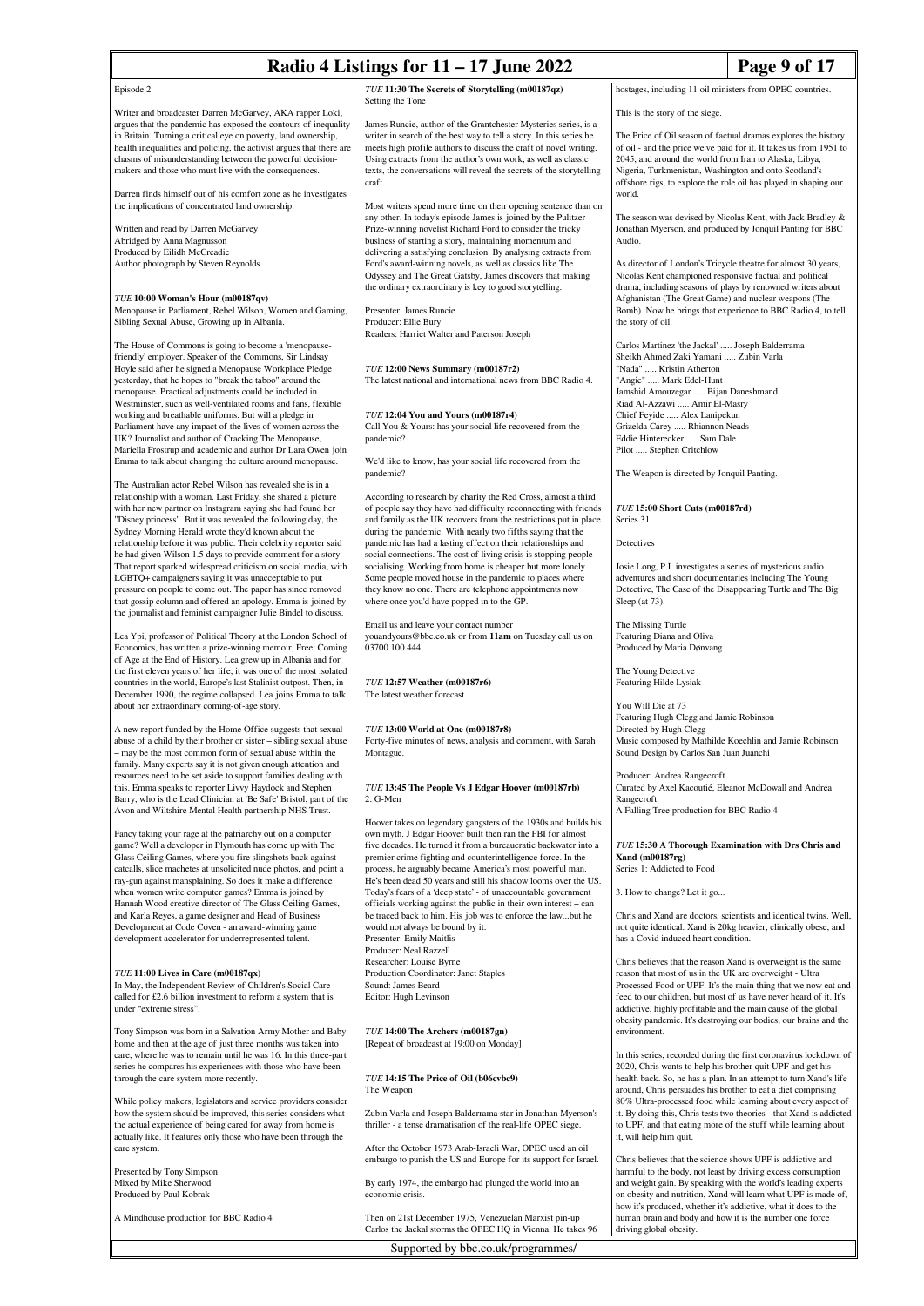Episode 2

Writer and broadcaster Darren McGarvey, AKA rapper Loki, argues that the pandemic has exposed the contours of inequality in Britain. Turning a critical eye on poverty, land ownership, health inequalities and policing, the activist argues that there are chasms of misunderstanding between the powerful decision-makers and those who must live with the consequences.

Darren finds himself out of his comfort zone as he investigates the implications of concentrated land ownership.

Written and read by Darren McGarvey
Abridged by Anna Magnusson
Produced by Eilidh McCreadie
Author photograph by Steven Reynolds

### *TUE* 10:00 Woman's Hour (m00187qv)

Menopause in Parliament, Rebel Wilson, Women and Gaming, Sibling Sexual Abuse, Growing up in Albania.

The House of Commons is going to become a 'menopause-friendly' employer. Speaker of the Commons, Sir Lindsay Hoyle said after he signed a Menopause Workplace Pledge yesterday, that he hopes to "break the taboo" around the menopause. Practical adjustments could be included in Westminster, such as well-ventilated rooms and fans, flexible working and breathable uniforms. But will a pledge in Parliament have any impact of the lives of women across the UK? Journalist and author of Cracking The Menopause, Mariella Frostrup and academic and author Dr Lara Owen join Emma to talk about changing the culture around menopause.

The Australian actor Rebel Wilson has revealed she is in a relationship with a woman. Last Friday, she shared a picture with her new partner on Instagram saying she had found her "Disney princess". But it was revealed the following day, the Sydney Morning Herald wrote they'd known about the relationship before it was public. Their celebrity reporter said he had given Wilson 1.5 days to provide comment for a story. That report sparked widespread criticism on social media, with LGBTQ+ campaigners saying it was unacceptable to put pressure on people to come out. The paper has since removed that gossip column and offered an apology. Emma is joined by the journalist and feminist campaigner Julie Bindel to discuss.

Lea Ypi, professor of Political Theory at the London School of Economics, has written a prize-winning memoir, Free: Coming of Age at the End of History. Lea grew up in Albania and for the first eleven years of her life, it was one of the most isolated countries in the world, Europe's last Stalinist outpost. Then, in December 1990, the regime collapsed. Lea joins Emma to talk about her extraordinary coming-of-age story.

A new report funded by the Home Office suggests that sexual abuse of a child by their brother or sister – sibling sexual abuse – may be the most common form of sexual abuse within the family. Many experts say it is not given enough attention and resources need to be set aside to support families dealing with this. Emma speaks to reporter Livvy Haydock and Stephen Barry, who is the Lead Clinician at 'Be Safe' Bristol, part of the Avon and Wiltshire Mental Health partnership NHS Trust.

Fancy taking your rage at the patriarchy out on a computer game? Well a developer in Plymouth has come up with The Glass Ceiling Games, where you fire slingshots back against catcalls, slice machetes at unsolicited nude photos, and point a ray-gun against mansplaining. So does it make a difference when women write computer games? Emma is joined by Hannah Wood creative director of The Glass Ceiling Games, and Karla Reyes, a game designer and Head of Business Development at Code Coven - an award-winning game development accelerator for underrepresented talent.

### *TUE* 11:00 Lives in Care (m00187qx)

In May, the Independent Review of Children's Social Care called for £2.6 billion investment to reform a system that is under "extreme stress".

Tony Simpson was born in a Salvation Army Mother and Baby home and then at the age of just three months was taken into care, where he was to remain until he was 16. In this three-part series he compares his experiences with those who have been through the care system more recently.

While policy makers, legislators and service providers consider how the system should be improved, this series considers what the actual experience of being cared for away from home is actually like. It features only those who have been through the care system.

Presented by Tony Simpson
Mixed by Mike Sherwood
Produced by Paul Kobrak

A Mindhouse production for BBC Radio 4

### *TUE* 11:30 The Secrets of Storytelling (m00187qz)

Setting the Tone

James Runcie, author of the Grantchester Mysteries series, is a writer in search of the best way to tell a story. In this series he meets high profile authors to discuss the craft of novel writing. Using extracts from the author's own work, as well as classic texts, the conversations will reveal the secrets of the storytelling craft.

Most writers spend more time on their opening sentence than on any other. In today's episode James is joined by the Pulitzer Prize-winning novelist Richard Ford to consider the tricky business of starting a story, maintaining momentum and delivering a satisfying conclusion. By analysing extracts from Ford's award-winning novels, as well as classics like The Odyssey and The Great Gatsby, James discovers that making the ordinary extraordinary is key to good storytelling.

Presenter: James Runcie
Producer: Ellie Bury
Readers: Harriet Walter and Paterson Joseph

### *TUE* 12:00 News Summary (m00187r2)

The latest national and international news from BBC Radio 4.

### *TUE* 12:04 You and Yours (m00187r4)

Call You & Yours: has your social life recovered from the pandemic?

We'd like to know, has your social life recovered from the pandemic?

According to research by charity the Red Cross, almost a third of people say they have had difficulty reconnecting with friends and family as the UK recovers from the restrictions put in place during the pandemic. With nearly two fifths saying that the pandemic has had a lasting effect on their relationships and social connections. The cost of living crisis is stopping people socialising. Working from home is cheaper but more lonely. Some people moved house in the pandemic to places where they know no one. There are telephone appointments now where once you'd have popped in to the GP.

Email us and leave your contact number youandyours@bbc.co.uk or from **11am** on Tuesday call us on 03700 100 444.

### *TUE* 12:57 Weather (m00187r6)

The latest weather forecast

### *TUE* 13:00 World at One (m00187r8)

Forty-five minutes of news, analysis and comment, with Sarah Montague.

### *TUE* 13:45 The People Vs J Edgar Hoover (m00187rb)

2. G-Men

Hoover takes on legendary gangsters of the 1930s and builds his own myth. J Edgar Hoover built then ran the FBI for almost five decades. He turned it from a bureaucratic backwater into a premier crime fighting and counterintelligence force. In the process, he arguably became America's most powerful man. He's been dead 50 years and still his shadow looms over the US. Today's fears of a 'deep state' - of unaccountable government officials working against the public in their own interest – can be traced back to him. His job was to enforce the law...but he would not always be bound by it.
Presenter: Emily Maitlis
Producer: Neal Razzell
Researcher: Louise Byrne
Production Coordinator: Janet Staples
Sound: James Beard
Editor: Hugh Levinson

### *TUE* 14:00 The Archers (m00187gn)

[Repeat of broadcast at 19:00 on Monday]

### *TUE* 14:15 The Price of Oil (b06cvbc9)

The Weapon

Zubin Varla and Joseph Balderrama star in Jonathan Myerson's thriller - a tense dramatisation of the real-life OPEC siege.

After the October 1973 Arab-Israeli War, OPEC used an oil embargo to punish the US and Europe for its support for Israel.

By early 1974, the embargo had plunged the world into an economic crisis.

Then on 21st December 1975, Venezuelan Marxist pin-up Carlos the Jackal storms the OPEC HQ in Vienna. He takes 96 hostages, including 11 oil ministers from OPEC countries.

This is the story of the siege.

The Price of Oil season of factual dramas explores the history of oil - and the price we've paid for it. It takes us from 1951 to 2045, and around the world from Iran to Alaska, Libya, Nigeria, Turkmenistan, Washington and onto Scotland's offshore rigs, to explore the role oil has played in shaping our world.

The season was devised by Nicolas Kent, with Jack Bradley & Jonathan Myerson, and produced by Jonquil Panting for BBC Audio.

As director of London's Tricycle theatre for almost 30 years, Nicolas Kent championed responsive factual and political drama, including seasons of plays by renowned writers about Afghanistan (The Great Game) and nuclear weapons (The Bomb). Now he brings that experience to BBC Radio 4, to tell the story of oil.

Carlos Martinez 'the Jackal' ..... Joseph Balderrama
Sheikh Ahmed Zaki Yamani ..... Zubin Varla
"Nada" ..... Kristin Atherton
"Angie" ..... Mark Edel-Hunt
Jamshid Amouzegar ..... Bijan Daneshmand
Riad Al-Azzawi ..... Amir El-Masry
Chief Feyide ..... Alex Lanipekun
Grizelda Carey ..... Rhiannon Neads
Eddie Hinterecker ..... Sam Dale
Pilot ..... Stephen Critchlow

The Weapon is directed by Jonquil Panting.

### *TUE* 15:00 Short Cuts (m00187rd)

Series 31

Detectives

Josie Long, P.I. investigates a series of mysterious audio adventures and short documentaries including The Young Detective, The Case of the Disappearing Turtle and The Big Sleep (at 73).

The Missing Turtle
Featuring Diana and Oliva
Produced by Maria Dønvang

The Young Detective
Featuring Hilde Lysiak

You Will Die at 73
Featuring Hugh Clegg and Jamie Robinson
Directed by Hugh Clegg
Music composed by Mathilde Koechlin and Jamie Robinson
Sound Design by Carlos San Juan Juanchi

Producer: Andrea Rangecroft
Curated by Axel Kacoutié, Eleanor McDowall and Andrea Rangecroft
A Falling Tree production for BBC Radio 4

### *TUE* 15:30 A Thorough Examination with Drs Chris and Xand (m00187rg)

Series 1: Addicted to Food

3. How to change? Let it go...

Chris and Xand are doctors, scientists and identical twins. Well, not quite identical. Xand is 20kg heavier, clinically obese, and has a Covid induced heart condition.

Chris believes that the reason Xand is overweight is the same reason that most of us in the UK are overweight - Ultra Processed Food or UPF. It's the main thing that we now eat and feed to our children, but most of us have never heard of it. It's addictive, highly profitable and the main cause of the global obesity pandemic. It's destroying our bodies, our brains and the environment.

In this series, recorded during the first coronavirus lockdown of 2020, Chris wants to help his brother quit UPF and get his health back. So, he has a plan. In an attempt to turn Xand's life around, Chris persuades his brother to eat a diet comprising 80% Ultra-processed food while learning about every aspect of it. By doing this, Chris tests two theories - that Xand is addicted to UPF, and that eating more of the stuff while learning about it, will help him quit.

Chris believes that the science shows UPF is addictive and harmful to the body, not least by driving excess consumption and weight gain. By speaking with the world's leading experts on obesity and nutrition, Xand will learn what UPF is made of, how it's produced, whether it's addictive, what it does to the human brain and body and how it is the number one force driving global obesity.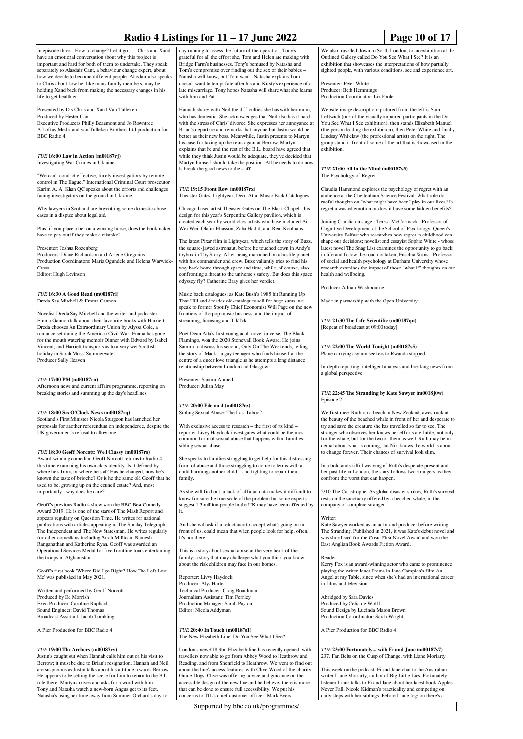In episode three - How to change? Let it go… - Chris and Xand have an emotional conversation about why this project is important and hard for both of them to undertake. They speak separately to Alasdair Cant, a behaviour change expert, about how we decide to become different people. Alasdair also speaks to Chris about how he, like many family members, may be holding Xand back from making the necessary changes in his life to get healthier.

Presented by Drs Chris and Xand Van Tulleken
Produced by Hester Cant
Executive Producers Philly Beaumont and Jo Rowntree
A Loftus Media and van Tulleken Brothers Ltd production for BBC Radio 4

### *TUE* 16:00 Law in Action (m00187rj)

Investigating War Crimes in Ukraine

"We can't conduct effective, timely investigations by remote control in The Hague." International Criminal Court prosecutor Karim A. A. Khan QC speaks about the efforts and challenges facing investigators on the ground in Ukraine.

Why lawyers in Scotland are boycotting some domestic abuse cases in a dispute about legal aid.

Plus, if you place a bet on a winning horse, does the bookmaker have to pay out if they make a mistake?

Presenter: Joshua Rozenberg
Producers: Diane Richardson and Arlene Gregorius
Production Coordinators: Maria Ogundele and Helena Warwick-Cross
Editor: Hugh Levinson

### *TUE* 16:30 A Good Read (m00187rl)

Dreda Say Mitchell & Emma Gannon

Novelist Dreda Say Mitchell and the writer and podcaster Emma Gannon talk about their favourite books with Harriett. Dreda chooses An Extraordinary Union by Alyssa Cole, a romance set during the American Civil War. Emma has gone for the mouth watering memoir Dinner with Edward by Isabel Vincent, and Harriett transports us to a very wet Scottish holiday in Sarah Moss' Summerwater.
Producer Sally Heaven

### *TUE* 17:00 PM (m00187rn)

Afternoon news and current affairs programme, reporting on breaking stories and summing up the day's headlines

### *TUE* 18:00 Six O'Clock News (m00187rq)

Scotland's First Minister Nicola Sturgeon has launched her proposals for another referendum on independence, despite the UK government's refusal to allow one

### *TUE* 18:30 Geoff Norcott: Well Classy (m00187rs)

Award-winning comedian Geoff Norcott returns to Radio 4, this time examining his own class identity. Is it defined by where he's from, or where he's at? Has he changed, now he's known the taste of brioche? Or is he the same old Geoff that he used to be, growing up on the council estate? And, most importantly - why does he care?

Geoff's previous Radio 4 show won the BBC Best Comedy Award 2019. He is one of the stars of The Mash Report and appears regularly on Question Time. He writes for national publications with articles appearing in The Sunday Telegraph, The Independent and The New Statesman. He writes regularly for other comedians including Sarah Millican, Romesh Ranganathan and Katherine Ryan. Geoff was awarded an Operational Services Medal for five frontline tours entertaining the troops in Afghanistan.

Geoff's first book 'Where Did I go Right? How The Left Lost Me' was published in May 2021.

Written and performed by Geoff Norcott
Produced by Ed Morrish
Exec Producer: Caroline Raphael
Sound Engineer: David Thomas
Broadcast Assistant: Jacob Tombling

A Pier Production for BBC Radio 4

### *TUE* 19:00 The Archers (m00187rv)

Justin's caught out when Hannah calls him out on his visit to Berrow; it must be due to Brian's resignation. Hannah and Neil are suspicious as Justin talks about his attitude towards Berrow. He appears to be setting the scene for him to return to the B.L. role there. Martyn arrives and asks for a word with him.
Tony and Natasha watch a new-born Angus get to its feet.
Natasha's using her time away from Summer Orchard's day-to-day running to assess the future of the operation. Tony's grateful for all the effort she, Tom and Helen are making with Bridge Farm's businesses. Tony's bemused by Natasha and Tom's compromise over finding out the sex of their babies – Natasha will know, but Tom won't. Natasha explains Tom doesn't want to tempt fate after his and Kirsty's experience of a late miscarriage. Tony hopes Natasha will share what she learns with him and Pat.

Hannah shares with Neil the difficulties she has with her mum, who has dementia. She acknowledges that Neil also has it hard with the stress of Chris' divorce. She expresses her annoyance at Brian's departure and remarks that anyone but Justin would be better as their new boss. Meanwhile, Justin presents to Martyn his case for taking up the reins again at Berrow. Martyn explains that he and the rest of the B.L. board have agreed that while they think Justin would be adequate, they've decided that Martyn himself should take the position. All he needs to do now is break the good news to the staff.

### *TUE* 19:15 Front Row (m00187rx)

Theaster Gates, Lightyear, Dean Atta, Music Back Catalogues

Chicago based artist Theaster Gates on The Black Chapel - his design for this year's Serpentine Gallery pavilion, which is created each year by world class artists who have included Ai Wei Wei, Olafur Eliasson, Zaha Hadid, and Rem Koolhaus.

The latest Pixar film is Lightyear, which tells the story of Buzz, the square-jawed astronaut, before he touched down in Andy's toybox in Toy Story. After being marooned on a hostile planet with his commander and crew, Buzz valiantly tries to find his way back home through space and time, while, of course, also confronting a threat to the universe's safety. But does this space odyssey fly? Catherine Bray gives her verdict.

Music back catalogues: as Kate Bush's 1985 hit Running Up That Hill and decades old-catalogues sell for huge sums, we speak to former Spotify Chief Economist Will Page on the new frontiers of the pop music business, and the impact of streaming, licensing and TikTok.

Poet Dean Atta's first young adult novel in verse, The Black Flamingo, won the 2020 Stonewall Book Award. He joins Samira to discuss his second, Only On The Weekends, telling the story of Mack - a gay teenager who finds himself at the centre of a queer love triangle as he attempts a long distance relationship between London and Glasgow.

Presenter: Samira Ahmed
Producer: Julian May

### *TUE* 20:00 File on 4 (m00187rz)

Sibling Sexual Abuse: The Last Taboo?

With exclusive access to research – the first of its kind – reporter Livvy Haydock investigates what could be the most common form of sexual abuse that happens within families: sibling sexual abuse.

She speaks to families struggling to get help for this distressing form of abuse and those struggling to come to terms with a child harming another child – and fighting to repair their family.

As she will find out, a lack of official data makes it difficult to know for sure the true scale of the problem but some experts suggest 1.3 million people in the UK may have been affected by it.

And she will ask if a reluctance to accept what's going on in front of us, could mean that when people look for help, often, it's not there.

This is a story about sexual abuse at the very heart of the family; a story that may challenge what you think you know about the risk children may face in our homes.

Reporter: Livvy Haydock
Producer: Alys Harte
Technical Producer: Craig Boardman
Journalism Assistant: Tim Fernley
Production Manager: Sarah Payton
Editor: Nicola Addyman

### *TUE* 20:40 In Touch (m00187s1)

The New Elizabeth Line; Do You See What I See?

London's new £18.9bn Elizabeth line has recently opened, with travellers now able to go from Abbey Wood to Heathrow and Reading, and from Shenfield to Heathrow. We went to find out about the line's access features, with Clive Wood of the charity Guide Dogs. Clive was offering advice and guidance on the accessible design of the new line and he believes there is more that can be done to ensure full accessibility. We put his concerns to TfL's chief customer officer, Mark Evers.

We also travelled down to South London, to an exhibition at the Outlined Gallery called Do You See What I See? It is an exhibition that showcases the interpretations of how partially sighted people, with various conditions, see and experience art.

Presenter: Peter White
Producer: Beth Hemmings
Production Coordinator: Liz Poole

Website image description: pictured from the left is Sam Leftwich (one of the visually impaired participants in the Do You See What I See exhibition), then stands Elizabeth Manuel (the person leading the exhibition), then Peter White and finally Lindsay Whitelaw (the professional artist) on the right. The group stand in front of some of the art that is showcased in the exhibition.

### *TUE* 21:00 All in the Mind (m00187s3)

The Psychology of Regret

Claudia Hammond explores the psychology of regret with an audience at the Cheltenham Science Festival. What role do rueful thoughts on "what might have been" play in our lives? Is regret a wasted emotion or does it have some hidden benefits?

Joining Claudia on stage : Teresa McCormack - Professor of Cognitive Development at the School of Psychology, Queen's University Belfast who researches how regret in childhood can shape our decisions; novelist and essayist Sophie White - whose latest novel The Snag List examines the opportunity to go back in life and follow the road not taken; Fuschia Sirois - Professor of social and health psychology at Durham University whose research examines the impact of those "what if" thoughts on our health and wellbeing.

Producer Adrian Washbourne

Made in partnership with the Open University

### *TUE* 21:30 The Life Scientific (m00187qn)

[Repeat of broadcast at 09:00 today]

### *TUE* 22:00 The World Tonight (m00187s5)

Plane carrying asylum seekers to Rwanda stopped

In-depth reporting, intelligent analysis and breaking news from a global perspective

### *TUE* 22:45 The Stranding by Kate Sawyer (m0018j0w)

Episode 2

We first meet Ruth on a beach in New Zealand, awestruck at the beauty of the beached whale in front of her and desperate to try and save the creature she has travelled so far to see. The stranger who observes her knows her efforts are futile, not only for the whale, but for the two of them as well. Ruth may be in denial about what is coming, but Nik knows the world is about to change forever. Their chances of survival look slim.

In a bold and skilful weaving of Ruth's desperate present and her past life in London, the story follows two strangers as they confront the worst that can happen.

2/10 The Catastrophe. As global disaster strikes, Ruth's survival rests on the sanctuary offered by a beached whale, in the company of complete stranger.

Writer:
Kate Sawyer worked as an actor and producer before writing The Stranding. Published in 2021, it was Kate's debut novel and was shortlisted for the Costa First Novel Award and won the East Anglian Book Awards Fiction Award.

Reader:
Kerry Fox is an award-winning actor who came to prominence playing the writer Janet Frame in Jane Campion's film An Angel at my Table, since when she's had an international career in films and television.

Abridged by Sara Davies
Produced by Celia de Wolff
Sound Design by Lucinda Mason Brown
Production Co-ordinator: Sarah Wright

A Pier Production for BBC Radio 4

### *TUE* 23:00 Fortunately... with Fi and Jane (m00187s7)

237. Fan Belts on the Cusp of Change, with Liane Moriarty

This week on the podcast, Fi and Jane chat to the Australian writer Liane Moriarty, author of Big Little Lies. Fortunately listener Liane talks to Fi and Jane about her latest book Apples Never Fall, Nicole Kidman's practicality and competing on daily steps with her siblings. Before Liane logs on there's a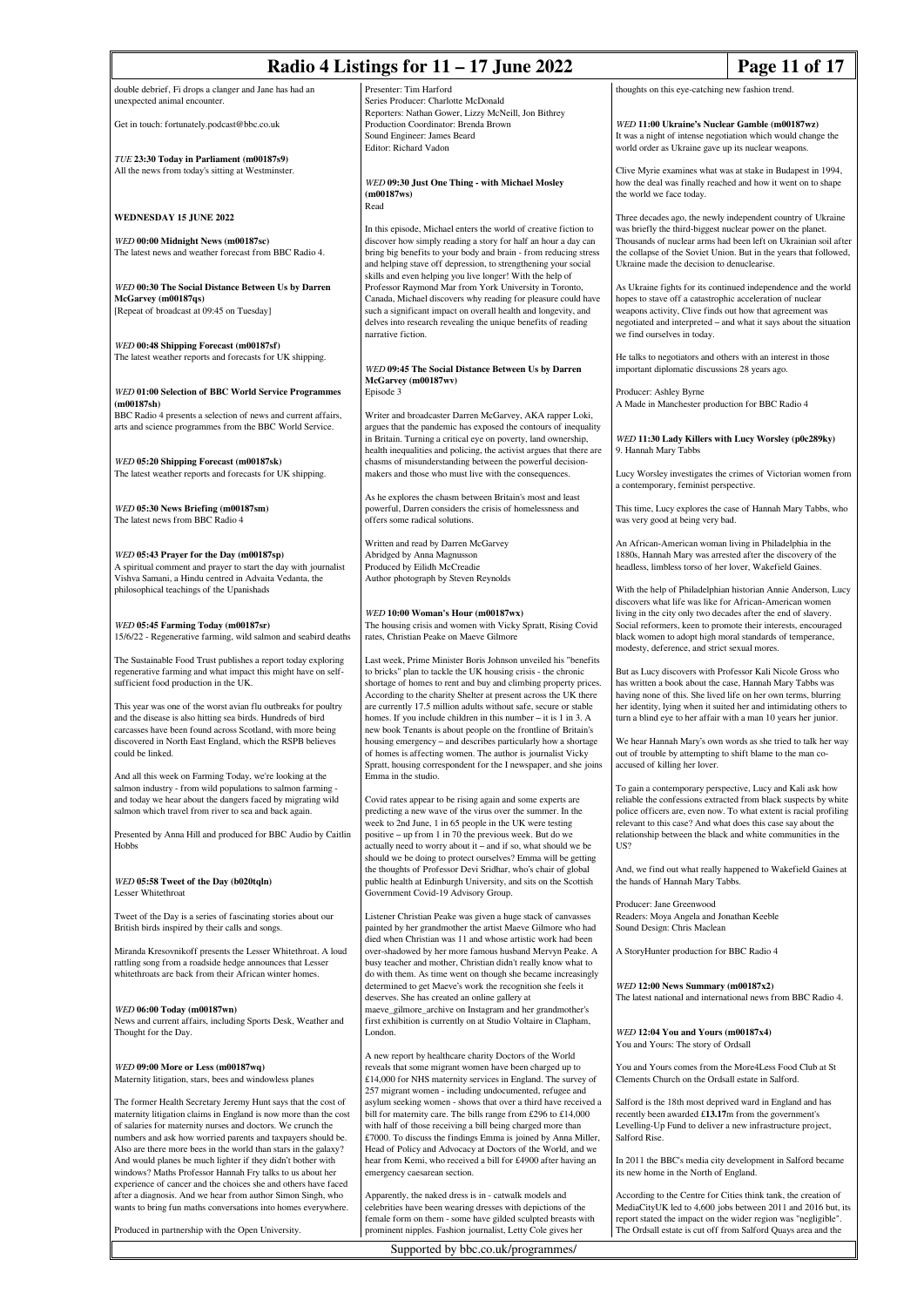double debrief, Fi drops a clanger and Jane has had an unexpected animal encounter.

Get in touch: fortunately.podcast@bbc.co.uk

*TUE* **23:30 Today in Parliament (m00187s9)**
All the news from today's sitting at Westminster.

**WEDNESDAY 15 JUNE 2022**

*WED* **00:00 Midnight News (m00187sc)**
The latest news and weather forecast from BBC Radio 4.

*WED* **00:30 The Social Distance Between Us by Darren McGarvey (m00187qs)**
[Repeat of broadcast at 09:45 on Tuesday]

*WED* **00:48 Shipping Forecast (m00187sf)**
The latest weather reports and forecasts for UK shipping.

*WED* **01:00 Selection of BBC World Service Programmes (m00187sh)**
BBC Radio 4 presents a selection of news and current affairs, arts and science programmes from the BBC World Service.

*WED* **05:20 Shipping Forecast (m00187sk)**
The latest weather reports and forecasts for UK shipping.

*WED* **05:30 News Briefing (m00187sm)**
The latest news from BBC Radio 4

*WED* **05:43 Prayer for the Day (m00187sp)**
A spiritual comment and prayer to start the day with journalist Vishva Samani, a Hindu centred in Advaita Vedanta, the philosophical teachings of the Upanishads

*WED* **05:45 Farming Today (m00187sr)**
15/6/22 - Regenerative farming, wild salmon and seabird deaths

The Sustainable Food Trust publishes a report today exploring regenerative farming and what impact this might have on self-sufficient food production in the UK.

This year was one of the worst avian flu outbreaks for poultry and the disease is also hitting sea birds. Hundreds of bird carcasses have been found across Scotland, with more being discovered in North East England, which the RSPB believes could be linked.

And all this week on Farming Today, we're looking at the salmon industry - from wild populations to salmon farming - and today we hear about the dangers faced by migrating wild salmon which travel from river to sea and back again.

Presented by Anna Hill and produced for BBC Audio by Caitlin Hobbs

*WED* **05:58 Tweet of the Day (b020tqln)**
Lesser Whitethroat

Tweet of the Day is a series of fascinating stories about our British birds inspired by their calls and songs.

Miranda Krestovnikoff presents the Lesser Whitethroat. A loud rattling song from a roadside hedge announces that Lesser whitethroats are back from their African winter homes.

*WED* **06:00 Today (m00187wn)**
News and current affairs, including Sports Desk, Weather and Thought for the Day.

*WED* **09:00 More or Less (m00187wq)**
Maternity litigation, stars, bees and windowless planes

The former Health Secretary Jeremy Hunt says that the cost of maternity litigation claims in England is now more than the cost of salaries for maternity nurses and doctors. We crunch the numbers and ask how worried parents and taxpayers should be. Also are there more bees in the world than stars in the galaxy? And would planes be much lighter if they didn't bother with windows? Maths Professor Hannah Fry talks to us about her experience of cancer and the choices she and others have faced after a diagnosis. And we hear from author Simon Singh, who wants to bring fun maths conversations into homes everywhere.

Produced in partnership with the Open University.

Presenter: Tim Harford
Series Producer: Charlotte McDonald
Reporters: Nathan Gower, Lizzy McNeill, Jon Bithrey
Production Coordinator: Brenda Brown
Sound Engineer: James Beard
Editor: Richard Vadon

*WED* **09:30 Just One Thing - with Michael Mosley (m00187ws)**
Read

In this episode, Michael enters the world of creative fiction to discover how simply reading a story for half an hour a day can bring big benefits to your body and brain - from reducing stress and helping stave off depression, to strengthening your social skills and even helping you live longer! With the help of Professor Raymond Mar from York University in Toronto, Canada, Michael discovers why reading for pleasure could have such a significant impact on overall health and longevity, and delves into research revealing the unique benefits of reading narrative fiction.

*WED* **09:45 The Social Distance Between Us by Darren McGarvey (m00187wv)**
Episode 3

Writer and broadcaster Darren McGarvey, AKA rapper Loki, argues that the pandemic has exposed the contours of inequality in Britain. Turning a critical eye on poverty, land ownership, health inequalities and policing, the activist argues that there are chasms of misunderstanding between the powerful decision-makers and those who must live with the consequences.

As he explores the chasm between Britain's most and least powerful, Darren considers the crisis of homelessness and offers some radical solutions.

Written and read by Darren McGarvey
Abridged by Anna Magnusson
Produced by Eilidh McCreadie
Author photograph by Steven Reynolds

*WED* **10:00 Woman's Hour (m00187wx)**
The housing crisis and women with Vicky Spratt, Rising Covid rates, Christian Peake on Maeve Gilmore

Last week, Prime Minister Boris Johnson unveiled his "benefits to bricks" plan to tackle the UK housing crisis - the chronic shortage of homes to rent and buy and climbing property prices. According to the charity Shelter at present across the UK there are currently 17.5 million adults without safe, secure or stable homes. If you include children in this number – it is 1 in 3. A new book Tenants is about people on the frontline of Britain's housing emergency – and describes particularly how a shortage of homes is affecting women. The author is journalist Vicky Spratt, housing correspondent for the I newspaper, and she joins Emma in the studio.

Covid rates appear to be rising again and some experts are predicting a new wave of the virus over the summer. In the week to 2nd June, 1 in 65 people in the UK were testing positive – up from 1 in 70 the previous week. But do we actually need to worry about it – and if so, what should we be should we be doing to protect ourselves? Emma will be getting the thoughts of Professor Devi Sridhar, who's chair of global public health at Edinburgh University, and sits on the Scottish Government Covid-19 Advisory Group.

Listener Christian Peake was given a huge stack of canvasses painted by her grandmother the artist Maeve Gilmore who had died when Christian was 11 and whose artistic work had been over-shadowed by her more famous husband Mervyn Peake. A busy teacher and mother, Christian didn't really know what to do with them. As time went on though she became increasingly determined to get Maeve's work the recognition she feels it deserves. She has created an online gallery at maeve_gilmore_archive on Instagram and her grandmother's first exhibition is currently on at Studio Voltaire in Clapham, London.

A new report by healthcare charity Doctors of the World reveals that some migrant women have been charged up to £14,000 for NHS maternity services in England. The survey of 257 migrant women - including undocumented, refugee and asylum seeking women - shows that over a third have received a bill for maternity care. The bills range from £296 to £14,000 with half of those receiving a bill being charged more than £7000. To discuss the findings Emma is joined by Anna Miller, Head of Policy and Advocacy at Doctors of the World, and we hear from Kemi, who received a bill for £4900 after having an emergency caesarean section.

Apparently, the naked dress is in - catwalk models and celebrities have been wearing dresses with depictions of the female form on them - some have gilded sculpted breasts with prominent nipples. Fashion journalist, Letty Cole gives her thoughts on this eye-catching new fashion trend.

*WED* **11:00 Ukraine's Nuclear Gamble (m00187wz)**
It was a night of intense negotiation which would change the world order as Ukraine gave up its nuclear weapons.

Clive Myrie examines what was at stake in Budapest in 1994, how the deal was finally reached and how it went on to shape the world we face today.

Three decades ago, the newly independent country of Ukraine was briefly the third-biggest nuclear power on the planet. Thousands of nuclear arms had been left on Ukrainian soil after the collapse of the Soviet Union. But in the years that followed, Ukraine made the decision to denuclearise.

As Ukraine fights for its continued independence and the world hopes to stave off a catastrophic acceleration of nuclear weapons activity, Clive finds out how that agreement was negotiated and interpreted – and what it says about the situation we find ourselves in today.

He talks to negotiators and others with an interest in those important diplomatic discussions 28 years ago.

Producer: Ashley Byrne
A Made in Manchester production for BBC Radio 4

*WED* **11:30 Lady Killers with Lucy Worsley (p0c289ky)**
9. Hannah Mary Tabbs

Lucy Worsley investigates the crimes of Victorian women from a contemporary, feminist perspective.

This time, Lucy explores the case of Hannah Mary Tabbs, who was very good at being very bad.

An African-American woman living in Philadelphia in the 1880s, Hannah Mary was arrested after the discovery of the headless, limbless torso of her lover, Wakefield Gaines.

With the help of Philadelphian historian Annie Anderson, Lucy discovers what life was like for African-American women living in the city only two decades after the end of slavery. Social reformers, keen to promote their interests, encouraged black women to adopt high moral standards of temperance, modesty, deference, and strict sexual mores.

But as Lucy discovers with Professor Kali Nicole Gross who has written a book about the case, Hannah Mary Tabbs was having none of this. She lived life on her own terms, blurring her identity, lying when it suited her and intimidating others to turn a blind eye to her affair with a man 10 years her junior.

We hear Hannah Mary's own words as she tried to talk her way out of trouble by attempting to shift blame to the man co-accused of killing her lover.

To gain a contemporary perspective, Lucy and Kali ask how reliable the confessions extracted from black suspects by white police officers are, even now. To what extent is racial profiling relevant to this case? And what does this case say about the relationship between the black and white communities in the US?

And, we find out what really happened to Wakefield Gaines at the hands of Hannah Mary Tabbs.

Producer: Jane Greenwood
Readers: Moya Angela and Jonathan Keeble
Sound Design: Chris Maclean

A StoryHunter production for BBC Radio 4

*WED* **12:00 News Summary (m00187x2)**
The latest national and international news from BBC Radio 4.

*WED* **12:04 You and Yours (m00187x4)**
You and Yours: The story of Ordsall

You and Yours comes from the More4Less Food Club at St Clements Church on the Ordsall estate in Salford.

Salford is the 18th most deprived ward in England and has recently been awarded £**13.17**m from the government's Levelling-Up Fund to deliver a new infrastructure project, Salford Rise.

In 2011 the BBC's media city development in Salford became its new home in the North of England.

According to the Centre for Cities think tank, the creation of MediaCityUK led to 4,600 jobs between 2011 and 2016 but, its report stated the impact on the wider region was "negligible". The Ordsall estate is cut off from Salford Quays area and the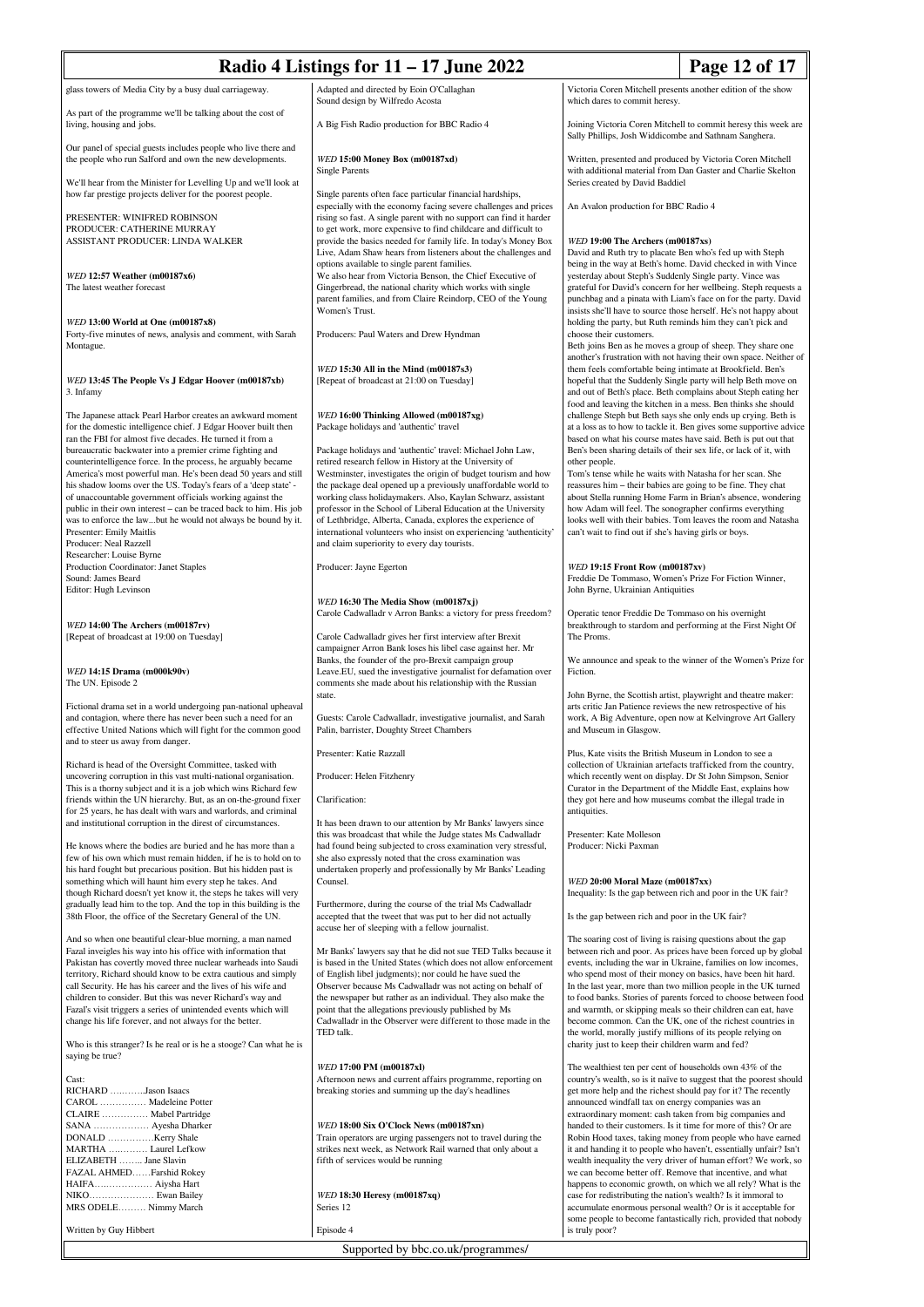glass towers of Media City by a busy dual carriageway.

As part of the programme we'll be talking about the cost of living, housing and jobs.

Our panel of special guests includes people who live there and the people who run Salford and own the new developments.

We'll hear from the Minister for Levelling Up and we'll look at how far prestige projects deliver for the poorest people.

PRESENTER: WINIFRED ROBINSON
PRODUCER: CATHERINE MURRAY
ASSISTANT PRODUCER: LINDA WALKER

*WED* **12:57 Weather (m00187x6)**
The latest weather forecast

*WED* **13:00 World at One (m00187x8)**
Forty-five minutes of news, analysis and comment, with Sarah Montague.

*WED* **13:45 The People Vs J Edgar Hoover (m00187xb)**
3. Infamy

The Japanese attack Pearl Harbor creates an awkward moment for the domestic intelligence chief. J Edgar Hoover built then ran the FBI for almost five decades. He turned it from a bureaucratic backwater into a premier crime fighting and counterintelligence force. In the process, he arguably became America's most powerful man. He's been dead 50 years and still his shadow looms over the US. Today's fears of a 'deep state' - of unaccountable government officials working against the public in their own interest – can be traced back to him. His job was to enforce the law...but he would not always be bound by it.
Presenter: Emily Maitlis
Producer: Neal Razzell
Researcher: Louise Byrne
Production Coordinator: Janet Staples
Sound: James Beard
Editor: Hugh Levinson

*WED* **14:00 The Archers (m00187rv)**
[Repeat of broadcast at 19:00 on Tuesday]

*WED* **14:15 Drama (m000k90v)**
The UN. Episode 2

Fictional drama set in a world undergoing pan-national upheaval and contagion, where there has never been such a need for an effective United Nations which will fight for the common good and to steer us away from danger.

Richard is head of the Oversight Committee, tasked with uncovering corruption in this vast multi-national organisation. This is a thorny subject and it is a job which wins Richard few friends within the UN hierarchy. But, as an on-the-ground fixer for 25 years, he has dealt with wars and warlords, and criminal and institutional corruption in the direst of circumstances.

He knows where the bodies are buried and he has more than a few of his own which must remain hidden, if he is to hold on to his hard fought but precarious position. But his hidden past is something which will haunt him every step he takes. And though Richard doesn't yet know it, the steps he takes will very gradually lead him to the top. And the top in this building is the 38th Floor, the office of the Secretary General of the UN.

And so when one beautiful clear-blue morning, a man named Fazal inveigles his way into his office with information that Pakistan has covertly moved three nuclear warheads into Saudi territory, Richard should know to be extra cautious and simply call Security. He has his career and the lives of his wife and children to consider. But this was never Richard's way and Fazal's visit triggers a series of unintended events which will change his life forever, and not always for the better.

Who is this stranger? Is he real or is he a stooge? Can what he is saying be true?

Cast:
RICHARD ………..Jason Isaacs
CAROL …………… Madeleine Potter
CLAIRE …………… Mabel Partridge
SANA ……………… Ayesha Dharker
DONALD ……………Kerry Shale
MARTHA …………. Laurel Lefkow
ELIZABETH …….. Jane Slavin
FAZAL AHMED……Farshid Rokey
HAIFA……………… Aiysha Hart
NIKO………………… Ewan Bailey
MRS ODELE……… Nimmy March

Written by Guy Hibbert
Adapted and directed by Eoin O'Callaghan
Sound design by Wilfredo Acosta

A Big Fish Radio production for BBC Radio 4

*WED* **15:00 Money Box (m00187xd)**
Single Parents

Single parents often face particular financial hardships, especially with the economy facing severe challenges and prices rising so fast. A single parent with no support can find it harder to get work, more expensive to find childcare and difficult to provide the basics needed for family life. In today's Money Box Live, Adam Shaw hears from listeners about the challenges and options available to single parent families.
We also hear from Victoria Benson, the Chief Executive of Gingerbread, the national charity which works with single parent families, and from Claire Reindorp, CEO of the Young Women's Trust.

Producers: Paul Waters and Drew Hyndman

*WED* **15:30 All in the Mind (m00187s3)**
[Repeat of broadcast at 21:00 on Tuesday]

*WED* **16:00 Thinking Allowed (m00187xg)**
Package holidays and 'authentic' travel

Package holidays and 'authentic' travel: Michael John Law, retired research fellow in History at the University of Westminster, investigates the origin of budget tourism and how the package deal opened up a previously unaffordable world to working class holidaymakers. Also, Kaylan Schwarz, assistant professor in the School of Liberal Education at the University of Lethbridge, Alberta, Canada, explores the experience of international volunteers who insist on experiencing 'authenticity' and claim superiority to every day tourists.

Producer: Jayne Egerton

*WED* **16:30 The Media Show (m00187xj)**
Carole Cadwalladr v Arron Banks: a victory for press freedom?

Carole Cadwalladr gives her first interview after Brexit campaigner Arron Bank loses his libel case against her. Mr Banks, the founder of the pro-Brexit campaign group Leave.EU, sued the investigative journalist for defamation over comments she made about his relationship with the Russian state.

Guests: Carole Cadwalladr, investigative journalist, and Sarah Palin, barrister, Doughty Street Chambers

Presenter: Katie Razzall

Producer: Helen Fitzhenry

Clarification:

It has been drawn to our attention by Mr Banks' lawyers since this was broadcast that while the Judge states Ms Cadwalladr had found being subjected to cross examination very stressful, she also expressly noted that the cross examination was undertaken properly and professionally by Mr Banks' Leading Counsel.

Furthermore, during the course of the trial Ms Cadwalladr accepted that the tweet that was put to her did not actually accuse her of sleeping with a fellow journalist.

Mr Banks' lawyers say that he did not sue TED Talks because it is based in the United States (which does not allow enforcement of English libel judgments); nor could he have sued the Observer because Ms Cadwalladr was not acting on behalf of the newspaper but rather as an individual. They also make the point that the allegations previously published by Ms Cadwalladr in the Observer were different to those made in the TED talk.

*WED* **17:00 PM (m00187xl)**
Afternoon news and current affairs programme, reporting on breaking stories and summing up the day's headlines

*WED* **18:00 Six O'Clock News (m00187xn)**
Train operators are urging passengers not to travel during the strikes next week, as Network Rail warned that only about a fifth of services would be running

*WED* **18:30 Heresy (m00187xq)**
Series 12

Episode 4

Victoria Coren Mitchell presents another edition of the show which dares to commit heresy.

Joining Victoria Coren Mitchell to commit heresy this week are Sally Phillips, Josh Widdicombe and Sathnam Sanghera.

Written, presented and produced by Victoria Coren Mitchell with additional material from Dan Gaster and Charlie Skelton
Series created by David Baddiel

An Avalon production for BBC Radio 4

*WED* **19:00 The Archers (m00187xs)**
David and Ruth try to placate Ben who's fed up with Steph being in the way at Beth's home. David checked in with Vince yesterday about Steph's Suddenly Single party. Vince was grateful for David's concern for her wellbeing. Steph requests a punchbag and a pinata with Liam's face on for the party. David insists she'll have to source those herself. He's not happy about holding the party, but Ruth reminds him they can't pick and choose their customers.
Beth joins Ben as he moves a group of sheep. They share one another's frustration with not having their own space. Neither of them feels comfortable being intimate at Brookfield. Ben's hopeful that the Suddenly Single party will help Beth move on and out of Beth's place. Beth complains about Steph eating her food and leaving the kitchen in a mess. Ben thinks she should challenge Steph but Beth says she only ends up crying. Beth is at a loss as to how to tackle it. Ben gives some supportive advice based on what his course mates have said. Beth is put out that Ben's been sharing details of their sex life, or lack of it, with other people.
Tom's tense while he waits with Natasha for her scan. She reassures him – their babies are going to be fine. They chat about Stella running Home Farm in Brian's absence, wondering how Adam will feel. The sonographer confirms everything looks well with their babies. Tom leaves the room and Natasha can't wait to find out if she's having girls or boys.

*WED* **19:15 Front Row (m00187xv)**
Freddie De Tommaso, Women's Prize For Fiction Winner, John Byrne, Ukrainian Antiquities

Operatic tenor Freddie De Tommaso on his overnight breakthrough to stardom and performing at the First Night Of The Proms.

We announce and speak to the winner of the Women's Prize for Fiction.

John Byrne, the Scottish artist, playwright and theatre maker: arts critic Jan Patience reviews the new retrospective of his work, A Big Adventure, open now at Kelvingrove Art Gallery and Museum in Glasgow.

Plus, Kate visits the British Museum in London to see a collection of Ukrainian artefacts trafficked from the country, which recently went on display. Dr St John Simpson, Senior Curator in the Department of the Middle East, explains how they got here and how museums combat the illegal trade in antiquities.

Presenter: Kate Molleson
Producer: Nicki Paxman

*WED* **20:00 Moral Maze (m00187xx)**
Inequality: Is the gap between rich and poor in the UK fair?

Is the gap between rich and poor in the UK fair?

The soaring cost of living is raising questions about the gap between rich and poor. As prices have been forced up by global events, including the war in Ukraine, families on low incomes, who spend most of their money on basics, have been hit hard. In the last year, more than two million people in the UK turned to food banks. Stories of parents forced to choose between food and warmth, or skipping meals so their children can eat, have become common. Can the UK, one of the richest countries in the world, morally justify millions of its people relying on charity just to keep their children warm and fed?

The wealthiest ten per cent of households own 43% of the country's wealth, so is it naïve to suggest that the poorest should get more help and the richest should pay for it? The recently announced windfall tax on energy companies was an extraordinary moment: cash taken from big companies and handed to their customers. Is it time for more of this? Or are Robin Hood taxes, taking money from people who have earned it and handing it to people who haven't, essentially unfair? Isn't wealth inequality the very driver of human effort? We work, so we can become better off. Remove that incentive, and what happens to economic growth, on which we all rely? What is the case for redistributing the nation's wealth? Is it immoral to accumulate enormous personal wealth? Or is it acceptable for some people to become fantastically rich, provided that nobody is truly poor?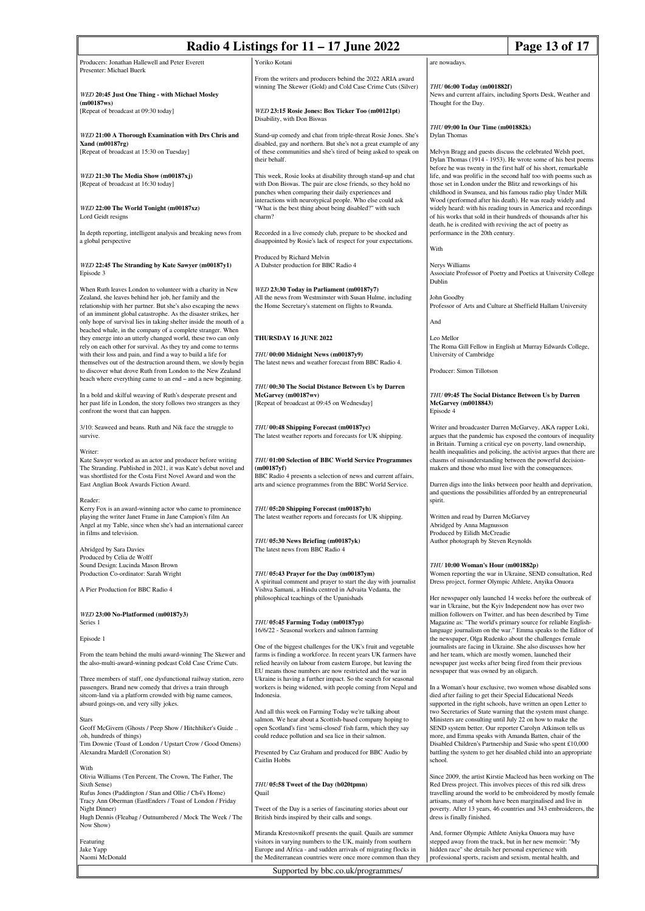Producers: Jonathan Hallewell and Peter Everett
Presenter: Michael Buerk

*WED* **20:45 Just One Thing - with Michael Mosley (m00187ws)**
[Repeat of broadcast at 09:30 today]

*WED* **21:00 A Thorough Examination with Drs Chris and Xand (m00187rg)**
[Repeat of broadcast at 15:30 on Tuesday]

*WED* **21:30 The Media Show (m00187xj)**
[Repeat of broadcast at 16:30 today]

*WED* **22:00 The World Tonight (m00187xz)**
Lord Geidt resigns

In depth reporting, intelligent analysis and breaking news from a global perspective

*WED* **22:45 The Stranding by Kate Sawyer (m00187y1)**
Episode 3

When Ruth leaves London to volunteer with a charity in New Zealand, she leaves behind her job, her family and the relationship with her partner. But she's also escaping the news of an imminent global catastrophe. As the disaster strikes, her only hope of survival lies in taking shelter inside the mouth of a beached whale, in the company of a complete stranger. When they emerge into an utterly changed world, these two can only rely on each other for survival. As they try and come to terms with their loss and pain, and find a way to build a life for themselves out of the destruction around them, we slowly begin to discover what drove Ruth from London to the New Zealand beach where everything came to an end – and a new beginning.

In a bold and skilful weaving of Ruth's desperate present and her past life in London, the story follows two strangers as they confront the worst that can happen.

3/10: Seaweed and beans. Ruth and Nik face the struggle to survive.

Writer:
Kate Sawyer worked as an actor and producer before writing The Stranding. Published in 2021, it was Kate's debut novel and was shortlisted for the Costa First Novel Award and won the East Anglian Book Awards Fiction Award.

Reader:
Kerry Fox is an award-winning actor who came to prominence playing the writer Janet Frame in Jane Campion's film An Angel at my Table, since when she's had an international career in films and television.

Abridged by Sara Davies
Produced by Celia de Wolff
Sound Design: Lucinda Mason Brown
Production Co-ordinator: Sarah Wright

A Pier Production for BBC Radio 4

*WED* **23:00 No-Platformed (m00187y3)**
Series 1

Episode 1

From the team behind the multi award-winning The Skewer and the also-multi-award-winning podcast Cold Case Crime Cuts.

Three members of staff, one dysfunctional railway station, zero passengers. Brand new comedy that drives a train through sitcom-land via a platform crowded with big name cameos, absurd goings-on, and very silly jokes.

Stars
Geoff McGivern (Ghosts / Peep Show / Hitchhiker's Guide .. .oh, hundreds of things)
Tim Downie (Toast of London / Upstart Crow / Good Omens)
Alexandra Mardell (Coronation St)

With
Olivia Williams (Ten Percent, The Crown, The Father, The Sixth Sense)
Rufus Jones (Paddington / Stan and Ollie / Ch4's Home)
Tracy Ann Oberman (EastEnders / Toast of London / Friday Night Dinner)
Hugh Dennis (Fleabag / Outnumbered / Mock The Week / The Now Show)

Featuring
Jake Yapp
Naomi McDonald
Yoriko Kotani

From the writers and producers behind the 2022 ARIA award winning The Skewer (Gold) and Cold Case Crime Cuts (Silver)

*WED* **23:15 Rosie Jones: Box Ticker Too (m00121pt)**
Disability, with Don Biswas

Stand-up comedy and chat from triple-threat Rosie Jones. She's disabled, gay and northern. But she's not a great example of any of these communities and she's tired of being asked to speak on their behalf.

This week, Rosie looks at disability through stand-up and chat with Don Biswas. The pair are close friends, so they hold no punches when comparing their daily experiences and interactions with neurotypical people. Who else could ask "What is the best thing about being disabled?" with such charm?

Recorded in a live comedy club, prepare to be shocked and disappointed by Rosie's lack of respect for your expectations.

Produced by Richard Melvin
A Dabster production for BBC Radio 4

*WED* **23:30 Today in Parliament (m00187y7)**
All the news from Westminster with Susan Hulme, including the Home Secretary's statement on flights to Rwanda.

## THURSDAY 16 JUNE 2022

*THU* **00:00 Midnight News (m00187y9)**
The latest news and weather forecast from BBC Radio 4.

*THU* **00:30 The Social Distance Between Us by Darren McGarvey (m00187wv)**
[Repeat of broadcast at 09:45 on Wednesday]

*THU* **00:48 Shipping Forecast (m00187yc)**
The latest weather reports and forecasts for UK shipping.

*THU* **01:00 Selection of BBC World Service Programmes (m00187yf)**
BBC Radio 4 presents a selection of news and current affairs, arts and science programmes from the BBC World Service.

*THU* **05:20 Shipping Forecast (m00187yh)**
The latest weather reports and forecasts for UK shipping.

*THU* **05:30 News Briefing (m00187yk)**
The latest news from BBC Radio 4

*THU* **05:43 Prayer for the Day (m00187ym)**
A spiritual comment and prayer to start the day with journalist Vishva Samani, a Hindu centred in Advaita Vedanta, the philosophical teachings of the Upanishads

*THU* **05:45 Farming Today (m00187yp)**
16/6/22 - Seasonal workers and salmon farming

One of the biggest challenges for the UK's fruit and vegetable farms is finding a workforce. In recent years UK farmers have relied heavily on labour from eastern Europe, but leaving the EU means those numbers are now restricted and the war in Ukraine is having a further impact. So the search for seasonal workers is being widened, with people coming from Nepal and Indonesia.

And all this week on Farming Today we're talking about salmon. We hear about a Scottish-based company hoping to open Scotland's first 'semi-closed' fish farm, which they say could reduce pollution and sea lice in their salmon.

Presented by Caz Graham and produced for BBC Audio by Caitlin Hobbs

*THU* **05:58 Tweet of the Day (b020tpmn)**
Quail

Tweet of the Day is a series of fascinating stories about our British birds inspired by their calls and songs.

Miranda Krestovnikoff presents the quail. Quails are summer visitors in varying numbers to the UK, mainly from southern Europe and Africa - and sudden arrivals of migrating flocks in the Mediterranean countries were once more common than they are nowadays.

*THU* **06:00 Today (m001882f)**
News and current affairs, including Sports Desk, Weather and Thought for the Day.

*THU* **09:00 In Our Time (m001882k)**
Dylan Thomas

Melvyn Bragg and guests discuss the celebrated Welsh poet, Dylan Thomas (1914 - 1953). He wrote some of his best poems before he was twenty in the first half of his short, remarkable life, and was prolific in the second half too with poems such as those set in London under the Blitz and reworkings of his childhood in Swansea, and his famous radio play Under Milk Wood (performed after his death). He was ready widely and widely heard: with his reading tours in America and recordings of his works that sold in their hundreds of thousands after his death, he is credited with reviving the act of poetry as performance in the 20th century.

With

Nerys Williams
Associate Professor of Poetry and Poetics at University College Dublin

John Goodby
Professor of Arts and Culture at Sheffield Hallam University

And

Leo Mellor
The Roma Gill Fellow in English at Murray Edwards College, University of Cambridge

Producer: Simon Tillotson

*THU* **09:45 The Social Distance Between Us by Darren McGarvey (m0018843)**
Episode 4

Writer and broadcaster Darren McGarvey, AKA rapper Loki, argues that the pandemic has exposed the contours of inequality in Britain. Turning a critical eye on poverty, land ownership, health inequalities and policing, the activist argues that there are chasms of misunderstanding between the powerful decision-makers and those who must live with the consequences.

Darren digs into the links between poor health and deprivation, and questions the possibilities afforded by an entrepreneurial spirit.

Written and read by Darren McGarvey
Abridged by Anna Magnusson
Produced by Eilidh McCreadie
Author photograph by Steven Reynolds

*THU* **10:00 Woman's Hour (m001882p)**
Women reporting the war in Ukraine, SEND consultation, Red Dress project, former Olympic Athlete, Anyika Onuora

Her newspaper only launched 14 weeks before the outbreak of war in Ukraine, but the Kyiv Independent now has over two million followers on Twitter, and has been described by Time Magazine as: "The world's primary source for reliable English-language journalism on the war." Emma speaks to the Editor of the newspaper, Olga Rudenko about the challenges female journalists are facing in Ukraine. She also discusses how her and her team, which are mostly women, launched their newspaper just weeks after being fired from their previous newspaper that was owned by an oligarch.

In a Woman's hour exclusive, two women whose disabled sons died after failing to get their Special Educational Needs supported in the right schools, have written an open Letter to two Secretaries of State warning that the system must change. Ministers are consulting until July 22 on how to make the SEND system better. Our reporter Carolyn Atkinson tells us more, and Emma speaks with Amanda Batten, chair of the Disabled Children's Partnership and Susie who spent £10,000 battling the system to get her disabled child into an appropriate school.

Since 2009, the artist Kirstie Macleod has been working on The Red Dress project. This involves pieces of this red silk dress travelling around the world to be embroidered by mostly female artisans, many of whom have been marginalised and live in poverty. After 13 years, 46 countries and 343 embroiderers, the dress is finally finished.

And, former Olympic Athlete Aniyka Onuora may have stepped away from the track, but in her new memoir: "My hidden race" she details her personal experience with professional sports, racism and sexism, mental health, and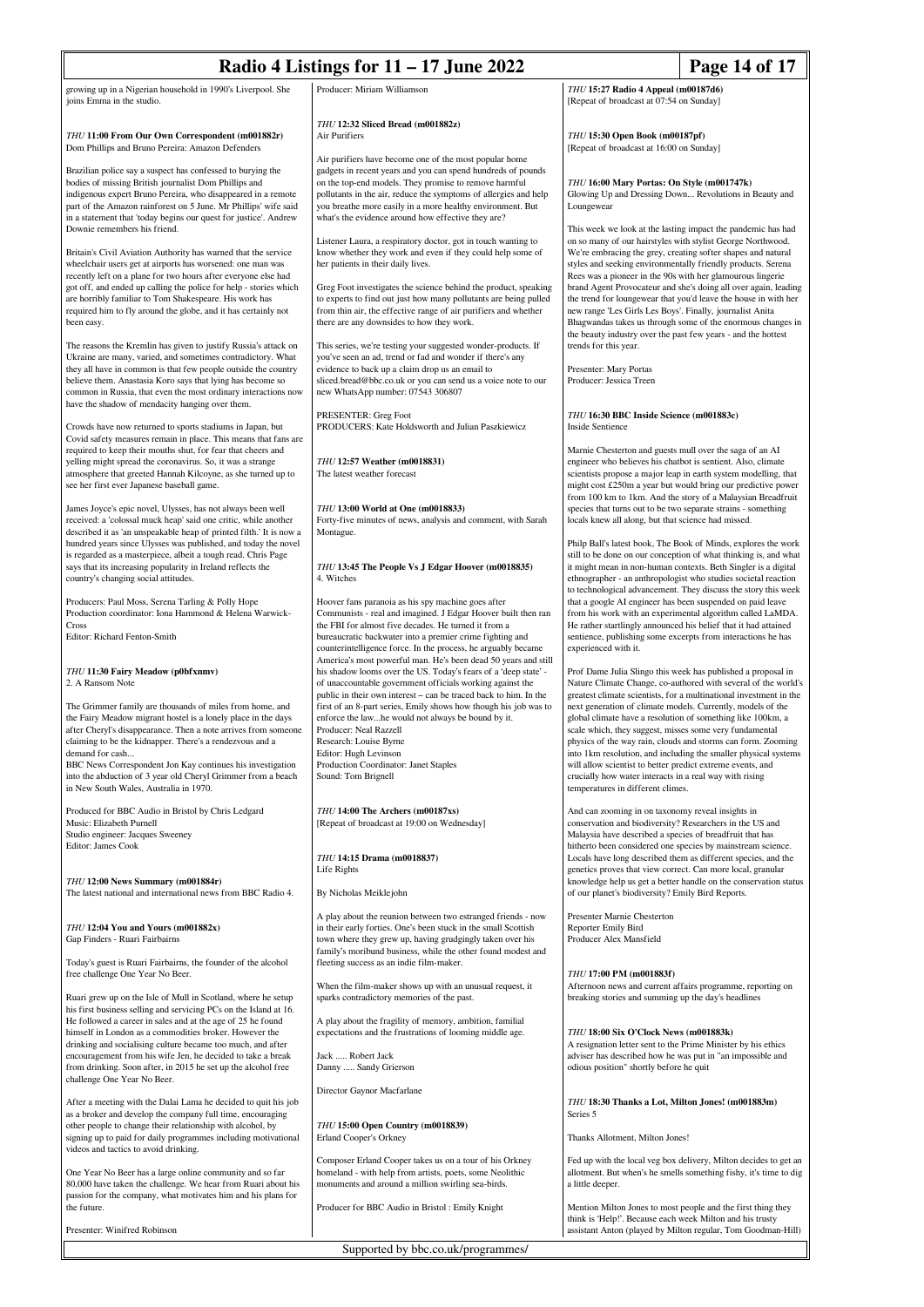growing up in a Nigerian household in 1990's Liverpool. She joins Emma in the studio.

### *THU* 11:00 From Our Own Correspondent (m001882r)
Dom Phillips and Bruno Pereira: Amazon Defenders

Brazilian police say a suspect has confessed to burying the bodies of missing British journalist Dom Phillips and indigenous expert Bruno Pereira, who disappeared in a remote part of the Amazon rainforest on 5 June. Mr Phillips' wife said in a statement that 'today begins our quest for justice'. Andrew Downie remembers his friend.

Britain's Civil Aviation Authority has warned that the service wheelchair users get at airports has worsened: one man was recently left on a plane for two hours after everyone else had got off, and ended up calling the police for help - stories which are horribly familiar to Tom Shakespeare. His work has required him to fly around the globe, and it has certainly not been easy.

The reasons the Kremlin has given to justify Russia's attack on Ukraine are many, varied, and sometimes contradictory. What they all have in common is that few people outside the country believe them. Anastasia Koro says that lying has become so common in Russia, that even the most ordinary interactions now have the shadow of mendacity hanging over them.

Crowds have now returned to sports stadiums in Japan, but Covid safety measures remain in place. This means that fans are required to keep their mouths shut, for fear that cheers and yelling might spread the coronavirus. So, it was a strange atmosphere that greeted Hannah Kilcoyne, as she turned up to see her first ever Japanese baseball game.

James Joyce's epic novel, Ulysses, has not always been well received: a 'colossal muck heap' said one critic, while another described it as 'an unspeakable heap of printed filth.' It is now a hundred years since Ulysses was published, and today the novel is regarded as a masterpiece, albeit a tough read. Chris Page says that its increasing popularity in Ireland reflects the country's changing social attitudes.

Producers: Paul Moss, Serena Tarling & Polly Hope
Production coordinator: Iona Hammond & Helena Warwick-Cross
Editor: Richard Fenton-Smith

### *THU* 11:30 Fairy Meadow (p0bfxnmv)
2. A Ransom Note

The Grimmer family are thousands of miles from home, and the Fairy Meadow migrant hostel is a lonely place in the days after Cheryl's disappearance. Then a note arrives from someone claiming to be the kidnapper. There's a rendezvous and a demand for cash...
BBC News Correspondent Jon Kay continues his investigation into the abduction of 3 year old Cheryl Grimmer from a beach in New South Wales, Australia in 1970.

Produced for BBC Audio in Bristol by Chris Ledgard
Music: Elizabeth Purnell
Studio engineer: Jacques Sweeney
Editor: James Cook

### *THU* 12:00 News Summary (m001884r)
The latest national and international news from BBC Radio 4.

### *THU* 12:04 You and Yours (m001882x)
Gap Finders - Ruari Fairbairns

Today's guest is Ruari Fairbairns, the founder of the alcohol free challenge One Year No Beer.

Ruari grew up on the Isle of Mull in Scotland, where he setup his first business selling and servicing PCs on the Island at 16. He followed a career in sales and at the age of 25 he found himself in London as a commodities broker. However the drinking and socialising culture became too much, and after encouragement from his wife Jen, he decided to take a break from drinking. Soon after, in 2015 he set up the alcohol free challenge One Year No Beer.

After a meeting with the Dalai Lama he decided to quit his job as a broker and develop the company full time, encouraging other people to change their relationship with alcohol, by signing up to paid for daily programmes including motivational videos and tactics to avoid drinking.

One Year No Beer has a large online community and so far 80,000 have taken the challenge. We hear from Ruari about his passion for the company, what motivates him and his plans for the future.

Presenter: Winifred Robinson
Producer: Miriam Williamson

### *THU* 12:32 Sliced Bread (m001882z)
Air Purifiers

Air purifiers have become one of the most popular home gadgets in recent years and you can spend hundreds of pounds on the top-end models. They promise to remove harmful pollutants in the air, reduce the symptoms of allergies and help you breathe more easily in a more healthy environment. But what's the evidence around how effective they are?

Listener Laura, a respiratory doctor, got in touch wanting to know whether they work and even if they could help some of her patients in their daily lives.

Greg Foot investigates the science behind the product, speaking to experts to find out just how many pollutants are being pulled from thin air, the effective range of air purifiers and whether there are any downsides to how they work.

This series, we're testing your suggested wonder-products. If you've seen an ad, trend or fad and wonder if there's any evidence to back up a claim drop us an email to sliced.bread@bbc.co.uk or you can send us a voice note to our new WhatsApp number: 07543 306807

PRESENTER: Greg Foot
PRODUCERS: Kate Holdsworth and Julian Paszkiewicz

### *THU* 12:57 Weather (m0018831)
The latest weather forecast

### *THU* 13:00 World at One (m0018833)
Forty-five minutes of news, analysis and comment, with Sarah Montague.

### *THU* 13:45 The People Vs J Edgar Hoover (m0018835)
4. Witches

Hoover fans paranoia as his spy machine goes after Communists - real and imagined. J Edgar Hoover built then ran the FBI for almost five decades. He turned it from a bureaucratic backwater into a premier crime fighting and counterintelligence force. In the process, he arguably became America's most powerful man. He's been dead 50 years and still his shadow looms over the US. Today's fears of a 'deep state' - of unaccountable government officials working against the public in their own interest – can be traced back to him. In the first of an 8-part series, Emily shows how though his job was to enforce the law...he would not always be bound by it.
Producer: Neal Razzell
Research: Louise Byrne
Editor: Hugh Levinson
Production Coordinator: Janet Staples
Sound: Tom Brignell

### *THU* 14:00 The Archers (m00187xs)
[Repeat of broadcast at 19:00 on Wednesday]

### *THU* 14:15 Drama (m0018837)
Life Rights

By Nicholas Meiklejohn

A play about the reunion between two estranged friends - now in their early forties. One's been stuck in the small Scottish town where they grew up, having grudgingly taken over his family's moribund business, while the other found modest and fleeting success as an indie film-maker.

When the film-maker shows up with an unusual request, it sparks contradictory memories of the past.

A play about the fragility of memory, ambition, familial expectations and the frustrations of looming middle age.

Jack ..... Robert Jack
Danny ..... Sandy Grierson

Director Gaynor Macfarlane

### *THU* 15:00 Open Country (m0018839)
Erland Cooper's Orkney

Composer Erland Cooper takes us on a tour of his Orkney homeland - with help from artists, poets, some Neolithic monuments and around a million swirling sea-birds.

Producer for BBC Audio in Bristol : Emily Knight

### *THU* 15:27 Radio 4 Appeal (m00187d6)
[Repeat of broadcast at 07:54 on Sunday]

### *THU* 15:30 Open Book (m00187pf)
[Repeat of broadcast at 16:00 on Sunday]

### *THU* 16:00 Mary Portas: On Style (m001747k)
Glowing Up and Dressing Down... Revolutions in Beauty and Loungewear

This week we look at the lasting impact the pandemic has had on so many of our hairstyles with stylist George Northwood. We're embracing the grey, creating softer shapes and natural styles and seeking environmentally friendly products. Serena Rees was a pioneer in the 90s with her glamourous lingerie brand Agent Provocateur and she's doing all over again, leading the trend for loungewear that you'd leave the house in with her new range 'Les Girls Les Boys'. Finally, journalist Anita Bhagwandas takes us through some of the enormous changes in the beauty industry over the past few years - and the hottest trends for this year.

Presenter: Mary Portas
Producer: Jessica Treen

### *THU* 16:30 BBC Inside Science (m001883c)
Inside Sentience

Marnie Chesterton and guests mull over the saga of an AI engineer who believes his chatbot is sentient. Also, climate scientists propose a major leap in earth system modelling, that might cost £250m a year but would bring our predictive power from 100 km to 1km. And the story of a Malaysian Breadfruit species that turns out to be two separate strains - something locals knew all along, but that science had missed.

Philp Ball's latest book, The Book of Minds, explores the work still to be done on our conception of what thinking is, and what it might mean in non-human contexts. Beth Singler is a digital ethnographer - an anthropologist who studies societal reaction to technological advancement. They discuss the story this week that a google AI engineer has been suspended on paid leave from his work with an experimental algorithm called LaMDA. He rather startlingly announced his belief that it had attained sentience, publishing some excerpts from interactions he has experienced with it.

Prof Dame Julia Slingo this week has published a proposal in Nature Climate Change, co-authored with several of the world's greatest climate scientists, for a multinational investment in the next generation of climate models. Currently, models of the global climate have a resolution of something like 100km, a scale which, they suggest, misses some very fundamental physics of the way rain, clouds and storms can form. Zooming into 1km resolution, and including the smaller physical systems will allow scientist to better predict extreme events, and crucially how water interacts in a real way with rising temperatures in different climes.

And can zooming in on taxonomy reveal insights in conservation and biodiversity? Researchers in the US and Malaysia have described a species of breadfruit that has hitherto been considered one species by mainstream science. Locals have long described them as different species, and the genetics proves that view correct. Can more local, granular knowledge help us get a better handle on the conservation status of our planet's biodiversity? Emily Bird Reports.

Presenter Marnie Chesterton
Reporter Emily Bird
Producer Alex Mansfield

### *THU* 17:00 PM (m001883f)
Afternoon news and current affairs programme, reporting on breaking stories and summing up the day's headlines

### *THU* 18:00 Six O'Clock News (m001883k)
A resignation letter sent to the Prime Minister by his ethics adviser has described how he was put in "an impossible and odious position" shortly before he quit

### *THU* 18:30 Thanks a Lot, Milton Jones! (m001883m)
Series 5

Thanks Allotment, Milton Jones!

Fed up with the local veg box delivery, Milton decides to get an allotment. But when's he smells something fishy, it's time to dig a little deeper.

Mention Milton Jones to most people and the first thing they think is 'Help!'. Because each week Milton and his trusty assistant Anton (played by Milton regular, Tom Goodman-Hill)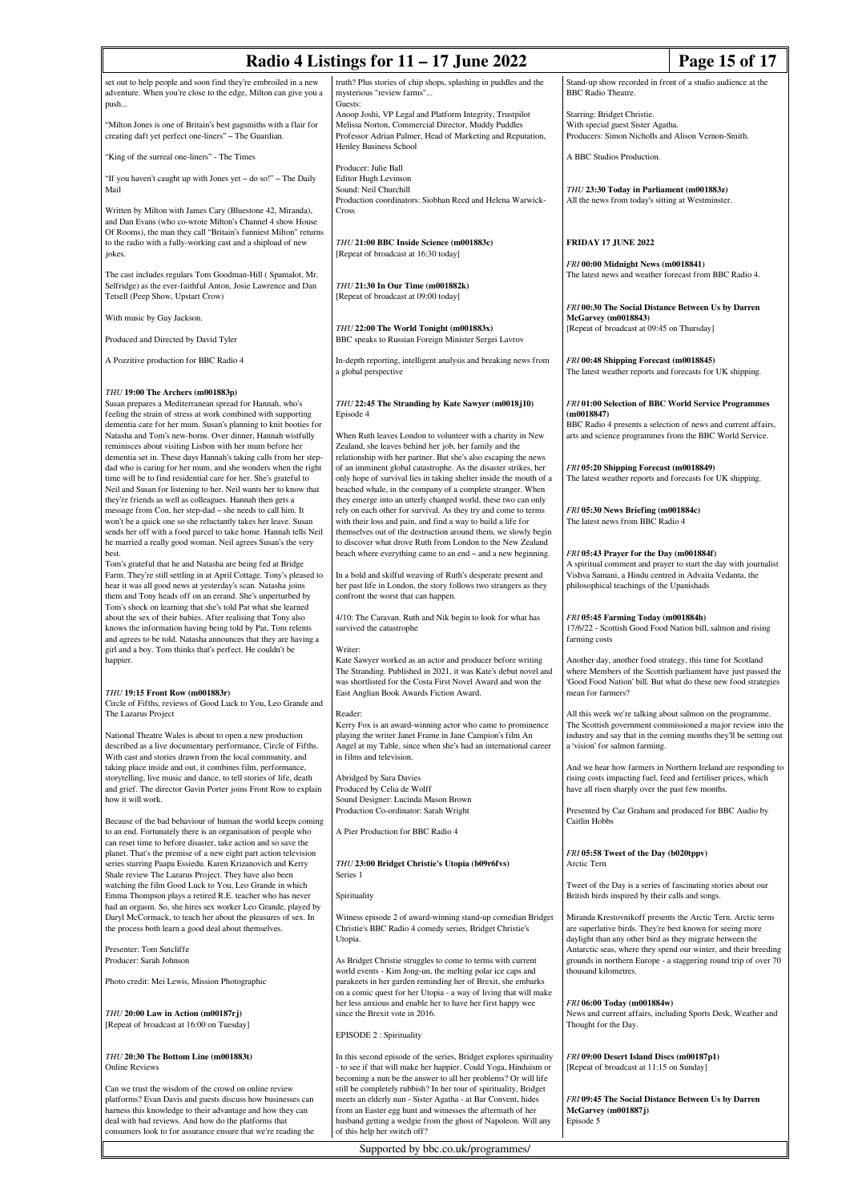set out to help people and soon find they're embroiled in a new adventure. When you're close to the edge, Milton can give you a push...

"Milton Jones is one of Britain's best gagsmiths with a flair for creating daft yet perfect one-liners" – The Guardian.

"King of the surreal one-liners" - The Times

"If you haven't caught up with Jones yet – do so!" – The Daily Mail

Written by Milton with James Cary (Bluestone 42, Miranda), and Dan Evans (who co-wrote Milton's Channel 4 show House Of Rooms), the man they call "Britain's funniest Milton" returns to the radio with a fully-working cast and a shipload of new jokes.

The cast includes regulars Tom Goodman-Hill ( Spamalot, Mr. Selfridge) as the ever-faithful Anton, Josie Lawrence and Dan Tetsell (Peep Show, Upstart Crow)

With music by Guy Jackson.

Produced and Directed by David Tyler

A Pozzitive production for BBC Radio 4

*THU* **19:00 The Archers (m001883p)**
Susan prepares a Mediterranean spread for Hannah, who's feeling the strain of stress at work combined with supporting dementia care for her mum. Susan's planning to knit booties for Natasha and Tom's new-borns. Over dinner, Hannah wistfully reminisces about visiting Lisbon with her mum before her dementia set in. These days Hannah's taking calls from her step-dad who is caring for her mum, and she wonders when the right time will be to find residential care for her. She's grateful to Neil and Susan for listening to her. Neil wants her to know that they're friends as well as colleagues. Hannah then gets a message from Con, her step-dad – she needs to call him. It won't be a quick one so she reluctantly takes her leave. Susan sends her off with a food parcel to take home. Hannah tells Neil he married a really good woman. Neil agrees Susan's the very best.
Tom's grateful that he and Natasha are being fed at Bridge Farm. They're still settling in at April Cottage. Tony's pleased to hear it was all good news at yesterday's scan. Natasha joins them and Tony heads off on an errand. She's unperturbed by Tom's shock on learning that she's told Pat what she learned about the sex of their babies. After realising that Tony also knows the information having being told by Pat, Tom relents and agrees to be told. Natasha announces that they are having a girl and a boy. Tom thinks that's perfect. He couldn't be happier.

*THU* **19:15 Front Row (m001883r)**
Circle of Fifths, reviews of Good Luck to You, Leo Grande and The Lazarus Project

National Theatre Wales is about to open a new production described as a live documentary performance, Circle of Fifths. With cast and stories drawn from the local community, and taking place inside and out, it combines film, performance, storytelling, live music and dance, to tell stories of life, death and grief. The director Gavin Porter joins Front Row to explain how it will work.

Because of the bad behaviour of human the world keeps coming to an end. Fortunately there is an organisation of people who can reset time to before disaster, take action and so save the planet. That's the premise of a new eight part action television series starring Paapa Essiedu. Karen Krizanovich and Kerry Shale review The Lazarus Project. They have also been watching the film Good Luck to You, Leo Grande in which Emma Thompson plays a retired R.E. teacher who has never had an orgasm. So, she hires sex worker Leo Grande, played by Daryl McCormack, to teach her about the pleasures of sex. In the process both learn a good deal about themselves.

Presenter: Tom Sutcliffe
Producer: Sarah Johnson

Photo credit: Mei Lewis, Mission Photographic

*THU* **20:00 Law in Action (m00187rj)**
[Repeat of broadcast at 16:00 on Tuesday]

*THU* **20:30 The Bottom Line (m001883t)**
Online Reviews

Can we trust the wisdom of the crowd on online review platforms? Evan Davis and guests discuss how businesses can harness this knowledge to their advantage and how they can deal with bad reviews. And how do the platforms that consumers look to for assurance ensure that we're reading the truth? Plus stories of chip shops, splashing in puddles and the mysterious "review farms"...
Guests:
Anoop Joshi, VP Legal and Platform Integrity, Trustpilot
Melissa Norton, Commercial Director, Muddy Puddles
Professor Adrian Palmer, Head of Marketing and Reputation, Henley Business School

Producer: Julie Ball
Editor Hugh Levinson
Sound: Neil Churchill
Production coordinators: Siobhan Reed and Helena Warwick-Cross

*THU* **21:00 BBC Inside Science (m001883c)**
[Repeat of broadcast at 16:30 today]

*THU* **21:30 In Our Time (m001882k)**
[Repeat of broadcast at 09:00 today]

*THU* **22:00 The World Tonight (m001883x)**
BBC speaks to Russian Foreign Minister Sergei Lavrov

In-depth reporting, intelligent analysis and breaking news from a global perspective

*THU* **22:45 The Stranding by Kate Sawyer (m0018j10)**
Episode 4

When Ruth leaves London to volunteer with a charity in New Zealand, she leaves behind her job, her family and the relationship with her partner. But she's also escaping the news of an imminent global catastrophe. As the disaster strikes, her only hope of survival lies in taking shelter inside the mouth of a beached whale, in the company of a complete stranger. When they emerge into an utterly changed world, these two can only rely on each other for survival. As they try and come to terms with their loss and pain, and find a way to build a life for themselves out of the destruction around them, we slowly begin to discover what drove Ruth from London to the New Zealand beach where everything came to an end – and a new beginning.

In a bold and skilful weaving of Ruth's desperate present and her past life in London, the story follows two strangers as they confront the worst that can happen.

4/10: The Caravan. Ruth and Nik begin to look for what has survived the catastrophe

Writer:
Kate Sawyer worked as an actor and producer before writing The Stranding. Published in 2021, it was Kate's debut novel and was shortlisted for the Costa First Novel Award and won the East Anglian Book Awards Fiction Award.

Reader:
Kerry Fox is an award-winning actor who came to prominence playing the writer Janet Frame in Jane Campion's film An Angel at my Table, since when she's had an international career in films and television.

Abridged by Sara Davies
Produced by Celia de Wolff
Sound Designer: Lucinda Mason Brown
Production Co-ordinator: Sarah Wright

A Pier Production for BBC Radio 4

*THU* **23:00 Bridget Christie's Utopia (b09r6fvs)**
Series 1

Spirituality

Witness episode 2 of award-winning stand-up comedian Bridget Christie's BBC Radio 4 comedy series, Bridget Christie's Utopia.

As Bridget Christie struggles to come to terms with current world events - Kim Jong-un, the melting polar ice caps and parakeets in her garden reminding her of Brexit, she embarks on a comic quest for her Utopia - a way of living that will make her less anxious and enable her to have her first happy wee since the Brexit vote in 2016.

EPISODE 2 : Spirituality

In this second episode of the series, Bridget explores spirituality - to see if that will make her happier. Could Yoga, Hinduism or becoming a nun be the answer to all her problems? Or will life still be completely rubbish? In her tour of spirituality, Bridget meets an elderly nun - Sister Agatha - at Bar Convent, hides from an Easter egg hunt and witnesses the aftermath of her husband getting a wedgie from the ghost of Napoleon. Will any of this help her switch off?

Stand-up show recorded in front of a studio audience at the BBC Radio Theatre.

Starring: Bridget Christie.
With special guest Sister Agatha.
Producers: Simon Nicholls and Alison Vernon-Smith.

A BBC Studios Production.

*THU* **23:30 Today in Parliament (m001883z)**
All the news from today's sitting at Westminster.

## FRIDAY 17 JUNE 2022

*FRI* **00:00 Midnight News (m0018841)**
The latest news and weather forecast from BBC Radio 4.

*FRI* **00:30 The Social Distance Between Us by Darren McGarvey (m0018843)**
[Repeat of broadcast at 09:45 on Thursday]

*FRI* **00:48 Shipping Forecast (m0018845)**
The latest weather reports and forecasts for UK shipping.

*FRI* **01:00 Selection of BBC World Service Programmes (m0018847)**
BBC Radio 4 presents a selection of news and current affairs, arts and science programmes from the BBC World Service.

*FRI* **05:20 Shipping Forecast (m0018849)**
The latest weather reports and forecasts for UK shipping.

*FRI* **05:30 News Briefing (m001884c)**
The latest news from BBC Radio 4

*FRI* **05:43 Prayer for the Day (m001884f)**
A spiritual comment and prayer to start the day with journalist Vishva Samani, a Hindu centred in Advaita Vedanta, the philosophical teachings of the Upanishads

*FRI* **05:45 Farming Today (m001884h)**
17/6/22 - Scottish Good Food Nation bill, salmon and rising farming costs

Another day, another food strategy, this time for Scotland where Members of the Scottish parliament have just passed the 'Good Food Nation' bill. But what do these new food strategies mean for farmers?

All this week we're talking about salmon on the programme. The Scottish government commissioned a major review into the industry and say that in the coming months they'll be setting out a 'vision' for salmon farming.

And we hear how farmers in Northern Ireland are responding to rising costs impacting fuel, feed and fertiliser prices, which have all risen sharply over the past few months.

Presented by Caz Graham and produced for BBC Audio by Caitlin Hobbs

*FRI* **05:58 Tweet of the Day (b020tppv)**
Arctic Tern

Tweet of the Day is a series of fascinating stories about our British birds inspired by their calls and songs.

Miranda Krestovnikoff presents the Arctic Tern. Arctic terns are superlative birds. They're best known for seeing more daylight than any other bird as they migrate between the Antarctic seas, where they spend our winter, and their breeding grounds in northern Europe - a staggering round trip of over 70 thousand kilometres.

*FRI* **06:00 Today (m001884w)**
News and current affairs, including Sports Desk, Weather and Thought for the Day.

*FRI* **09:00 Desert Island Discs (m00187p1)**
[Repeat of broadcast at 11:15 on Sunday]

*FRI* **09:45 The Social Distance Between Us by Darren McGarvey (m001887j)**
Episode 5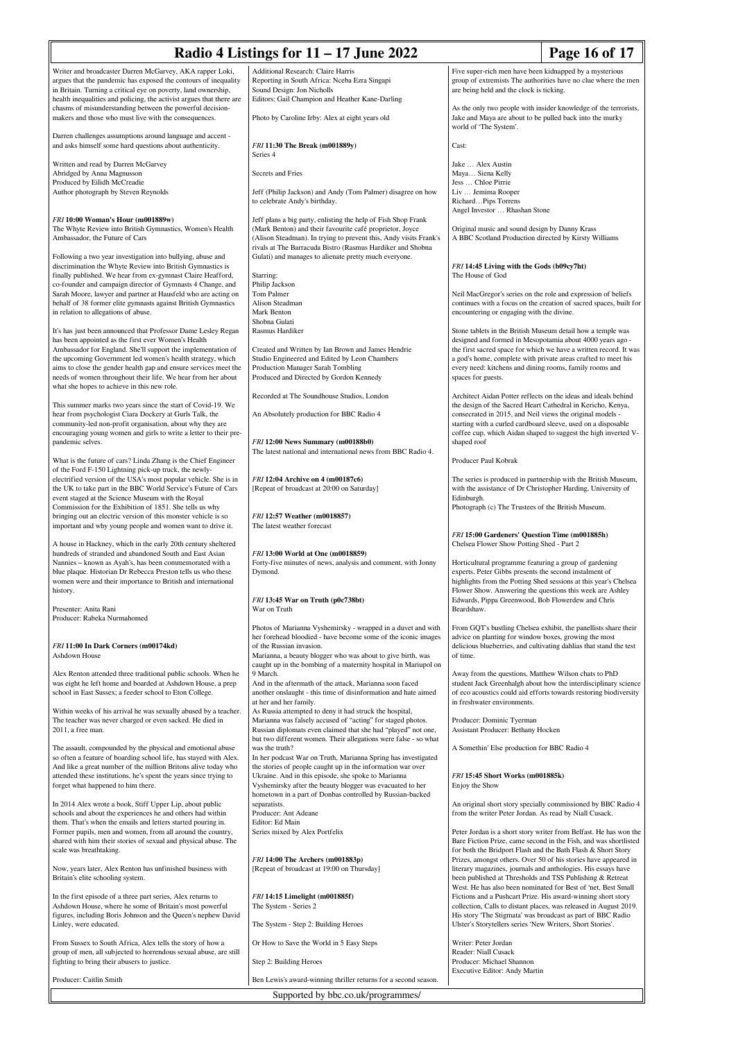Writer and broadcaster Darren McGarvey, AKA rapper Loki, argues that the pandemic has exposed the contours of inequality in Britain. Turning a critical eye on poverty, land ownership, health inequalities and policing, the activist argues that there are chasms of misunderstanding between the powerful decision-makers and those who must live with the consequences.

Darren challenges assumptions around language and accent - and asks himself some hard questions about authenticity.

Written and read by Darren McGarvey
Abridged by Anna Magnusson
Produced by Eilidh McCreadie
Author photograph by Steven Reynolds

### *FRI* 10:00 Woman's Hour (m001889w)

The Whyte Review into British Gymnastics, Women's Health Ambassador, the Future of Cars

Following a two year investigation into bullying, abuse and discrimination the Whyte Review into British Gymnastics is finally published. We hear from ex-gymnast Claire Heafford, co-founder and campaign director of Gymnasts 4 Change, and Sarah Moore, lawyer and partner at Hausfeld who are acting on behalf of 38 former elite gymnasts against British Gymnastics in relation to allegations of abuse.

It's has just been announced that Professor Dame Lesley Regan has been appointed as the first ever Women's Health Ambassador for England. She'll support the implementation of the upcoming Government led women's health strategy, which aims to close the gender health gap and ensure services meet the needs of women throughout their life. We hear from her about what she hopes to achieve in this new role.

This summer marks two years since the start of Covid-19. We hear from psychologist Ciara Dockery at Gurls Talk, the community-led non-profit organisation, about why they are encouraging young women and girls to write a letter to their pre-pandemic selves.

What is the future of cars? Linda Zhang is the Chief Engineer of the Ford F-150 Lightning pick-up truck, the newly-electrified version of the USA's most popular vehicle. She is in the UK to take part in the BBC World Service's Future of Cars event staged at the Science Museum with the Royal Commission for the Exhibition of 1851. She tells us why bringing out an electric version of this monster vehicle is so important and why young people and women want to drive it.

A house in Hackney, which in the early 20th century sheltered hundreds of stranded and abandoned South and East Asian Nannies – known as Ayah's, has been commemorated with a blue plaque. Historian Dr Rebecca Preston tells us who these women were and their importance to British and international history.

Presenter: Anita Rani
Producer: Rabeka Nurmahomed

### *FRI* 11:00 In Dark Corners (m00174kd)

Ashdown House

Alex Renton attended three traditional public schools. When he was eight he left home and boarded at Ashdown House, a prep school in East Sussex; a feeder school to Eton College.

Within weeks of his arrival he was sexually abused by a teacher. The teacher was never charged or even sacked. He died in 2011, a free man.

The assault, compounded by the physical and emotional abuse so often a feature of boarding school life, has stayed with Alex. And like a great number of the million Britons alive today who attended these institutions, he's spent the years since trying to forget what happened to him there.

In 2014 Alex wrote a book, Stiff Upper Lip, about public schools and the experiences he and others had within them. That's when the emails and letters started pouring in. Former pupils, men and women, from all around the country, shared with him their stories of sexual and physical abuse. The scale was breathtaking.

Now, years later, Alex Renton has unfinished business with Britain's elite schooling system.

In the first episode of a three part series, Alex returns to Ashdown House, where he some of Britain's most powerful figures, including Boris Johnson and the Queen's nephew David Linley, were educated.

From Sussex to South Africa, Alex tells the story of how a group of men, all subjected to horrendous sexual abuse, are still fighting to bring their abusers to justice.

Producer: Caitlin Smith
Additional Research: Claire Harris
Reporting in South Africa: Nceba Ezra Singapi
Sound Design: Jon Nicholls
Editors: Gail Champion and Heather Kane-Darling

Photo by Caroline Irby: Alex at eight years old

### *FRI* 11:30 The Break (m001889y)

Series 4

Secrets and Fries

Jeff (Philip Jackson) and Andy (Tom Palmer) disagree on how to celebrate Andy's birthday.

Jeff plans a big party, enlisting the help of Fish Shop Frank (Mark Benton) and their favourite café proprietor, Joyce (Alison Steadman). In trying to prevent this, Andy visits Frank's rivals at The Barracuda Bistro (Rasmus Hardiker and Shobna Gulati) and manages to alienate pretty much everyone.

Starring:
Philip Jackson
Tom Palmer
Alison Steadman
Mark Benton
Shobna Gulati
Rasmus Hardiker

Created and Written by Ian Brown and James Hendrie
Studio Engineered and Edited by Leon Chambers
Production Manager Sarah Tombling
Produced and Directed by Gordon Kennedy

Recorded at The Soundhouse Studios, London

An Absolutely production for BBC Radio 4

### *FRI* 12:00 News Summary (m00188b0)

The latest national and international news from BBC Radio 4.

### *FRI* 12:04 Archive on 4 (m00187c6)

[Repeat of broadcast at 20:00 on Saturday]

### *FRI* 12:57 Weather (m0018857)

The latest weather forecast

### *FRI* 13:00 World at One (m0018859)

Forty-five minutes of news, analysis and comment, with Jonny Dymond.

### *FRI* 13:45 War on Truth (p0c738bt)

War on Truth

Photos of Marianna Vyshemirsky - wrapped in a duvet and with her forehead bloodied - have become some of the iconic images of the Russian invasion.
Marianna, a beauty blogger who was about to give birth, was caught up in the bombing of a maternity hospital in Mariupol on 9 March.
And in the aftermath of the attack, Marianna soon faced another onslaught - this time of disinformation and hate aimed at her and her family.
As Russia attempted to deny it had struck the hospital, Marianna was falsely accused of "acting" for staged photos. Russian diplomats even claimed that she had "played" not one, but two different women. Their allegations were false - so what was the truth?
In her podcast War on Truth, Marianna Spring has investigated the stories of people caught up in the information war over Ukraine. And in this episode, she spoke to Marianna Vyshemirsky after the beauty blogger was evacuated to her hometown in a part of Donbas controlled by Russian-backed separatists.
Producer: Ant Adeane
Editor: Ed Main
Series mixed by Alex Portfelix

### *FRI* 14:00 The Archers (m001883p)

[Repeat of broadcast at 19:00 on Thursday]

### *FRI* 14:15 Limelight (m001885f)

The System - Series 2

The System - Step 2: Building Heroes

Or How to Save the World in 5 Easy Steps

Step 2: Building Heroes

Ben Lewis's award-winning thriller returns for a second season.

Five super-rich men have been kidnapped by a mysterious group of extremists The authorities have no clue where the men are being held and the clock is ticking.

As the only two people with insider knowledge of the terrorists, Jake and Maya are about to be pulled back into the murky world of 'The System'.

Cast:

Jake … Alex Austin
Maya… Siena Kelly
Jess … Chloe Pirrie
Liv … Jemima Rooper
Richard…Pips Torrens
Angel Investor … Rhashan Stone

Original music and sound design by Danny Krass
A BBC Scotland Production directed by Kirsty Williams

### *FRI* 14:45 Living with the Gods (b09cy7ht)

The House of God

Neil MacGregor's series on the role and expression of beliefs continues with a focus on the creation of sacred spaces, built for encountering or engaging with the divine.

Stone tablets in the British Museum detail how a temple was designed and formed in Mesopotamia about 4000 years ago - the first sacred space for which we have a written record. It was a god's home, complete with private areas crafted to meet his every need: kitchens and dining rooms, family rooms and spaces for guests.

Architect Aidan Potter reflects on the ideas and ideals behind the design of the Sacred Heart Cathedral in Kericho, Kenya, consecrated in 2015, and Neil views the original models - starting with a curled cardboard sleeve, used on a disposable coffee cup, which Aidan shaped to suggest the high inverted V-shaped roof

Producer Paul Kobrak

The series is produced in partnership with the British Museum, with the assistance of Dr Christopher Harding, University of Edinburgh.
Photograph (c) The Trustees of the British Museum.

### *FRI* 15:00 Gardeners' Question Time (m001885h)

Chelsea Flower Show Potting Shed - Part 2

Horticultural programme featuring a group of gardening experts. Peter Gibbs presents the second instalment of highlights from the Potting Shed sessions at this year's Chelsea Flower Show. Answering the questions this week are Ashley Edwards, Pippa Greenwood, Bob Flowerdew and Chris Beardshaw.

From GQT's bustling Chelsea exhibit, the panellists share their advice on planting for window boxes, growing the most delicious blueberries, and cultivating dahlias that stand the test of time.

Away from the questions, Matthew Wilson chats to PhD student Jack Greenhalgh about how the interdisciplinary science of eco acoustics could aid efforts towards restoring biodiversity in freshwater environments.

Producer: Dominic Tyerman
Assistant Producer: Bethany Hocken

A Somethin' Else production for BBC Radio 4

### *FRI* 15:45 Short Works (m001885k)

Enjoy the Show

An original short story specially commissioned by BBC Radio 4 from the writer Peter Jordan. As read by Niall Cusack.

Peter Jordan is a short story writer from Belfast. He has won the Bare Fiction Prize, came second in the Fish, and was shortlisted for both the Bridport Flash and the Bath Flash & Short Story Prizes, amongst others. Over 50 of his stories have appeared in literary magazines, journals and anthologies. His essays have been published at Thresholds and TSS Publishing & Retreat West. He has also been nominated for Best of 'net, Best Small Fictions and a Pushcart Prize. His award-winning short story collection, Calls to distant places, was released in August 2019. His story 'The Stigmata' was broadcast as part of BBC Radio Ulster's Storytellers series 'New Writers, Short Stories'.

Writer: Peter Jordan
Reader: Niall Cusack
Producer: Michael Shannon
Executive Editor: Andy Martin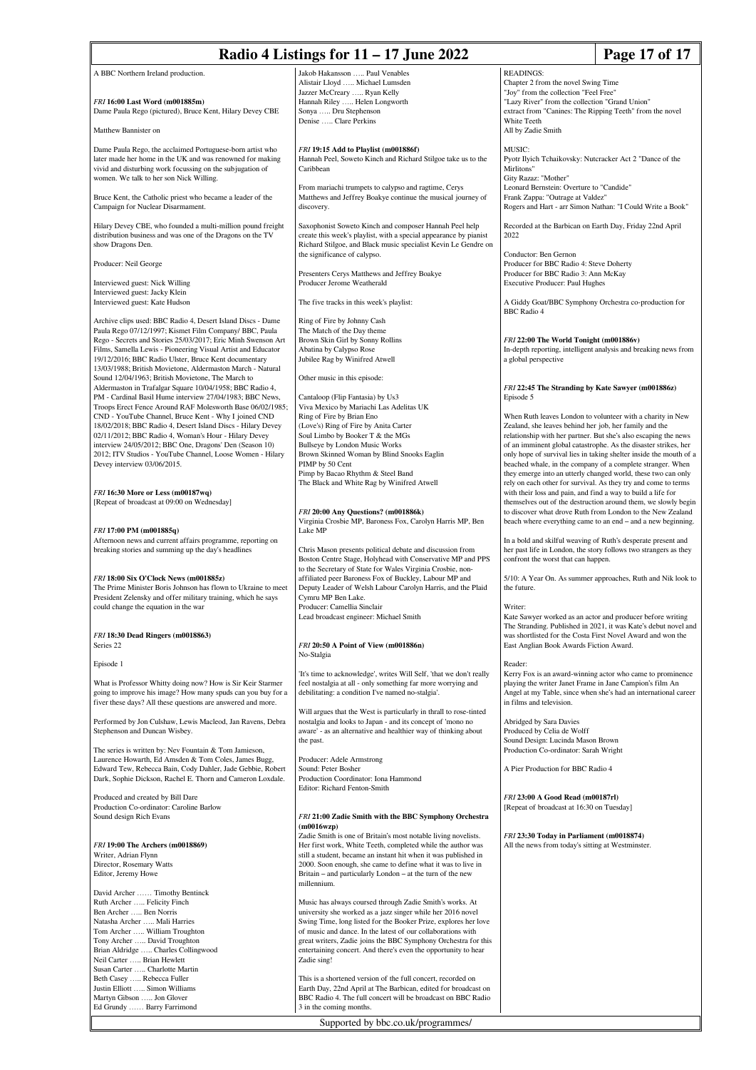A BBC Northern Ireland production.

### *FRI* 16:00 Last Word (m001885m)

Dame Paula Rego (pictured), Bruce Kent, Hilary Devey CBE

Matthew Bannister on

Dame Paula Rego, the acclaimed Portuguese-born artist who later made her home in the UK and was renowned for making vivid and disturbing work focussing on the subjugation of women. We talk to her son Nick Willing.

Bruce Kent, the Catholic priest who became a leader of the Campaign for Nuclear Disarmament.

Hilary Devey CBE, who founded a multi-million pound freight distribution business and was one of the Dragons on the TV show Dragons Den.

Producer: Neil George

Interviewed guest: Nick Willing
Interviewed guest: Jacky Klein
Interviewed guest: Kate Hudson

Archive clips used: BBC Radio 4, Desert Island Discs - Dame Paula Rego 07/12/1997; Kismet Film Company/ BBC, Paula Rego - Secrets and Stories 25/03/2017; Eric Minh Swenson Art Films, Samella Lewis - Pioneering Visual Artist and Educator 19/12/2016; BBC Radio Ulster, Bruce Kent documentary 13/03/1988; British Movietone, Aldermaston March - Natural Sound 12/04/1963; British Movietone, The March to Aldermaston in Trafalgar Square 10/04/1958; BBC Radio 4, PM - Cardinal Basil Hume interview 27/04/1983; BBC News, Troops Erect Fence Around RAF Molesworth Base 06/02/1985; CND - YouTube Channel, Bruce Kent - Why I joined CND 18/02/2018; BBC Radio 4, Desert Island Discs - Hilary Devey 02/11/2012; BBC Radio 4, Woman's Hour - Hilary Devey interview 24/05/2012; BBC One, Dragons' Den (Season 10) 2012; ITV Studios - YouTube Channel, Loose Women - Hilary Devey interview 03/06/2015.

### *FRI* 16:30 More or Less (m00187wq)

[Repeat of broadcast at 09:00 on Wednesday]

### *FRI* 17:00 PM (m001885q)

Afternoon news and current affairs programme, reporting on breaking stories and summing up the day's headlines

### *FRI* 18:00 Six O'Clock News (m001885z)

The Prime Minister Boris Johnson has flown to Ukraine to meet President Zelensky and offer military training, which he says could change the equation in the war

### *FRI* 18:30 Dead Ringers (m0018863)

Series 22

Episode 1

What is Professor Whitty doing now? How is Sir Keir Starmer going to improve his image? How many spuds can you buy for a fiver these days? All these questions are answered and more.

Performed by Jon Culshaw, Lewis Macleod, Jan Ravens, Debra Stephenson and Duncan Wisbey.

The series is written by: Nev Fountain & Tom Jamieson, Laurence Howarth, Ed Amsden & Tom Coles, James Bugg, Edward Tew, Rebecca Bain, Cody Dahler, Jade Gebbie, Robert Dark, Sophie Dickson, Rachel E. Thorn and Cameron Loxdale.

Produced and created by Bill Dare
Production Co-ordinator: Caroline Barlow
Sound design Rich Evans

### *FRI* 19:00 The Archers (m0018869)

Writer, Adrian Flynn
Director, Rosemary Watts
Editor, Jeremy Howe

David Archer …… Timothy Bentinck
Ruth Archer ….. Felicity Finch
Ben Archer ….. Ben Norris
Natasha Archer ….. Mali Harries
Tom Archer ….. William Troughton
Tony Archer ….. David Troughton
Brian Aldridge ….. Charles Collingwood
Neil Carter ….. Brian Hewlett
Susan Carter ….. Charlotte Martin
Beth Casey ….. Rebecca Fuller
Justin Elliott ….. Simon Williams
Martyn Gibson ….. Jon Glover
Ed Grundy …… Barry Farrimond
Jakob Hakansson ….. Paul Venables
Alistair Lloyd ….. Michael Lumsden
Jazzer McCreary ….. Ryan Kelly
Hannah Riley ….. Helen Longworth
Sonya ….. Dru Stephenson
Denise ….. Clare Perkins

### *FRI* 19:15 Add to Playlist (m001886f)

Hannah Peel, Soweto Kinch and Richard Stilgoe take us to the Caribbean

From mariachi trumpets to calypso and ragtime, Cerys Matthews and Jeffrey Boakye continue the musical journey of discovery.

Saxophonist Soweto Kinch and composer Hannah Peel help create this week's playlist, with a special appearance by pianist Richard Stilgoe, and Black music specialist Kevin Le Gendre on the significance of calypso.

Presenters Cerys Matthews and Jeffrey Boakye
Producer Jerome Weatherald

The five tracks in this week's playlist:

Ring of Fire by Johnny Cash
The Match of the Day theme
Brown Skin Girl by Sonny Rollins
Abatina by Calypso Rose
Jubilee Rag by Winifred Atwell

Other music in this episode:

Cantaloop (Flip Fantasia) by Us3
Viva Mexico by Mariachi Las Adelitas UK
Ring of Fire by Anita Carter
(Love's) Ring of Fire by Brian Eno
Soul Limbo by Booker T & the MGs
Bullseye by London Music Works
Brown Skinned Woman by Blind Snooks Eaglin
PIMP by 50 Cent
Pimp by Bacao Rhythm & Steel Band
The Black and White Rag by Winifred Atwell

### *FRI* 20:00 Any Questions? (m001886k)

Virginia Crosbie MP, Baroness Fox, Carolyn Harris MP, Ben Lake MP

Chris Mason presents political debate and discussion from Boston Centre Stage, Holyhead with Conservative MP and PPS to the Secretary of State for Wales Virginia Crosbie, non-affiliated peer Baroness Fox of Buckley, Labour MP and Deputy Leader of Welsh Labour Carolyn Harris, and the Plaid Cymru MP Ben Lake.
Producer: Camellia Sinclair
Lead broadcast engineer: Michael Smith

### *FRI* 20:50 A Point of View (m001886n)

No-Stalgia

'It's time to acknowledge', writes Will Self, 'that we don't really feel nostalgia at all - only something far more worrying and debilitating: a condition I've named no-stalgia'.

Will argues that the West is particularly in thrall to rose-tinted nostalgia and looks to Japan - and its concept of 'mono no aware' - as an alternative and healthier way of thinking about the past.

Producer: Adele Armstrong
Sound: Peter Bosher
Production Coordinator: Iona Hammond
Editor: Richard Fenton-Smith

### *FRI* 21:00 Zadie Smith with the BBC Symphony Orchestra (m0016wzp)

Zadie Smith is one of Britain's most notable living novelists. Her first work, White Teeth, completed while the author was still a student, became an instant hit when it was published in 2000. Soon enough, she came to define what it was to live in Britain – and particularly London – at the turn of the new millennium.

Music has always coursed through Zadie Smith's works. At university she worked as a jazz singer while her 2016 novel Swing Time, long listed for the Booker Prize, explores her love of music and dance. In the latest of our collaborations with great writers, Zadie joins the BBC Symphony Orchestra for this entertaining concert. And there's even the opportunity to hear Zadie sing!

This is a shortened version of the full concert, recorded on Earth Day, 22nd April at The Barbican, edited for broadcast on BBC Radio 4. The full concert will be broadcast on BBC Radio 3 in the coming months.

READINGS:
Chapter 2 from the novel Swing Time
"Joy" from the collection "Feel Free"
"Lazy River" from the collection "Grand Union"
extract from "Canines: The Ripping Teeth" from the novel White Teeth
All by Zadie Smith

MUSIC:
Pyotr Ilyich Tchaikovsky: Nutcracker Act 2 "Dance of the Mirlitons"
Gity Razaz: "Mother"
Leonard Bernstein: Overture to "Candide"
Frank Zappa: "Outrage at Valdez"
Rogers and Hart - arr Simon Nathan: "I Could Write a Book"

Recorded at the Barbican on Earth Day, Friday 22nd April 2022

Conductor: Ben Gernon
Producer for BBC Radio 4: Steve Doherty
Producer for BBC Radio 3: Ann McKay
Executive Producer: Paul Hughes

A Giddy Goat/BBC Symphony Orchestra co-production for BBC Radio 4

### *FRI* 22:00 The World Tonight (m001886v)

In-depth reporting, intelligent analysis and breaking news from a global perspective

### *FRI* 22:45 The Stranding by Kate Sawyer (m001886z)

Episode 5

When Ruth leaves London to volunteer with a charity in New Zealand, she leaves behind her job, her family and the relationship with her partner. But she's also escaping the news of an imminent global catastrophe. As the disaster strikes, her only hope of survival lies in taking shelter inside the mouth of a beached whale, in the company of a complete stranger. When they emerge into an utterly changed world, these two can only rely on each other for survival. As they try and come to terms with their loss and pain, and find a way to build a life for themselves out of the destruction around them, we slowly begin to discover what drove Ruth from London to the New Zealand beach where everything came to an end – and a new beginning.

In a bold and skilful weaving of Ruth's desperate present and her past life in London, the story follows two strangers as they confront the worst that can happen.

5/10: A Year On. As summer approaches, Ruth and Nik look to the future.

Writer:
Kate Sawyer worked as an actor and producer before writing The Stranding. Published in 2021, it was Kate's debut novel and was shortlisted for the Costa First Novel Award and won the East Anglian Book Awards Fiction Award.

Reader:
Kerry Fox is an award-winning actor who came to prominence playing the writer Janet Frame in Jane Campion's film An Angel at my Table, since when she's had an international career in films and television.

Abridged by Sara Davies
Produced by Celia de Wolff
Sound Design: Lucinda Mason Brown
Production Co-ordinator: Sarah Wright

A Pier Production for BBC Radio 4

### *FRI* 23:00 A Good Read (m00187rl)

[Repeat of broadcast at 16:30 on Tuesday]

### *FRI* 23:30 Today in Parliament (m0018874)

All the news from today's sitting at Westminster.